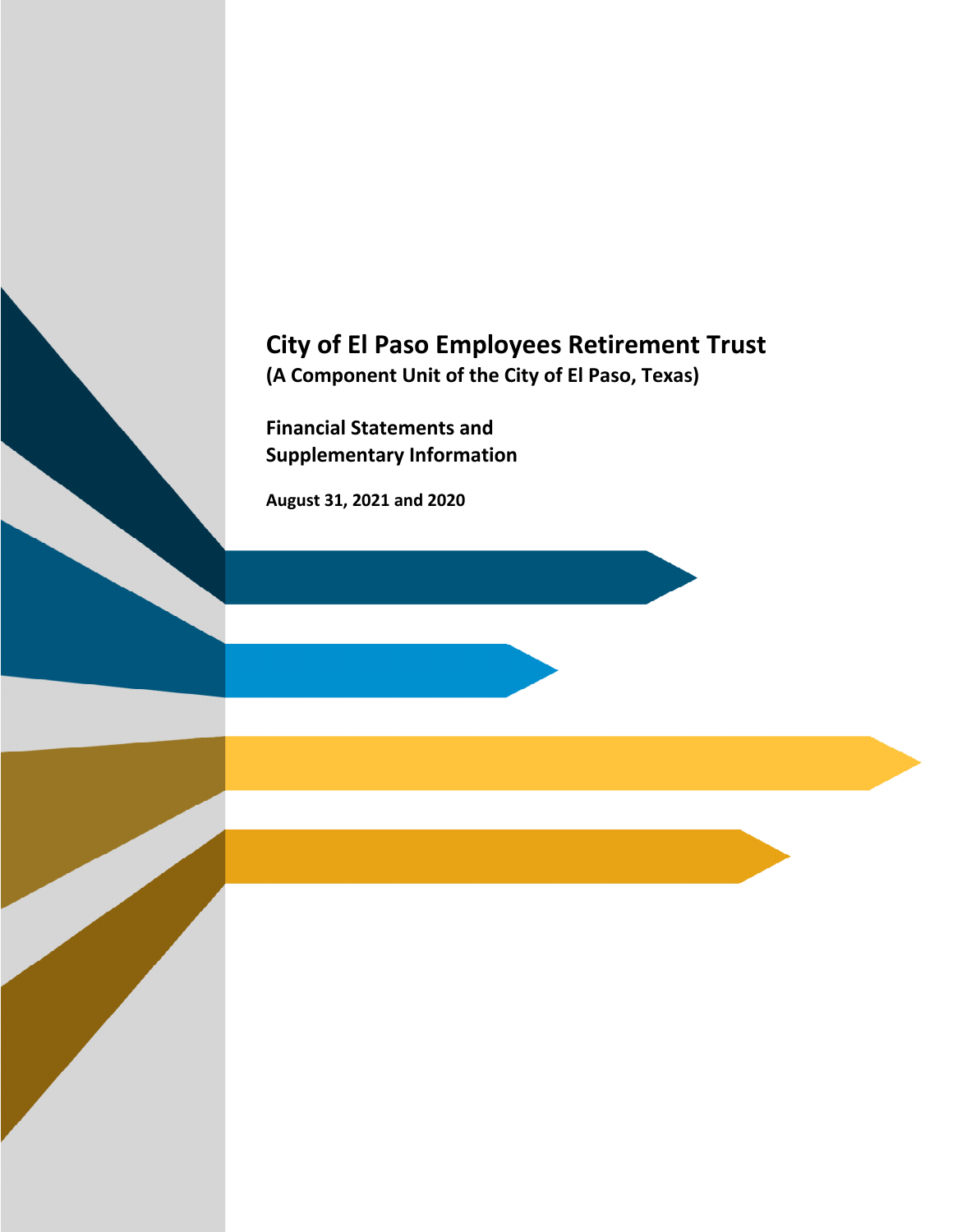# City of El Paso Employees Retirement Trust

**(A Component Unit of the City of El Paso, Texas)**

## Financial Statements and Supplementary Information

**August 31, 2021 and 2020**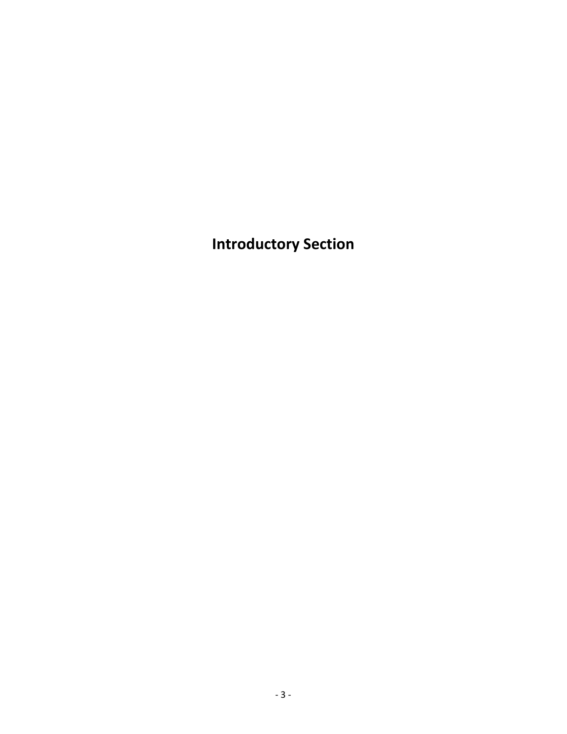# Introductory Section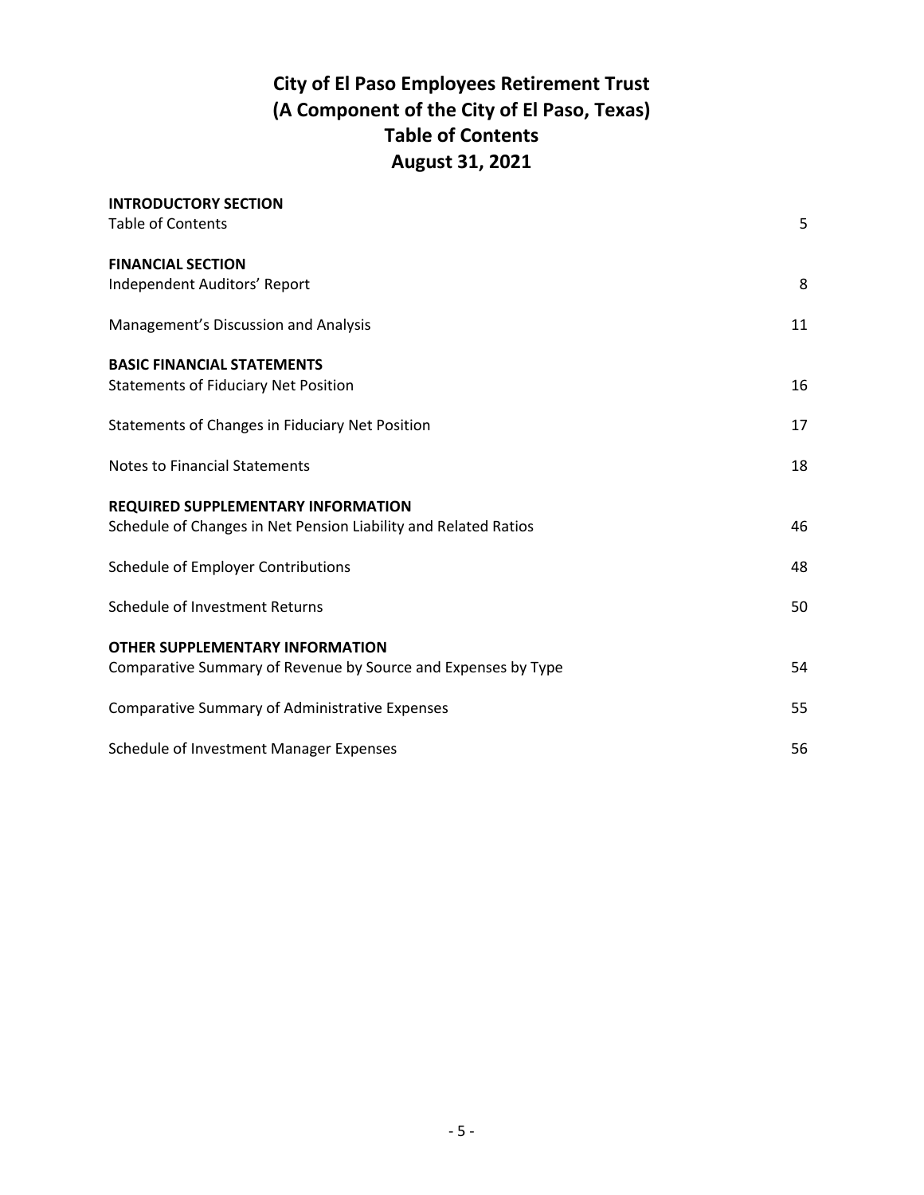# City of El Paso Employees Retirement Trust
# (A Component of the City of El Paso, Texas)
# Table of Contents
# August 31, 2021

| | |
|---|---|
| **INTRODUCTORY SECTION** | |
| Table of Contents | 5 |
| **FINANCIAL SECTION** | |
| Independent Auditors' Report | 8 |
| Management's Discussion and Analysis | 11 |
| **BASIC FINANCIAL STATEMENTS** | |
| Statements of Fiduciary Net Position | 16 |
| Statements of Changes in Fiduciary Net Position | 17 |
| Notes to Financial Statements | 18 |
| **REQUIRED SUPPLEMENTARY INFORMATION** | |
| Schedule of Changes in Net Pension Liability and Related Ratios | 46 |
| Schedule of Employer Contributions | 48 |
| Schedule of Investment Returns | 50 |
| **OTHER SUPPLEMENTARY INFORMATION** | |
| Comparative Summary of Revenue by Source and Expenses by Type | 54 |
| Comparative Summary of Administrative Expenses | 55 |
| Schedule of Investment Manager Expenses | 56 |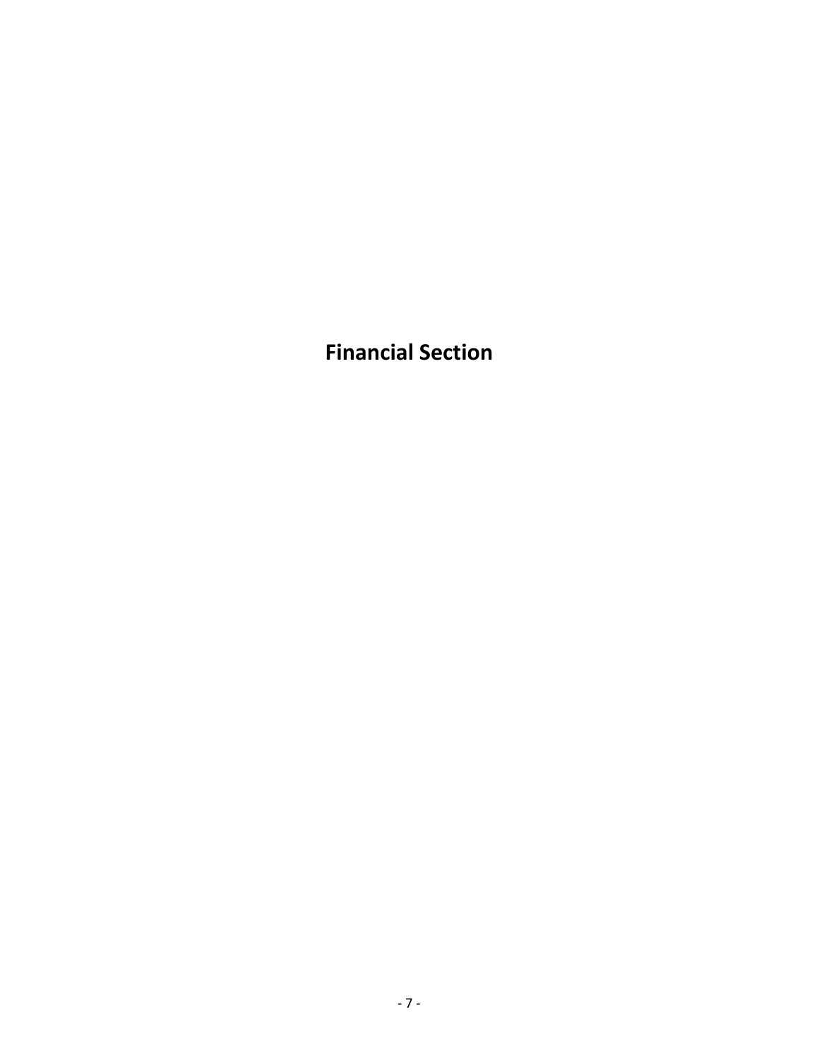# Financial Section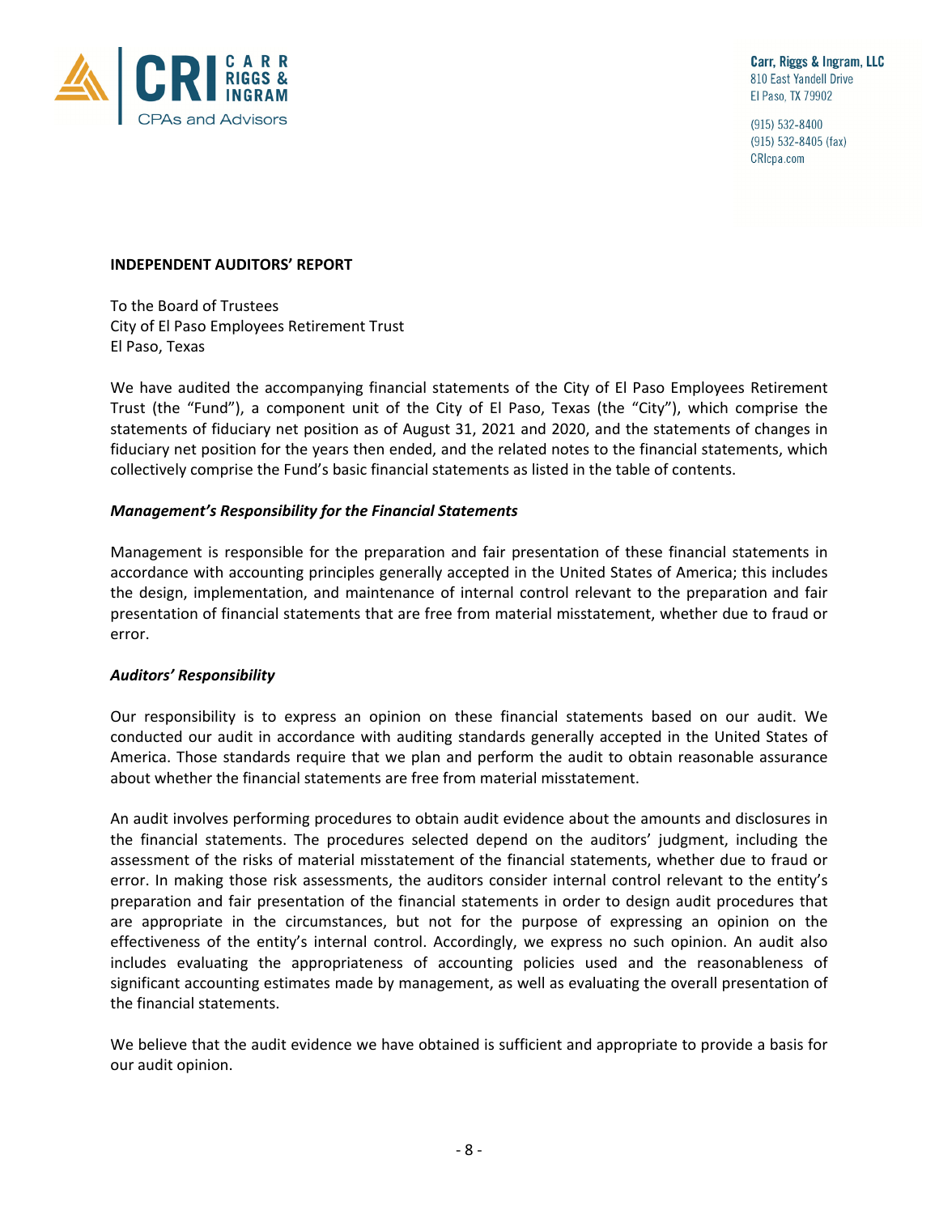Carr, Riggs & Ingram, LLC
810 East Yandell Drive
El Paso, TX 79902

(915) 532-8400
(915) 532-8405 (fax)
CRIcpa.com

**INDEPENDENT AUDITORS' REPORT**

To the Board of Trustees
City of El Paso Employees Retirement Trust
El Paso, Texas

We have audited the accompanying financial statements of the City of El Paso Employees Retirement Trust (the "Fund"), a component unit of the City of El Paso, Texas (the "City"), which comprise the statements of fiduciary net position as of August 31, 2021 and 2020, and the statements of changes in fiduciary net position for the years then ended, and the related notes to the financial statements, which collectively comprise the Fund's basic financial statements as listed in the table of contents.

***Management's Responsibility for the Financial Statements***

Management is responsible for the preparation and fair presentation of these financial statements in accordance with accounting principles generally accepted in the United States of America; this includes the design, implementation, and maintenance of internal control relevant to the preparation and fair presentation of financial statements that are free from material misstatement, whether due to fraud or error.

***Auditors' Responsibility***

Our responsibility is to express an opinion on these financial statements based on our audit. We conducted our audit in accordance with auditing standards generally accepted in the United States of America. Those standards require that we plan and perform the audit to obtain reasonable assurance about whether the financial statements are free from material misstatement.

An audit involves performing procedures to obtain audit evidence about the amounts and disclosures in the financial statements. The procedures selected depend on the auditors' judgment, including the assessment of the risks of material misstatement of the financial statements, whether due to fraud or error. In making those risk assessments, the auditors consider internal control relevant to the entity's preparation and fair presentation of the financial statements in order to design audit procedures that are appropriate in the circumstances, but not for the purpose of expressing an opinion on the effectiveness of the entity's internal control. Accordingly, we express no such opinion. An audit also includes evaluating the appropriateness of accounting policies used and the reasonableness of significant accounting estimates made by management, as well as evaluating the overall presentation of the financial statements.

We believe that the audit evidence we have obtained is sufficient and appropriate to provide a basis for our audit opinion.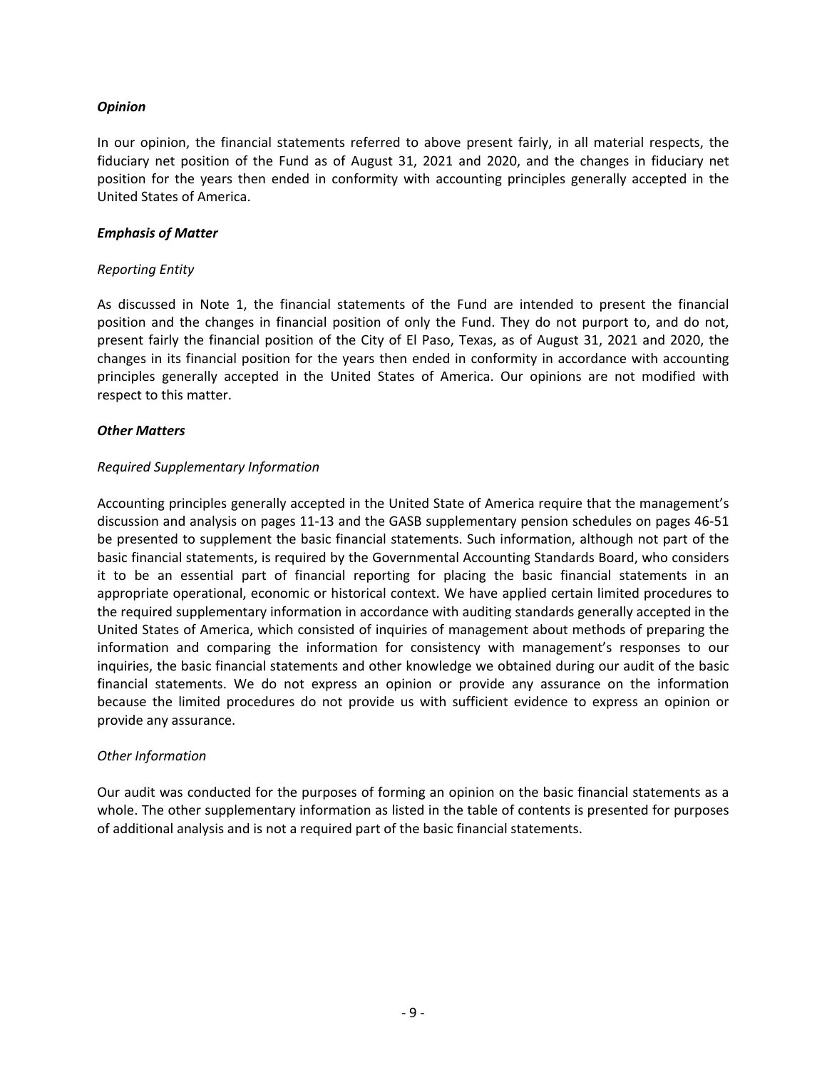***Opinion***

In our opinion, the financial statements referred to above present fairly, in all material respects, the fiduciary net position of the Fund as of August 31, 2021 and 2020, and the changes in fiduciary net position for the years then ended in conformity with accounting principles generally accepted in the United States of America.

***Emphasis of Matter***

*Reporting Entity*

As discussed in Note 1, the financial statements of the Fund are intended to present the financial position and the changes in financial position of only the Fund. They do not purport to, and do not, present fairly the financial position of the City of El Paso, Texas, as of August 31, 2021 and 2020, the changes in its financial position for the years then ended in conformity in accordance with accounting principles generally accepted in the United States of America. Our opinions are not modified with respect to this matter.

***Other Matters***

*Required Supplementary Information*

Accounting principles generally accepted in the United State of America require that the management's discussion and analysis on pages 11-13 and the GASB supplementary pension schedules on pages 46-51 be presented to supplement the basic financial statements. Such information, although not part of the basic financial statements, is required by the Governmental Accounting Standards Board, who considers it to be an essential part of financial reporting for placing the basic financial statements in an appropriate operational, economic or historical context. We have applied certain limited procedures to the required supplementary information in accordance with auditing standards generally accepted in the United States of America, which consisted of inquiries of management about methods of preparing the information and comparing the information for consistency with management's responses to our inquiries, the basic financial statements and other knowledge we obtained during our audit of the basic financial statements. We do not express an opinion or provide any assurance on the information because the limited procedures do not provide us with sufficient evidence to express an opinion or provide any assurance.

*Other Information*

Our audit was conducted for the purposes of forming an opinion on the basic financial statements as a whole. The other supplementary information as listed in the table of contents is presented for purposes of additional analysis and is not a required part of the basic financial statements.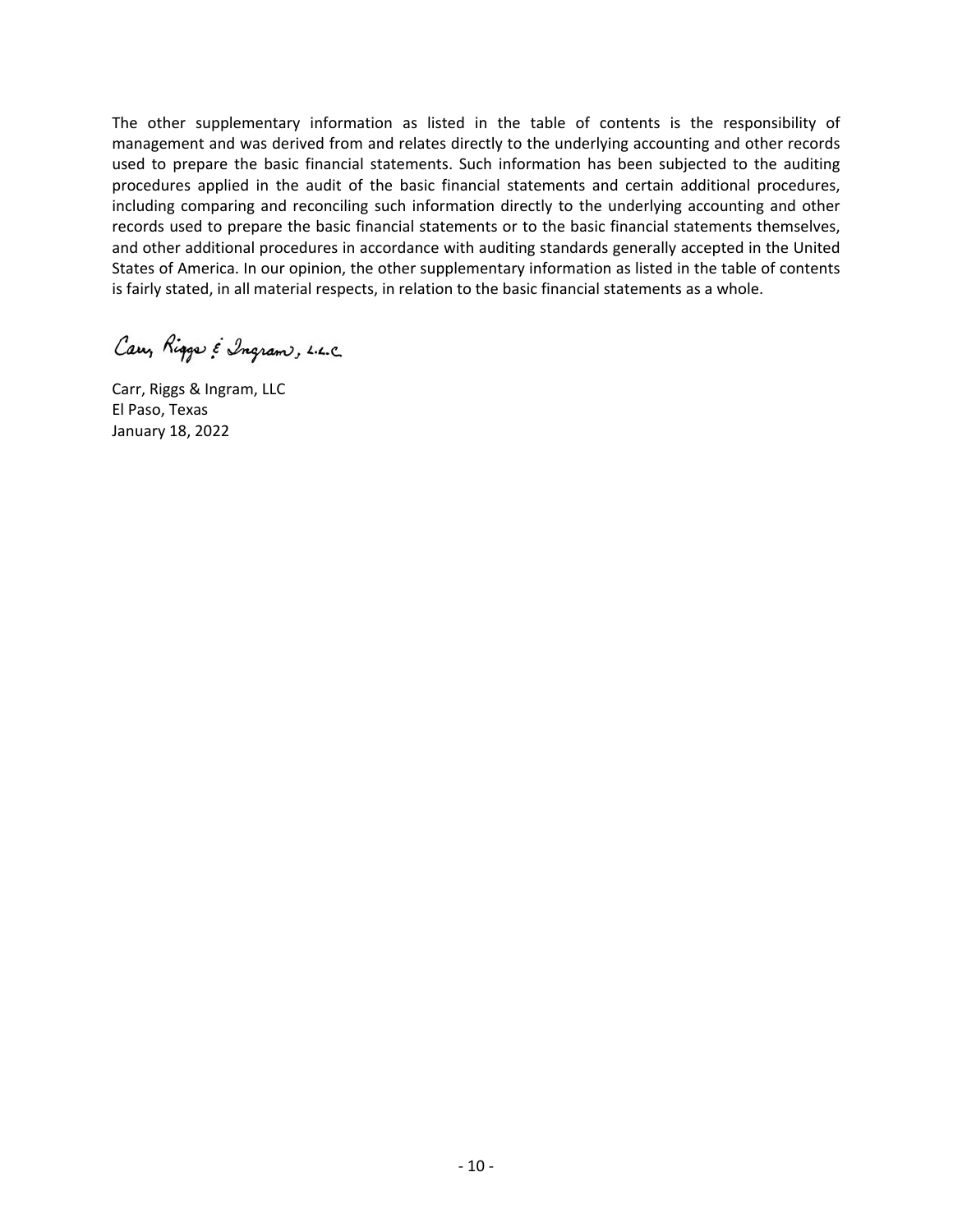The other supplementary information as listed in the table of contents is the responsibility of management and was derived from and relates directly to the underlying accounting and other records used to prepare the basic financial statements. Such information has been subjected to the auditing procedures applied in the audit of the basic financial statements and certain additional procedures, including comparing and reconciling such information directly to the underlying accounting and other records used to prepare the basic financial statements or to the basic financial statements themselves, and other additional procedures in accordance with auditing standards generally accepted in the United States of America. In our opinion, the other supplementary information as listed in the table of contents is fairly stated, in all material respects, in relation to the basic financial statements as a whole.

Carr, Riggs & Ingram, L.L.C.

Carr, Riggs & Ingram, LLC
El Paso, Texas
January 18, 2022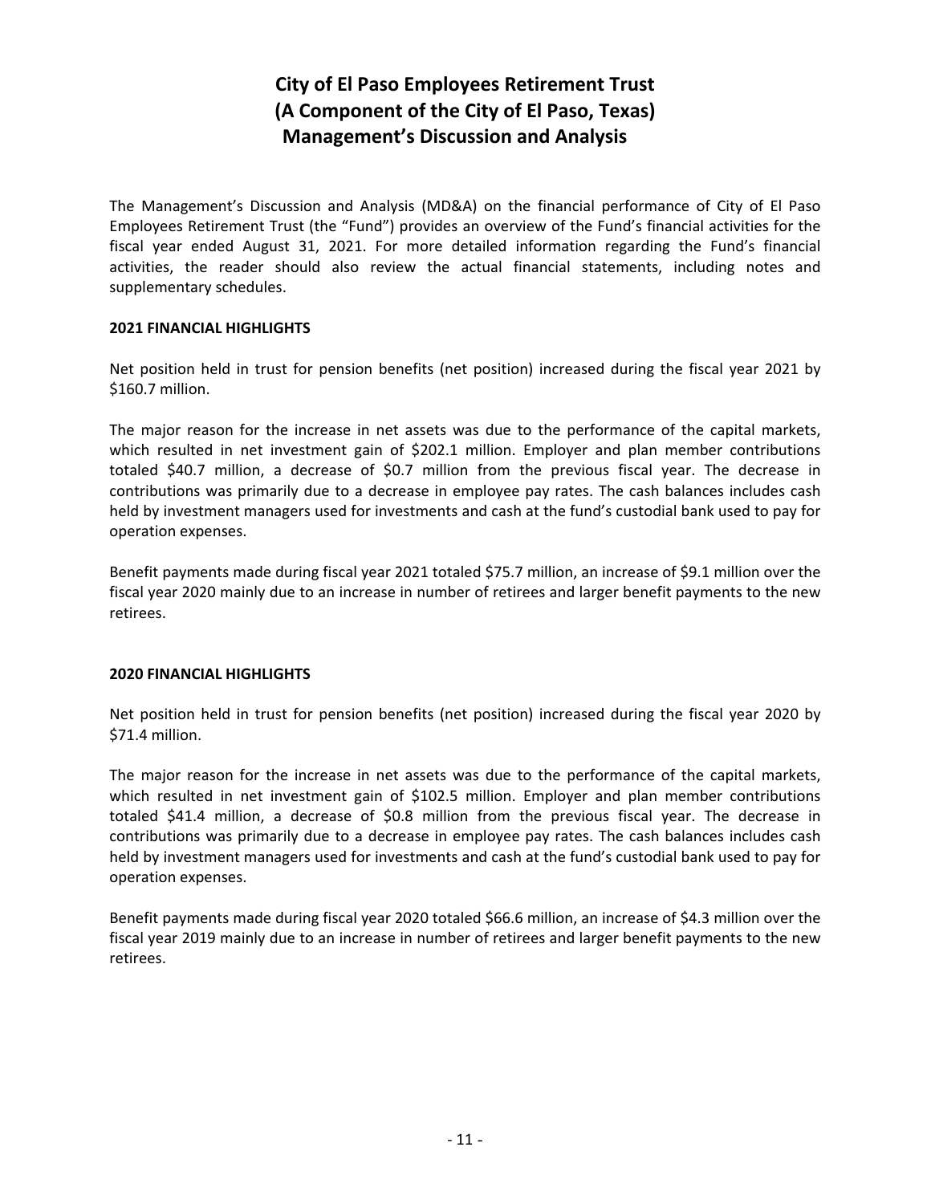# City of El Paso Employees Retirement Trust
# (A Component of the City of El Paso, Texas)
# Management's Discussion and Analysis

The Management's Discussion and Analysis (MD&A) on the financial performance of City of El Paso Employees Retirement Trust (the "Fund") provides an overview of the Fund's financial activities for the fiscal year ended August 31, 2021. For more detailed information regarding the Fund's financial activities, the reader should also review the actual financial statements, including notes and supplementary schedules.

**2021 FINANCIAL HIGHLIGHTS**

Net position held in trust for pension benefits (net position) increased during the fiscal year 2021 by $160.7 million.

The major reason for the increase in net assets was due to the performance of the capital markets, which resulted in net investment gain of $202.1 million. Employer and plan member contributions totaled $40.7 million, a decrease of $0.7 million from the previous fiscal year. The decrease in contributions was primarily due to a decrease in employee pay rates. The cash balances includes cash held by investment managers used for investments and cash at the fund's custodial bank used to pay for operation expenses.

Benefit payments made during fiscal year 2021 totaled $75.7 million, an increase of $9.1 million over the fiscal year 2020 mainly due to an increase in number of retirees and larger benefit payments to the new retirees.

**2020 FINANCIAL HIGHLIGHTS**

Net position held in trust for pension benefits (net position) increased during the fiscal year 2020 by $71.4 million.

The major reason for the increase in net assets was due to the performance of the capital markets, which resulted in net investment gain of $102.5 million. Employer and plan member contributions totaled $41.4 million, a decrease of $0.8 million from the previous fiscal year. The decrease in contributions was primarily due to a decrease in employee pay rates. The cash balances includes cash held by investment managers used for investments and cash at the fund's custodial bank used to pay for operation expenses.

Benefit payments made during fiscal year 2020 totaled $66.6 million, an increase of $4.3 million over the fiscal year 2019 mainly due to an increase in number of retirees and larger benefit payments to the new retirees.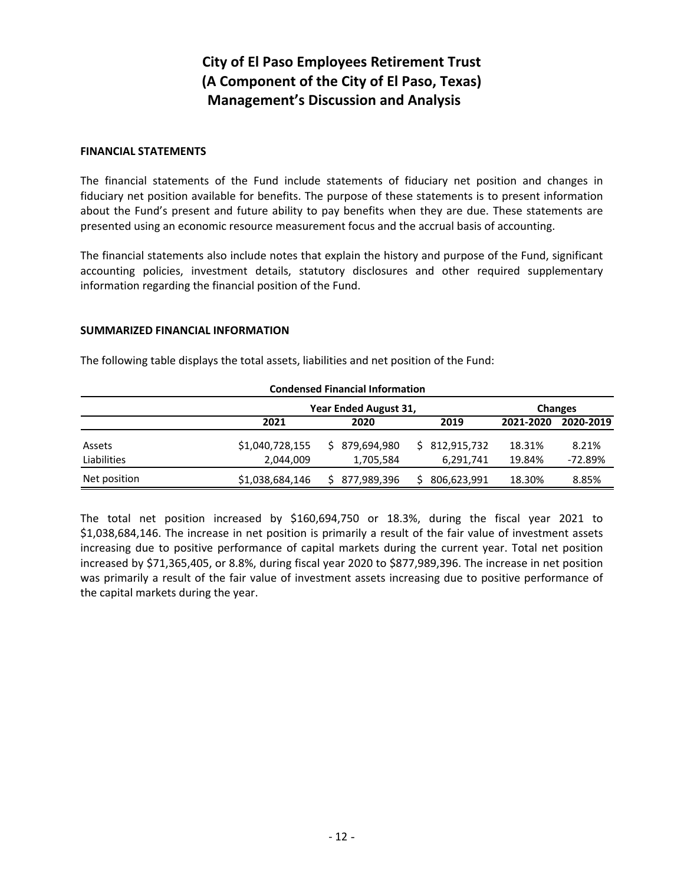# City of El Paso Employees Retirement Trust
# (A Component of the City of El Paso, Texas)
# Management's Discussion and Analysis

## FINANCIAL STATEMENTS

The financial statements of the Fund include statements of fiduciary net position and changes in fiduciary net position available for benefits. The purpose of these statements is to present information about the Fund's present and future ability to pay benefits when they are due. These statements are presented using an economic resource measurement focus and the accrual basis of accounting.

The financial statements also include notes that explain the history and purpose of the Fund, significant accounting policies, investment details, statutory disclosures and other required supplementary information regarding the financial position of the Fund.

## SUMMARIZED FINANCIAL INFORMATION

The following table displays the total assets, liabilities and net position of the Fund:

**Condensed Financial Information**

| | Year Ended August 31, | | | Changes | |
|---|---|---|---|---|---|
| | 2021 | 2020 | 2019 | 2021-2020 | 2020-2019 |
| Assets | $1,040,728,155 | $ 879,694,980 | $ 812,915,732 | 18.31% | 8.21% |
| Liabilities | 2,044,009 | 1,705,584 | 6,291,741 | 19.84% | -72.89% |
| Net position | $1,038,684,146 | $ 877,989,396 | $ 806,623,991 | 18.30% | 8.85% |

The total net position increased by $160,694,750 or 18.3%, during the fiscal year 2021 to $1,038,684,146. The increase in net position is primarily a result of the fair value of investment assets increasing due to positive performance of capital markets during the current year. Total net position increased by $71,365,405, or 8.8%, during fiscal year 2020 to $877,989,396. The increase in net position was primarily a result of the fair value of investment assets increasing due to positive performance of the capital markets during the year.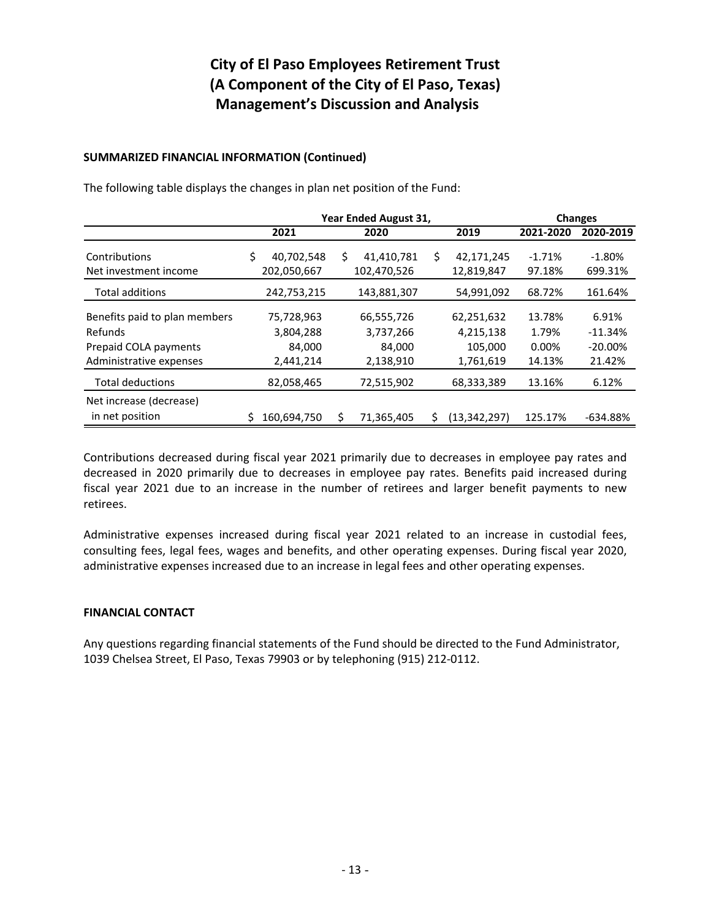# City of El Paso Employees Retirement Trust
# (A Component of the City of El Paso, Texas)
# Management's Discussion and Analysis

**SUMMARIZED FINANCIAL INFORMATION (Continued)**

The following table displays the changes in plan net position of the Fund:

| | Year Ended August 31, | | | Changes | |
|---|---|---|---|---|---|
| | 2021 | 2020 | 2019 | 2021-2020 | 2020-2019 |
| Contributions | $ 40,702,548 | $ 41,410,781 | $ 42,171,245 | -1.71% | -1.80% |
| Net investment income | 202,050,667 | 102,470,526 | 12,819,847 | 97.18% | 699.31% |
| Total additions | 242,753,215 | 143,881,307 | 54,991,092 | 68.72% | 161.64% |
| Benefits paid to plan members | 75,728,963 | 66,555,726 | 62,251,632 | 13.78% | 6.91% |
| Refunds | 3,804,288 | 3,737,266 | 4,215,138 | 1.79% | -11.34% |
| Prepaid COLA payments | 84,000 | 84,000 | 105,000 | 0.00% | -20.00% |
| Administrative expenses | 2,441,214 | 2,138,910 | 1,761,619 | 14.13% | 21.42% |
| Total deductions | 82,058,465 | 72,515,902 | 68,333,389 | 13.16% | 6.12% |
| Net increase (decrease) in net position | $ 160,694,750 | $ 71,365,405 | $ (13,342,297) | 125.17% | -634.88% |

Contributions decreased during fiscal year 2021 primarily due to decreases in employee pay rates and decreased in 2020 primarily due to decreases in employee pay rates. Benefits paid increased during fiscal year 2021 due to an increase in the number of retirees and larger benefit payments to new retirees.

Administrative expenses increased during fiscal year 2021 related to an increase in custodial fees, consulting fees, legal fees, wages and benefits, and other operating expenses. During fiscal year 2020, administrative expenses increased due to an increase in legal fees and other operating expenses.

**FINANCIAL CONTACT**

Any questions regarding financial statements of the Fund should be directed to the Fund Administrator, 1039 Chelsea Street, El Paso, Texas 79903 or by telephoning (915) 212-0112.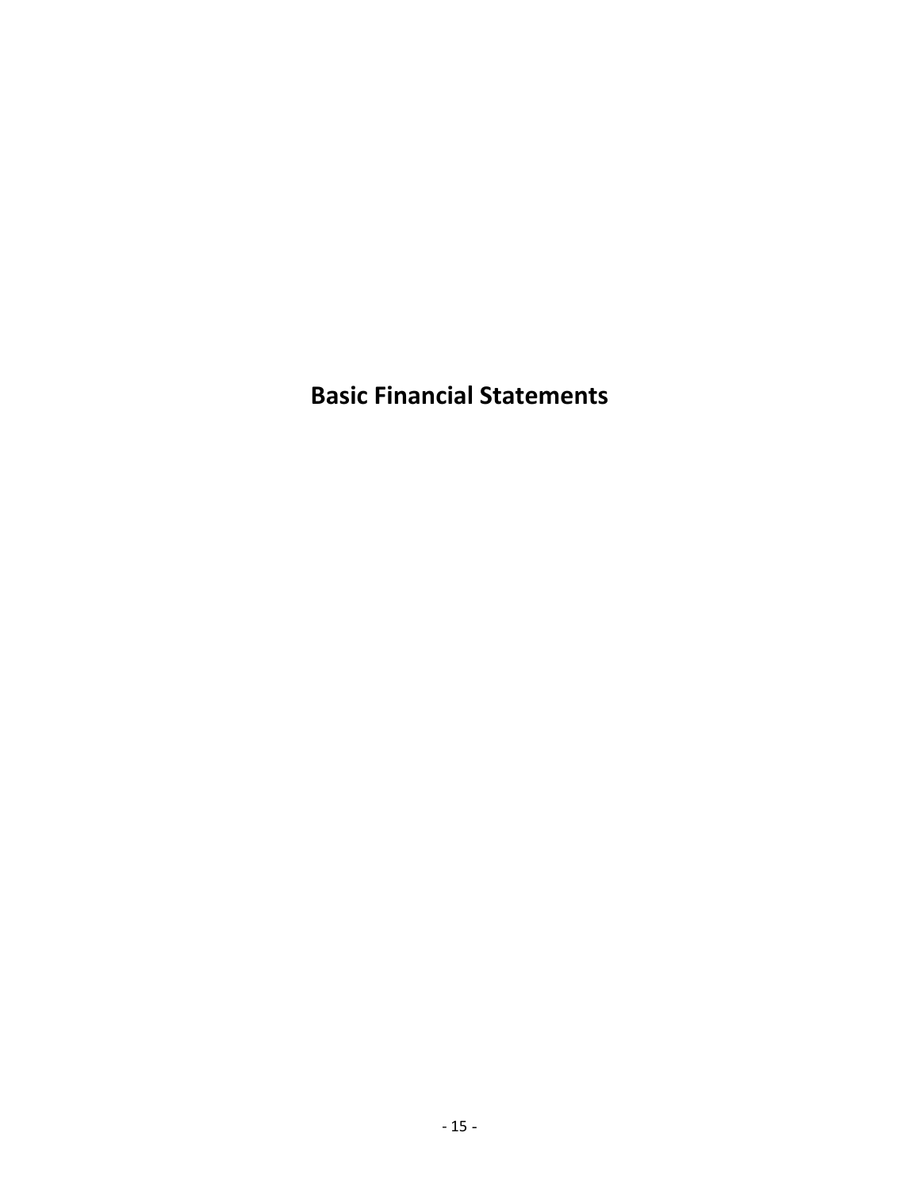# Basic Financial Statements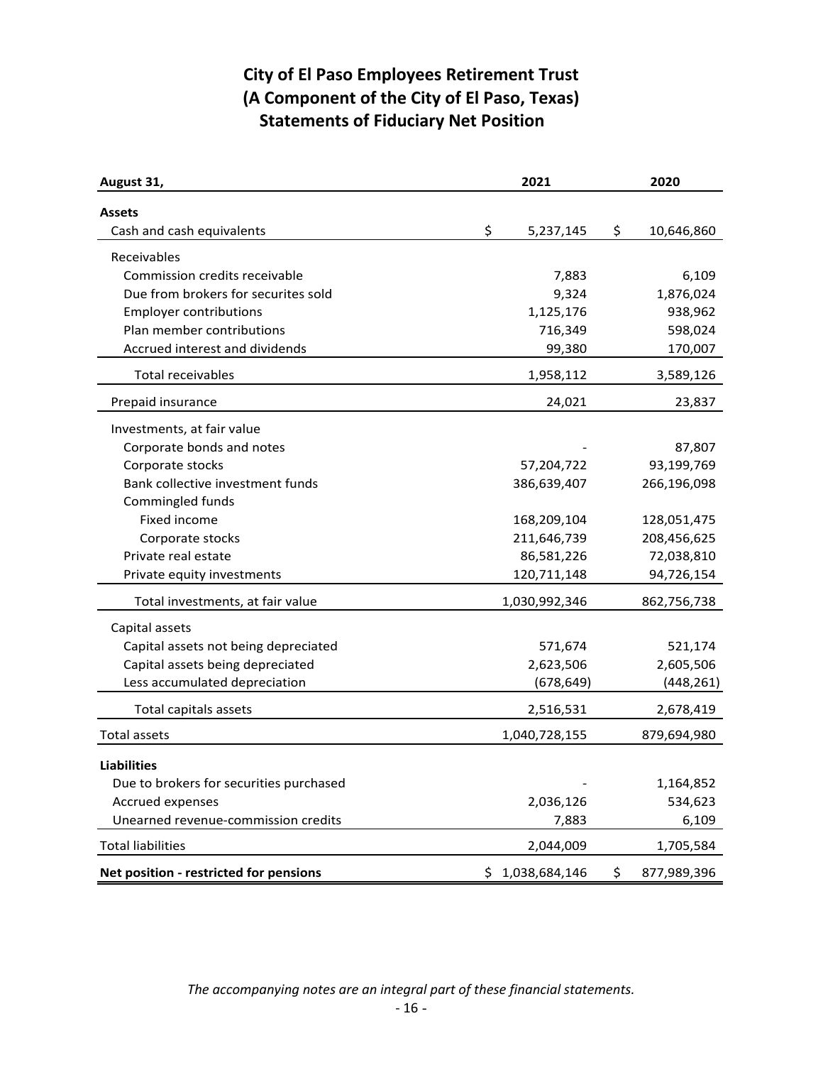# City of El Paso Employees Retirement Trust
# (A Component of the City of El Paso, Texas)
# Statements of Fiduciary Net Position

| August 31, | 2021 | 2020 |
|---|---|---|
| **Assets** | | |
| Cash and cash equivalents | $ 5,237,145 | $ 10,646,860 |
| Receivables | | |
| Commission credits receivable | 7,883 | 6,109 |
| Due from brokers for securites sold | 9,324 | 1,876,024 |
| Employer contributions | 1,125,176 | 938,962 |
| Plan member contributions | 716,349 | 598,024 |
| Accrued interest and dividends | 99,380 | 170,007 |
| Total receivables | 1,958,112 | 3,589,126 |
| Prepaid insurance | 24,021 | 23,837 |
| Investments, at fair value | | |
| Corporate bonds and notes | - | 87,807 |
| Corporate stocks | 57,204,722 | 93,199,769 |
| Bank collective investment funds | 386,639,407 | 266,196,098 |
| Commingled funds | | |
| Fixed income | 168,209,104 | 128,051,475 |
| Corporate stocks | 211,646,739 | 208,456,625 |
| Private real estate | 86,581,226 | 72,038,810 |
| Private equity investments | 120,711,148 | 94,726,154 |
| Total investments, at fair value | 1,030,992,346 | 862,756,738 |
| Capital assets | | |
| Capital assets not being depreciated | 571,674 | 521,174 |
| Capital assets being depreciated | 2,623,506 | 2,605,506 |
| Less accumulated depreciation | (678,649) | (448,261) |
| Total capitals assets | 2,516,531 | 2,678,419 |
| Total assets | 1,040,728,155 | 879,694,980 |
| **Liabilities** | | |
| Due to brokers for securities purchased | - | 1,164,852 |
| Accrued expenses | 2,036,126 | 534,623 |
| Unearned revenue-commission credits | 7,883 | 6,109 |
| Total liabilities | 2,044,009 | 1,705,584 |
| **Net position - restricted for pensions** | $ 1,038,684,146 | $ 877,989,396 |

*The accompanying notes are an integral part of these financial statements.*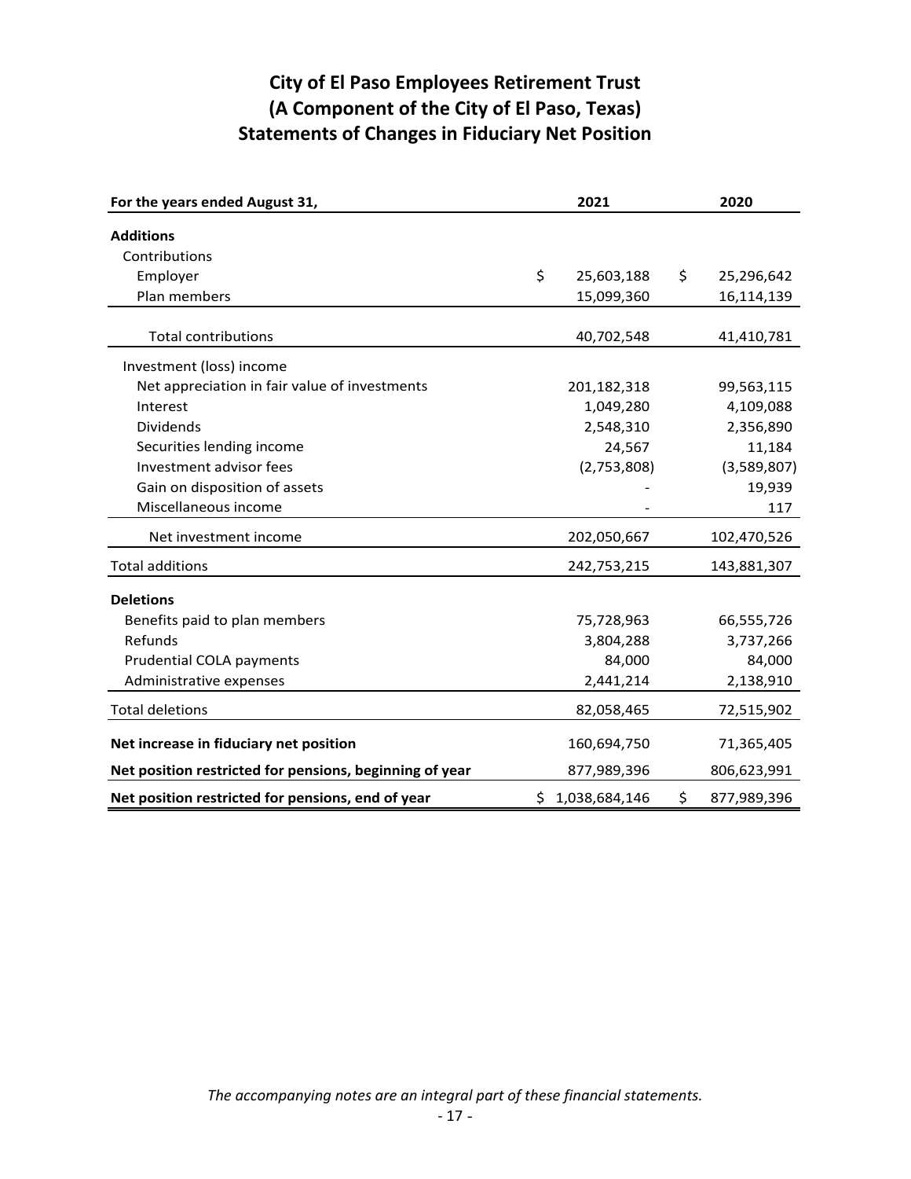# City of El Paso Employees Retirement Trust
# (A Component of the City of El Paso, Texas)
# Statements of Changes in Fiduciary Net Position

| For the years ended August 31, | 2021 | 2020 |
|---|---|---|
| **Additions** | | |
| Contributions | | |
| Employer | $ 25,603,188 | $ 25,296,642 |
| Plan members | 15,099,360 | 16,114,139 |
| Total contributions | 40,702,548 | 41,410,781 |
| Investment (loss) income | | |
| Net appreciation in fair value of investments | 201,182,318 | 99,563,115 |
| Interest | 1,049,280 | 4,109,088 |
| Dividends | 2,548,310 | 2,356,890 |
| Securities lending income | 24,567 | 11,184 |
| Investment advisor fees | (2,753,808) | (3,589,807) |
| Gain on disposition of assets | - | 19,939 |
| Miscellaneous income | - | 117 |
| Net investment income | 202,050,667 | 102,470,526 |
| Total additions | 242,753,215 | 143,881,307 |
| **Deletions** | | |
| Benefits paid to plan members | 75,728,963 | 66,555,726 |
| Refunds | 3,804,288 | 3,737,266 |
| Prudential COLA payments | 84,000 | 84,000 |
| Administrative expenses | 2,441,214 | 2,138,910 |
| Total deletions | 82,058,465 | 72,515,902 |
| **Net increase in fiduciary net position** | 160,694,750 | 71,365,405 |
| **Net position restricted for pensions, beginning of year** | 877,989,396 | 806,623,991 |
| **Net position restricted for pensions, end of year** | $ 1,038,684,146 | $ 877,989,396 |

*The accompanying notes are an integral part of these financial statements.*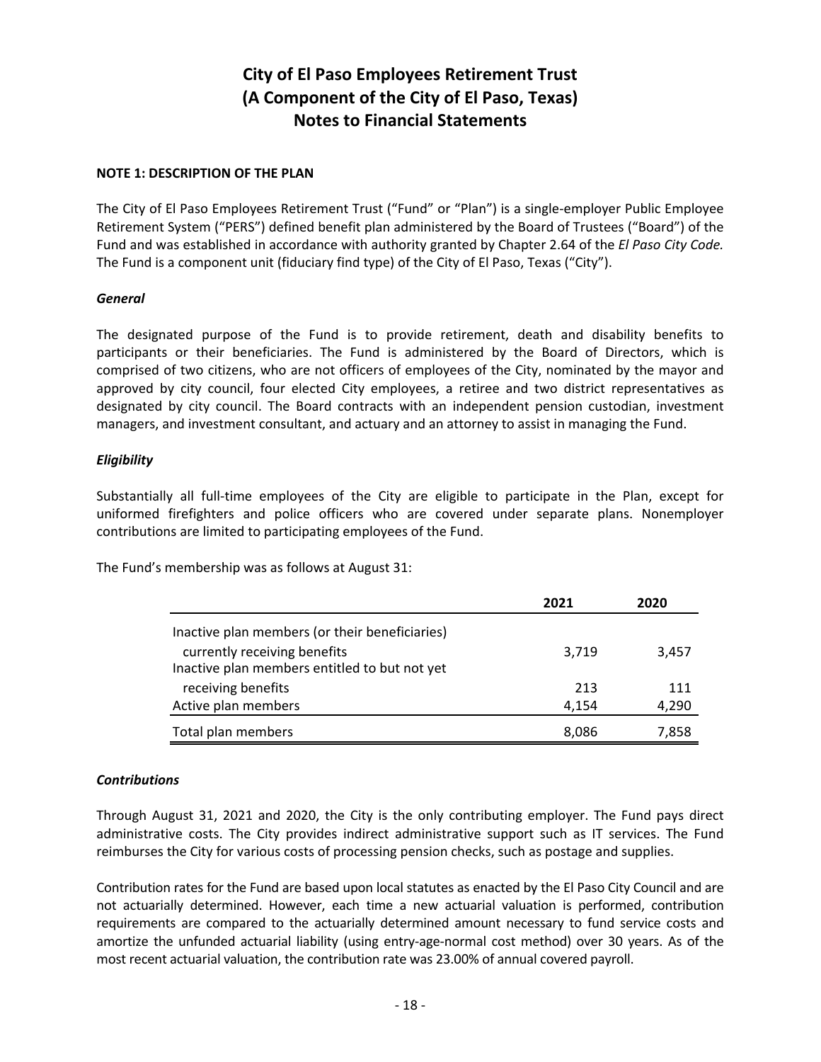# City of El Paso Employees Retirement Trust
# (A Component of the City of El Paso, Texas)
# Notes to Financial Statements

**NOTE 1: DESCRIPTION OF THE PLAN**

The City of El Paso Employees Retirement Trust ("Fund" or "Plan") is a single-employer Public Employee Retirement System ("PERS") defined benefit plan administered by the Board of Trustees ("Board") of the Fund and was established in accordance with authority granted by Chapter 2.64 of the *El Paso City Code.* The Fund is a component unit (fiduciary find type) of the City of El Paso, Texas ("City").

***General***

The designated purpose of the Fund is to provide retirement, death and disability benefits to participants or their beneficiaries. The Fund is administered by the Board of Directors, which is comprised of two citizens, who are not officers of employees of the City, nominated by the mayor and approved by city council, four elected City employees, a retiree and two district representatives as designated by city council. The Board contracts with an independent pension custodian, investment managers, and investment consultant, and actuary and an attorney to assist in managing the Fund.

***Eligibility***

Substantially all full-time employees of the City are eligible to participate in the Plan, except for uniformed firefighters and police officers who are covered under separate plans. Nonemployer contributions are limited to participating employees of the Fund.

The Fund's membership was as follows at August 31:

| | 2021 | 2020 |
|---|---|---|
| Inactive plan members (or their beneficiaries) currently receiving benefits | 3,719 | 3,457 |
| Inactive plan members entitled to but not yet receiving benefits | 213 | 111 |
| Active plan members | 4,154 | 4,290 |
| Total plan members | 8,086 | 7,858 |

***Contributions***

Through August 31, 2021 and 2020, the City is the only contributing employer. The Fund pays direct administrative costs. The City provides indirect administrative support such as IT services. The Fund reimburses the City for various costs of processing pension checks, such as postage and supplies.

Contribution rates for the Fund are based upon local statutes as enacted by the El Paso City Council and are not actuarially determined. However, each time a new actuarial valuation is performed, contribution requirements are compared to the actuarially determined amount necessary to fund service costs and amortize the unfunded actuarial liability (using entry-age-normal cost method) over 30 years. As of the most recent actuarial valuation, the contribution rate was 23.00% of annual covered payroll.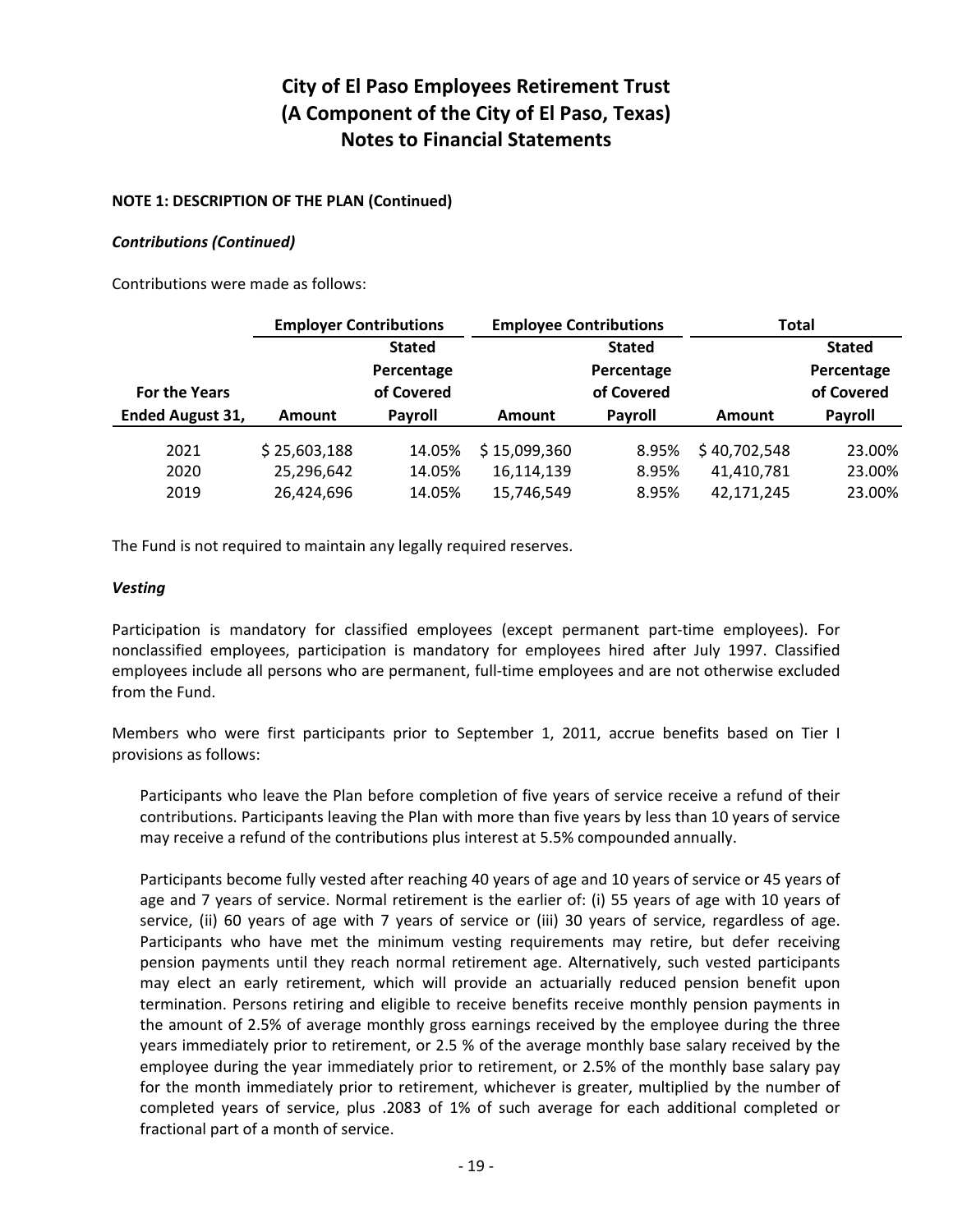### NOTE 1: DESCRIPTION OF THE PLAN (Continued)

#### *Contributions (Continued)*

Contributions were made as follows:

| | Employer Contributions | | Employee Contributions | | Total | |
|---|---|---|---|---|---|---|
| For the Years Ended August 31, | Amount | Stated Percentage of Covered Payroll | Amount | Stated Percentage of Covered Payroll | Amount | Stated Percentage of Covered Payroll |
| 2021 | $ 25,603,188 | 14.05% | $ 15,099,360 | 8.95% | $ 40,702,548 | 23.00% |
| 2020 | 25,296,642 | 14.05% | 16,114,139 | 8.95% | 41,410,781 | 23.00% |
| 2019 | 26,424,696 | 14.05% | 15,746,549 | 8.95% | 42,171,245 | 23.00% |

The Fund is not required to maintain any legally required reserves.

#### *Vesting*

Participation is mandatory for classified employees (except permanent part-time employees). For nonclassified employees, participation is mandatory for employees hired after July 1997. Classified employees include all persons who are permanent, full-time employees and are not otherwise excluded from the Fund.

Members who were first participants prior to September 1, 2011, accrue benefits based on Tier I provisions as follows:

Participants who leave the Plan before completion of five years of service receive a refund of their contributions. Participants leaving the Plan with more than five years by less than 10 years of service may receive a refund of the contributions plus interest at 5.5% compounded annually.

Participants become fully vested after reaching 40 years of age and 10 years of service or 45 years of age and 7 years of service. Normal retirement is the earlier of: (i) 55 years of age with 10 years of service, (ii) 60 years of age with 7 years of service or (iii) 30 years of service, regardless of age. Participants who have met the minimum vesting requirements may retire, but defer receiving pension payments until they reach normal retirement age. Alternatively, such vested participants may elect an early retirement, which will provide an actuarially reduced pension benefit upon termination. Persons retiring and eligible to receive benefits receive monthly pension payments in the amount of 2.5% of average monthly gross earnings received by the employee during the three years immediately prior to retirement, or 2.5 % of the average monthly base salary received by the employee during the year immediately prior to retirement, or 2.5% of the monthly base salary pay for the month immediately prior to retirement, whichever is greater, multiplied by the number of completed years of service, plus .2083 of 1% of such average for each additional completed or fractional part of a month of service.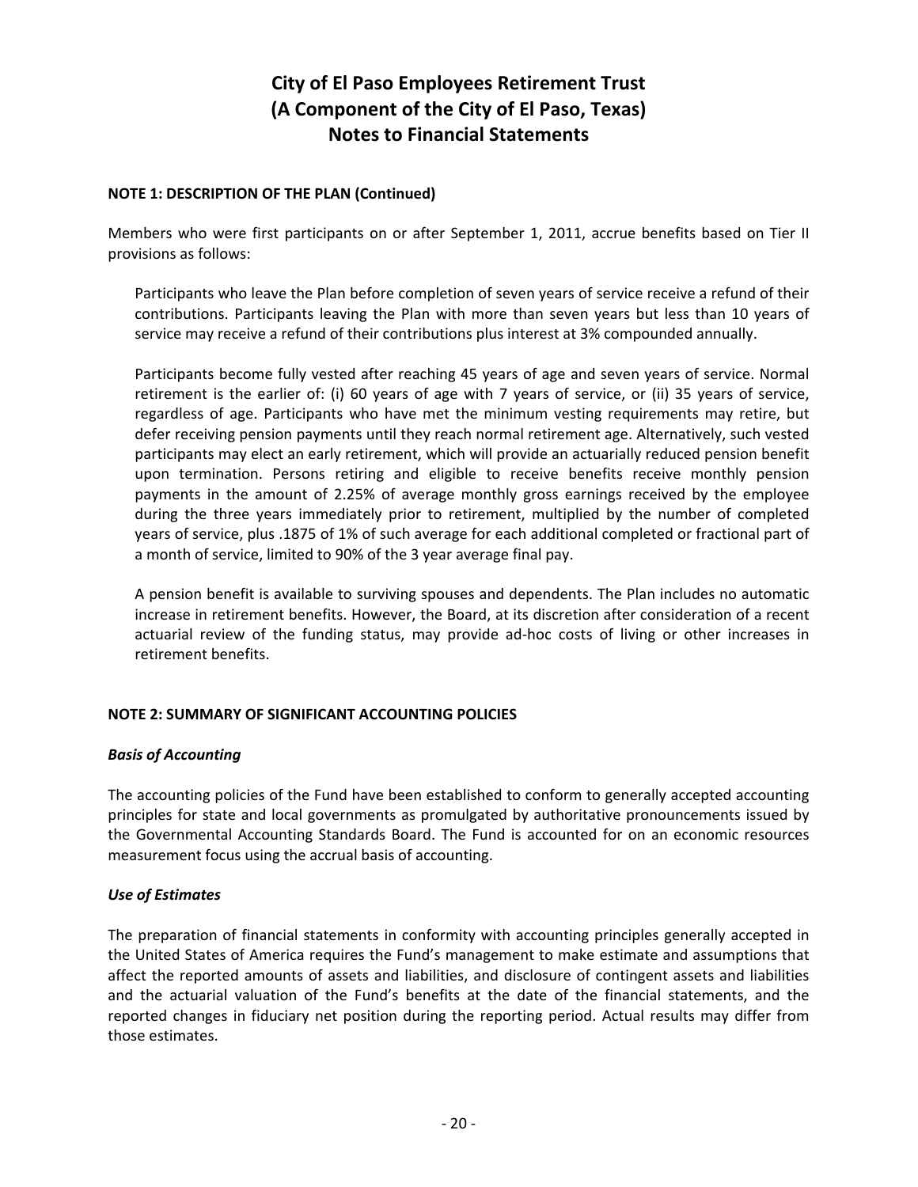# City of El Paso Employees Retirement Trust
# (A Component of the City of El Paso, Texas)
# Notes to Financial Statements

**NOTE 1: DESCRIPTION OF THE PLAN (Continued)**

Members who were first participants on or after September 1, 2011, accrue benefits based on Tier II provisions as follows:

Participants who leave the Plan before completion of seven years of service receive a refund of their contributions. Participants leaving the Plan with more than seven years but less than 10 years of service may receive a refund of their contributions plus interest at 3% compounded annually.

Participants become fully vested after reaching 45 years of age and seven years of service. Normal retirement is the earlier of: (i) 60 years of age with 7 years of service, or (ii) 35 years of service, regardless of age. Participants who have met the minimum vesting requirements may retire, but defer receiving pension payments until they reach normal retirement age. Alternatively, such vested participants may elect an early retirement, which will provide an actuarially reduced pension benefit upon termination. Persons retiring and eligible to receive benefits receive monthly pension payments in the amount of 2.25% of average monthly gross earnings received by the employee during the three years immediately prior to retirement, multiplied by the number of completed years of service, plus .1875 of 1% of such average for each additional completed or fractional part of a month of service, limited to 90% of the 3 year average final pay.

A pension benefit is available to surviving spouses and dependents. The Plan includes no automatic increase in retirement benefits. However, the Board, at its discretion after consideration of a recent actuarial review of the funding status, may provide ad-hoc costs of living or other increases in retirement benefits.

**NOTE 2: SUMMARY OF SIGNIFICANT ACCOUNTING POLICIES**

***Basis of Accounting***

The accounting policies of the Fund have been established to conform to generally accepted accounting principles for state and local governments as promulgated by authoritative pronouncements issued by the Governmental Accounting Standards Board. The Fund is accounted for on an economic resources measurement focus using the accrual basis of accounting.

***Use of Estimates***

The preparation of financial statements in conformity with accounting principles generally accepted in the United States of America requires the Fund's management to make estimate and assumptions that affect the reported amounts of assets and liabilities, and disclosure of contingent assets and liabilities and the actuarial valuation of the Fund's benefits at the date of the financial statements, and the reported changes in fiduciary net position during the reporting period. Actual results may differ from those estimates.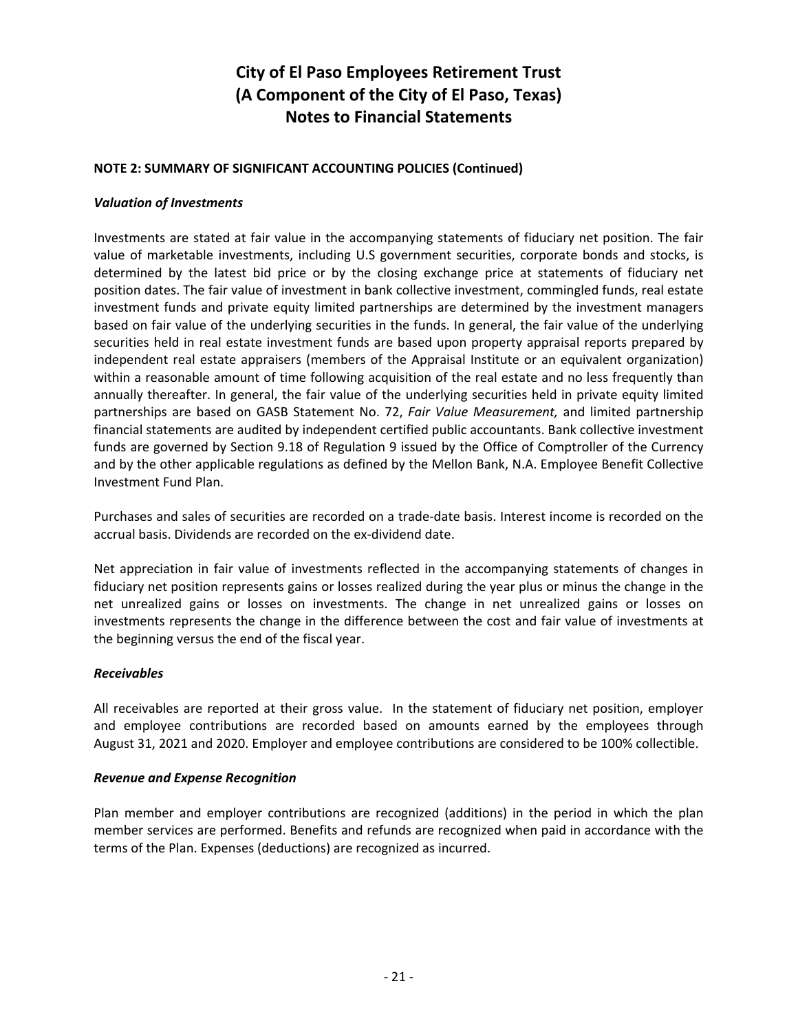# City of El Paso Employees Retirement Trust
# (A Component of the City of El Paso, Texas)
# Notes to Financial Statements

## NOTE 2: SUMMARY OF SIGNIFICANT ACCOUNTING POLICIES (Continued)

### *Valuation of Investments*

Investments are stated at fair value in the accompanying statements of fiduciary net position. The fair value of marketable investments, including U.S government securities, corporate bonds and stocks, is determined by the latest bid price or by the closing exchange price at statements of fiduciary net position dates. The fair value of investment in bank collective investment, commingled funds, real estate investment funds and private equity limited partnerships are determined by the investment managers based on fair value of the underlying securities in the funds. In general, the fair value of the underlying securities held in real estate investment funds are based upon property appraisal reports prepared by independent real estate appraisers (members of the Appraisal Institute or an equivalent organization) within a reasonable amount of time following acquisition of the real estate and no less frequently than annually thereafter. In general, the fair value of the underlying securities held in private equity limited partnerships are based on GASB Statement No. 72, *Fair Value Measurement,* and limited partnership financial statements are audited by independent certified public accountants. Bank collective investment funds are governed by Section 9.18 of Regulation 9 issued by the Office of Comptroller of the Currency and by the other applicable regulations as defined by the Mellon Bank, N.A. Employee Benefit Collective Investment Fund Plan.

Purchases and sales of securities are recorded on a trade-date basis. Interest income is recorded on the accrual basis. Dividends are recorded on the ex-dividend date.

Net appreciation in fair value of investments reflected in the accompanying statements of changes in fiduciary net position represents gains or losses realized during the year plus or minus the change in the net unrealized gains or losses on investments. The change in net unrealized gains or losses on investments represents the change in the difference between the cost and fair value of investments at the beginning versus the end of the fiscal year.

### *Receivables*

All receivables are reported at their gross value. In the statement of fiduciary net position, employer and employee contributions are recorded based on amounts earned by the employees through August 31, 2021 and 2020. Employer and employee contributions are considered to be 100% collectible.

### *Revenue and Expense Recognition*

Plan member and employer contributions are recognized (additions) in the period in which the plan member services are performed. Benefits and refunds are recognized when paid in accordance with the terms of the Plan. Expenses (deductions) are recognized as incurred.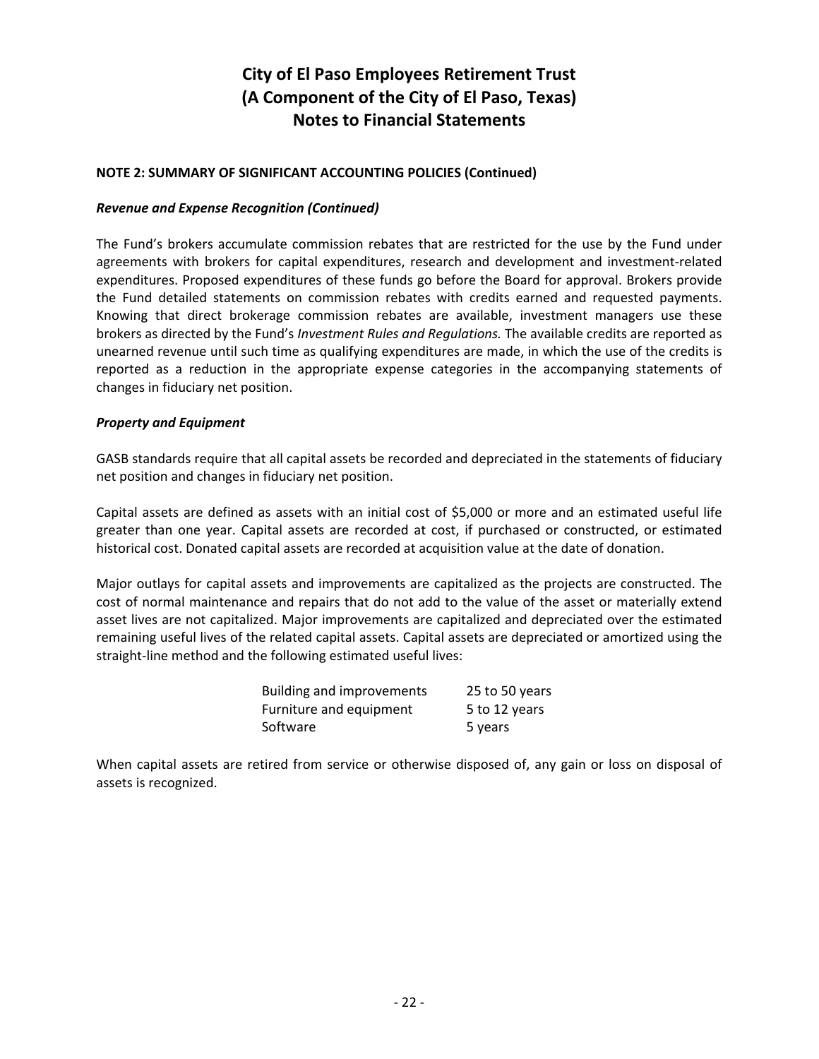# City of El Paso Employees Retirement Trust
# (A Component of the City of El Paso, Texas)
# Notes to Financial Statements

**NOTE 2: SUMMARY OF SIGNIFICANT ACCOUNTING POLICIES (Continued)**

***Revenue and Expense Recognition (Continued)***

The Fund's brokers accumulate commission rebates that are restricted for the use by the Fund under agreements with brokers for capital expenditures, research and development and investment-related expenditures. Proposed expenditures of these funds go before the Board for approval. Brokers provide the Fund detailed statements on commission rebates with credits earned and requested payments. Knowing that direct brokerage commission rebates are available, investment managers use these brokers as directed by the Fund's *Investment Rules and Regulations.* The available credits are reported as unearned revenue until such time as qualifying expenditures are made, in which the use of the credits is reported as a reduction in the appropriate expense categories in the accompanying statements of changes in fiduciary net position.

***Property and Equipment***

GASB standards require that all capital assets be recorded and depreciated in the statements of fiduciary net position and changes in fiduciary net position.

Capital assets are defined as assets with an initial cost of $5,000 or more and an estimated useful life greater than one year. Capital assets are recorded at cost, if purchased or constructed, or estimated historical cost. Donated capital assets are recorded at acquisition value at the date of donation.

Major outlays for capital assets and improvements are capitalized as the projects are constructed. The cost of normal maintenance and repairs that do not add to the value of the asset or materially extend asset lives are not capitalized. Major improvements are capitalized and depreciated over the estimated remaining useful lives of the related capital assets. Capital assets are depreciated or amortized using the straight-line method and the following estimated useful lives:

| | |
|---|---|
| Building and improvements | 25 to 50 years |
| Furniture and equipment | 5 to 12 years |
| Software | 5 years |

When capital assets are retired from service or otherwise disposed of, any gain or loss on disposal of assets is recognized.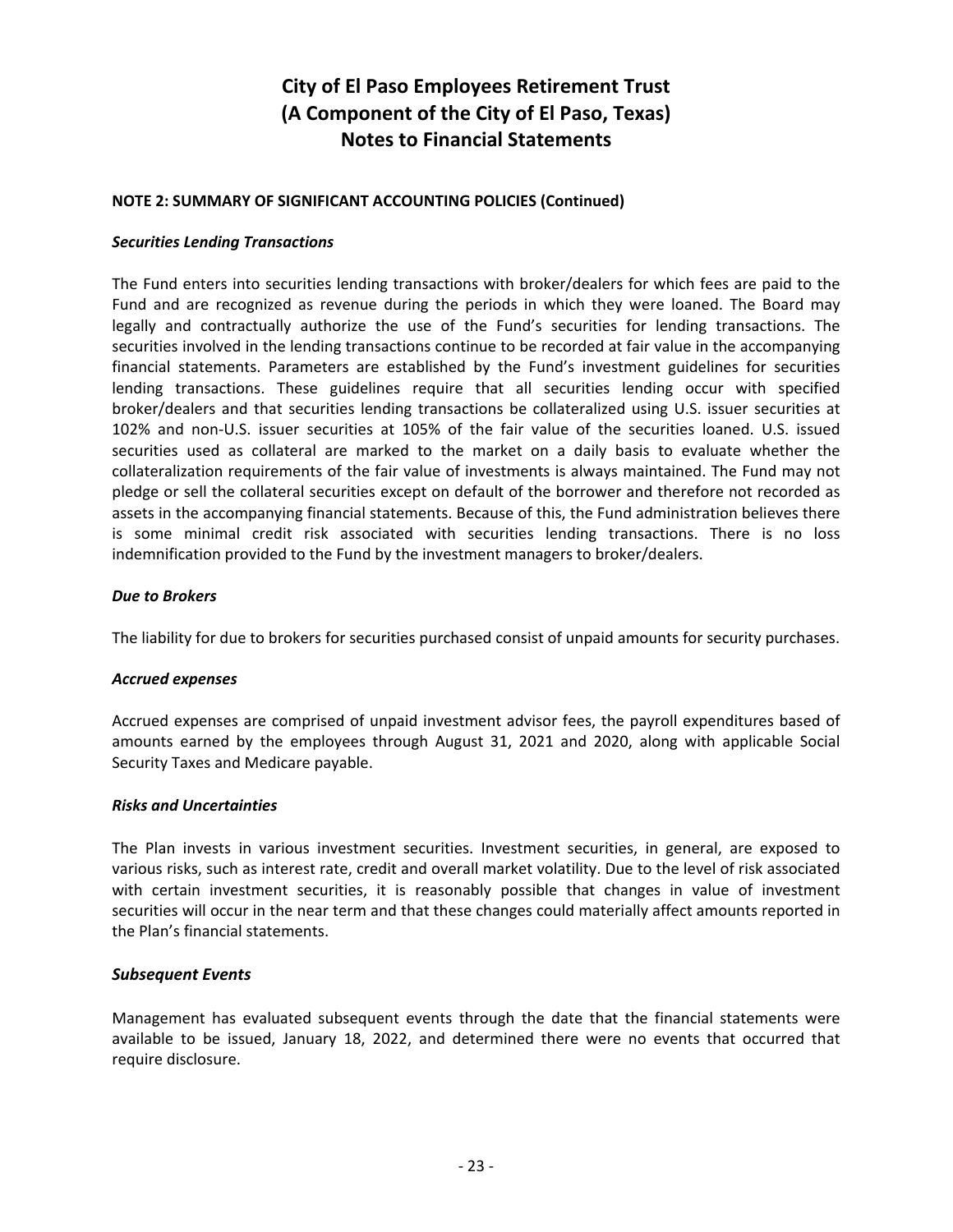# City of El Paso Employees Retirement Trust
# (A Component of the City of El Paso, Texas)
# Notes to Financial Statements

**NOTE 2: SUMMARY OF SIGNIFICANT ACCOUNTING POLICIES (Continued)**

***Securities Lending Transactions***

The Fund enters into securities lending transactions with broker/dealers for which fees are paid to the Fund and are recognized as revenue during the periods in which they were loaned. The Board may legally and contractually authorize the use of the Fund's securities for lending transactions. The securities involved in the lending transactions continue to be recorded at fair value in the accompanying financial statements. Parameters are established by the Fund's investment guidelines for securities lending transactions. These guidelines require that all securities lending occur with specified broker/dealers and that securities lending transactions be collateralized using U.S. issuer securities at 102% and non-U.S. issuer securities at 105% of the fair value of the securities loaned. U.S. issued securities used as collateral are marked to the market on a daily basis to evaluate whether the collateralization requirements of the fair value of investments is always maintained. The Fund may not pledge or sell the collateral securities except on default of the borrower and therefore not recorded as assets in the accompanying financial statements. Because of this, the Fund administration believes there is some minimal credit risk associated with securities lending transactions. There is no loss indemnification provided to the Fund by the investment managers to broker/dealers.

***Due to Brokers***

The liability for due to brokers for securities purchased consist of unpaid amounts for security purchases.

***Accrued expenses***

Accrued expenses are comprised of unpaid investment advisor fees, the payroll expenditures based of amounts earned by the employees through August 31, 2021 and 2020, along with applicable Social Security Taxes and Medicare payable.

***Risks and Uncertainties***

The Plan invests in various investment securities. Investment securities, in general, are exposed to various risks, such as interest rate, credit and overall market volatility. Due to the level of risk associated with certain investment securities, it is reasonably possible that changes in value of investment securities will occur in the near term and that these changes could materially affect amounts reported in the Plan's financial statements.

***Subsequent Events***

Management has evaluated subsequent events through the date that the financial statements were available to be issued, January 18, 2022, and determined there were no events that occurred that require disclosure.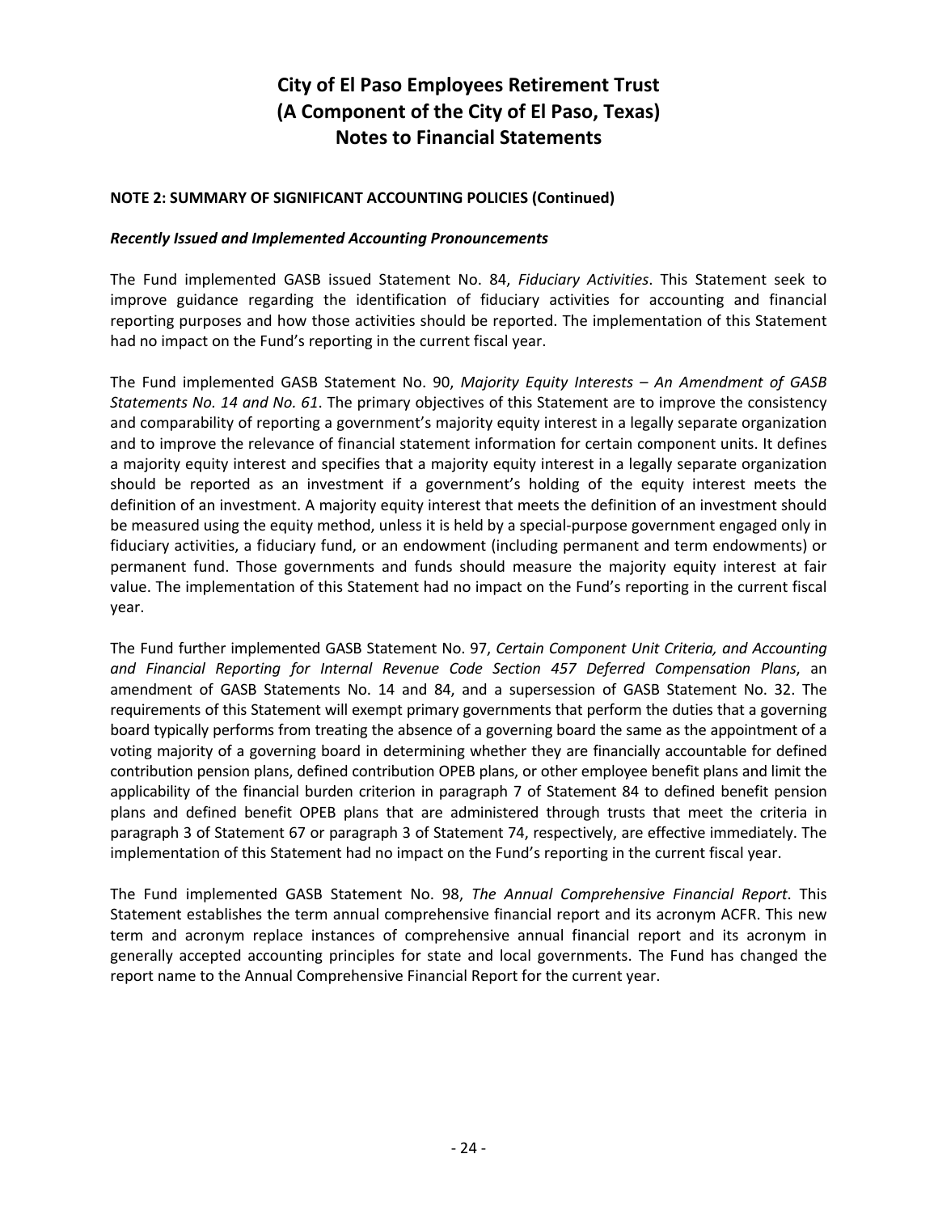# City of El Paso Employees Retirement Trust
# (A Component of the City of El Paso, Texas)
# Notes to Financial Statements

**NOTE 2: SUMMARY OF SIGNIFICANT ACCOUNTING POLICIES (Continued)**

***Recently Issued and Implemented Accounting Pronouncements***

The Fund implemented GASB issued Statement No. 84, *Fiduciary Activities*. This Statement seek to improve guidance regarding the identification of fiduciary activities for accounting and financial reporting purposes and how those activities should be reported. The implementation of this Statement had no impact on the Fund's reporting in the current fiscal year.

The Fund implemented GASB Statement No. 90, *Majority Equity Interests – An Amendment of GASB Statements No. 14 and No. 61*. The primary objectives of this Statement are to improve the consistency and comparability of reporting a government's majority equity interest in a legally separate organization and to improve the relevance of financial statement information for certain component units. It defines a majority equity interest and specifies that a majority equity interest in a legally separate organization should be reported as an investment if a government's holding of the equity interest meets the definition of an investment. A majority equity interest that meets the definition of an investment should be measured using the equity method, unless it is held by a special-purpose government engaged only in fiduciary activities, a fiduciary fund, or an endowment (including permanent and term endowments) or permanent fund. Those governments and funds should measure the majority equity interest at fair value. The implementation of this Statement had no impact on the Fund's reporting in the current fiscal year.

The Fund further implemented GASB Statement No. 97, *Certain Component Unit Criteria, and Accounting and Financial Reporting for Internal Revenue Code Section 457 Deferred Compensation Plans*, an amendment of GASB Statements No. 14 and 84, and a supersession of GASB Statement No. 32. The requirements of this Statement will exempt primary governments that perform the duties that a governing board typically performs from treating the absence of a governing board the same as the appointment of a voting majority of a governing board in determining whether they are financially accountable for defined contribution pension plans, defined contribution OPEB plans, or other employee benefit plans and limit the applicability of the financial burden criterion in paragraph 7 of Statement 84 to defined benefit pension plans and defined benefit OPEB plans that are administered through trusts that meet the criteria in paragraph 3 of Statement 67 or paragraph 3 of Statement 74, respectively, are effective immediately. The implementation of this Statement had no impact on the Fund's reporting in the current fiscal year.

The Fund implemented GASB Statement No. 98, *The Annual Comprehensive Financial Report*. This Statement establishes the term annual comprehensive financial report and its acronym ACFR. This new term and acronym replace instances of comprehensive annual financial report and its acronym in generally accepted accounting principles for state and local governments. The Fund has changed the report name to the Annual Comprehensive Financial Report for the current year.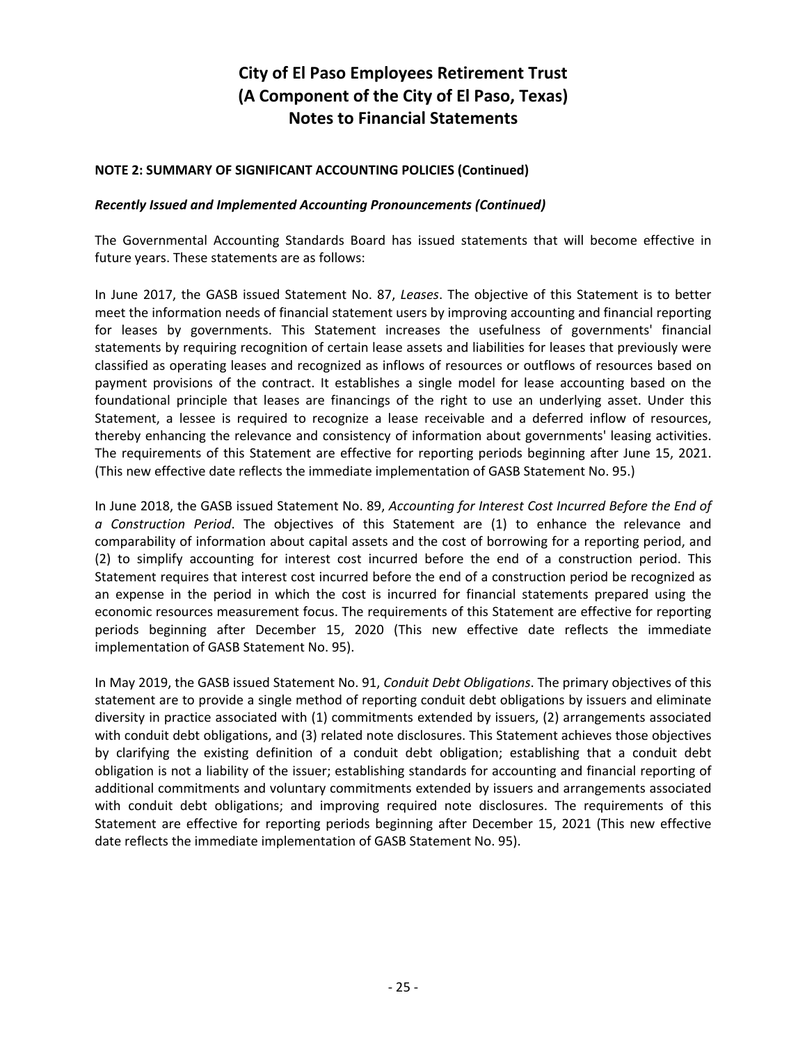# City of El Paso Employees Retirement Trust
# (A Component of the City of El Paso, Texas)
# Notes to Financial Statements

**NOTE 2: SUMMARY OF SIGNIFICANT ACCOUNTING POLICIES (Continued)**

***Recently Issued and Implemented Accounting Pronouncements (Continued)***

The Governmental Accounting Standards Board has issued statements that will become effective in future years. These statements are as follows:

In June 2017, the GASB issued Statement No. 87, *Leases*. The objective of this Statement is to better meet the information needs of financial statement users by improving accounting and financial reporting for leases by governments. This Statement increases the usefulness of governments' financial statements by requiring recognition of certain lease assets and liabilities for leases that previously were classified as operating leases and recognized as inflows of resources or outflows of resources based on payment provisions of the contract. It establishes a single model for lease accounting based on the foundational principle that leases are financings of the right to use an underlying asset. Under this Statement, a lessee is required to recognize a lease receivable and a deferred inflow of resources, thereby enhancing the relevance and consistency of information about governments' leasing activities. The requirements of this Statement are effective for reporting periods beginning after June 15, 2021. (This new effective date reflects the immediate implementation of GASB Statement No. 95.)

In June 2018, the GASB issued Statement No. 89, *Accounting for Interest Cost Incurred Before the End of a Construction Period*. The objectives of this Statement are (1) to enhance the relevance and comparability of information about capital assets and the cost of borrowing for a reporting period, and (2) to simplify accounting for interest cost incurred before the end of a construction period. This Statement requires that interest cost incurred before the end of a construction period be recognized as an expense in the period in which the cost is incurred for financial statements prepared using the economic resources measurement focus. The requirements of this Statement are effective for reporting periods beginning after December 15, 2020 (This new effective date reflects the immediate implementation of GASB Statement No. 95).

In May 2019, the GASB issued Statement No. 91, *Conduit Debt Obligations*. The primary objectives of this statement are to provide a single method of reporting conduit debt obligations by issuers and eliminate diversity in practice associated with (1) commitments extended by issuers, (2) arrangements associated with conduit debt obligations, and (3) related note disclosures. This Statement achieves those objectives by clarifying the existing definition of a conduit debt obligation; establishing that a conduit debt obligation is not a liability of the issuer; establishing standards for accounting and financial reporting of additional commitments and voluntary commitments extended by issuers and arrangements associated with conduit debt obligations; and improving required note disclosures. The requirements of this Statement are effective for reporting periods beginning after December 15, 2021 (This new effective date reflects the immediate implementation of GASB Statement No. 95).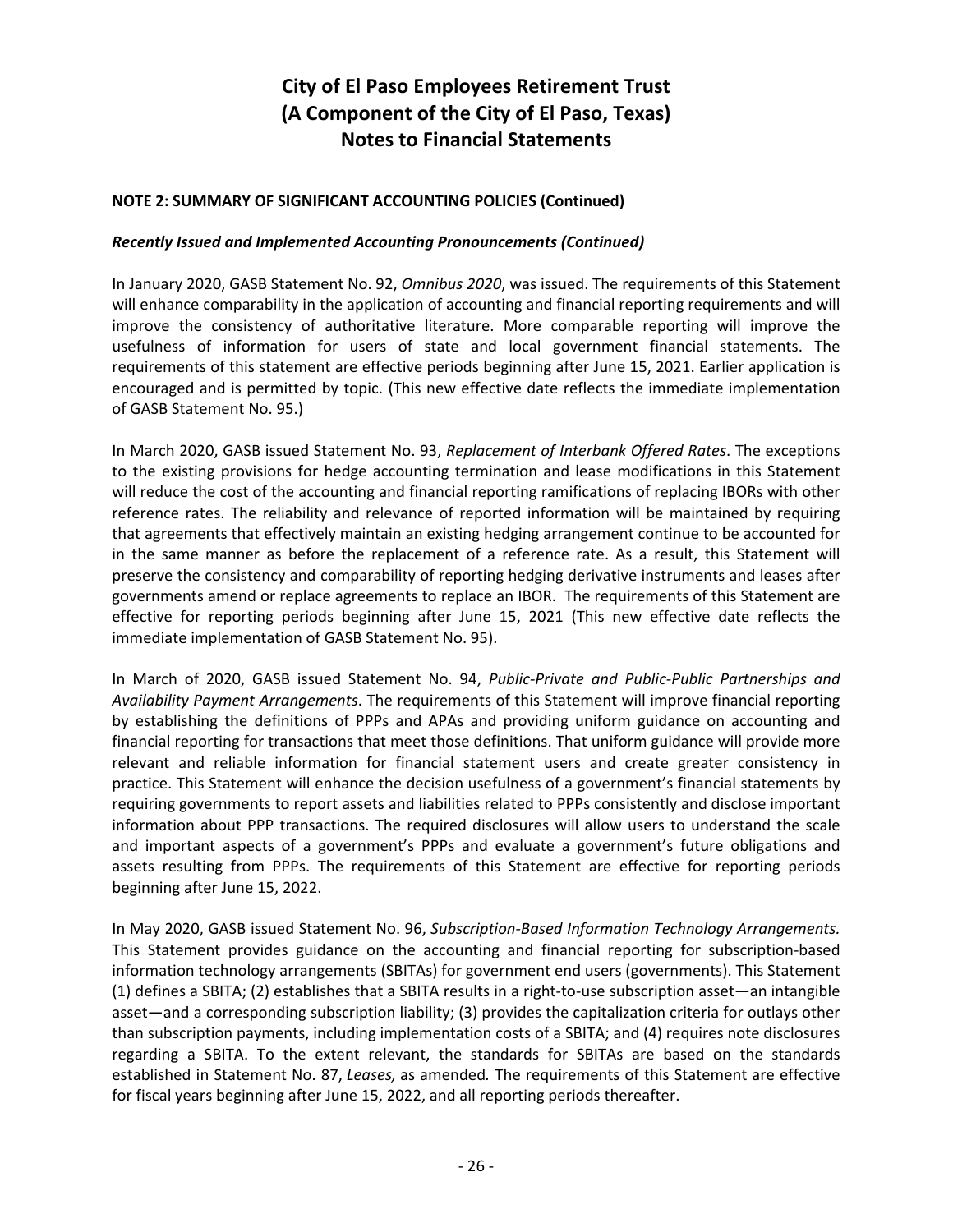## NOTE 2: SUMMARY OF SIGNIFICANT ACCOUNTING POLICIES (Continued)

### *Recently Issued and Implemented Accounting Pronouncements (Continued)*

In January 2020, GASB Statement No. 92, *Omnibus 2020*, was issued. The requirements of this Statement will enhance comparability in the application of accounting and financial reporting requirements and will improve the consistency of authoritative literature. More comparable reporting will improve the usefulness of information for users of state and local government financial statements. The requirements of this statement are effective periods beginning after June 15, 2021. Earlier application is encouraged and is permitted by topic. (This new effective date reflects the immediate implementation of GASB Statement No. 95.)

In March 2020, GASB issued Statement No. 93, *Replacement of Interbank Offered Rates*. The exceptions to the existing provisions for hedge accounting termination and lease modifications in this Statement will reduce the cost of the accounting and financial reporting ramifications of replacing IBORs with other reference rates. The reliability and relevance of reported information will be maintained by requiring that agreements that effectively maintain an existing hedging arrangement continue to be accounted for in the same manner as before the replacement of a reference rate. As a result, this Statement will preserve the consistency and comparability of reporting hedging derivative instruments and leases after governments amend or replace agreements to replace an IBOR. The requirements of this Statement are effective for reporting periods beginning after June 15, 2021 (This new effective date reflects the immediate implementation of GASB Statement No. 95).

In March of 2020, GASB issued Statement No. 94, *Public-Private and Public-Public Partnerships and Availability Payment Arrangements*. The requirements of this Statement will improve financial reporting by establishing the definitions of PPPs and APAs and providing uniform guidance on accounting and financial reporting for transactions that meet those definitions. That uniform guidance will provide more relevant and reliable information for financial statement users and create greater consistency in practice. This Statement will enhance the decision usefulness of a government's financial statements by requiring governments to report assets and liabilities related to PPPs consistently and disclose important information about PPP transactions. The required disclosures will allow users to understand the scale and important aspects of a government's PPPs and evaluate a government's future obligations and assets resulting from PPPs. The requirements of this Statement are effective for reporting periods beginning after June 15, 2022.

In May 2020, GASB issued Statement No. 96, *Subscription-Based Information Technology Arrangements.* This Statement provides guidance on the accounting and financial reporting for subscription-based information technology arrangements (SBITAs) for government end users (governments). This Statement (1) defines a SBITA; (2) establishes that a SBITA results in a right-to-use subscription asset—an intangible asset—and a corresponding subscription liability; (3) provides the capitalization criteria for outlays other than subscription payments, including implementation costs of a SBITA; and (4) requires note disclosures regarding a SBITA. To the extent relevant, the standards for SBITAs are based on the standards established in Statement No. 87, *Leases,* as amended*.* The requirements of this Statement are effective for fiscal years beginning after June 15, 2022, and all reporting periods thereafter.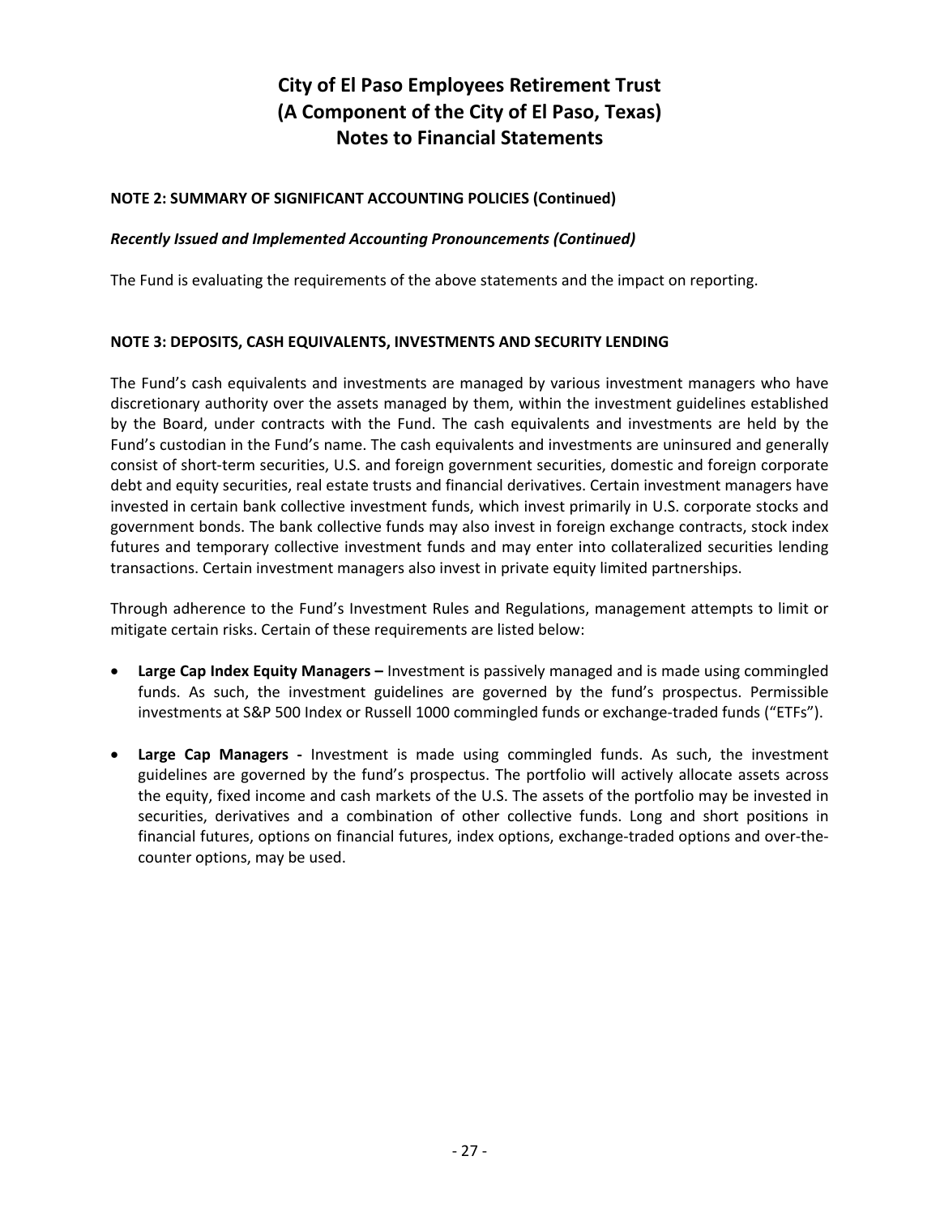# City of El Paso Employees Retirement Trust
# (A Component of the City of El Paso, Texas)
# Notes to Financial Statements

**NOTE 2: SUMMARY OF SIGNIFICANT ACCOUNTING POLICIES (Continued)**

***Recently Issued and Implemented Accounting Pronouncements (Continued)***

The Fund is evaluating the requirements of the above statements and the impact on reporting.

**NOTE 3: DEPOSITS, CASH EQUIVALENTS, INVESTMENTS AND SECURITY LENDING**

The Fund's cash equivalents and investments are managed by various investment managers who have discretionary authority over the assets managed by them, within the investment guidelines established by the Board, under contracts with the Fund. The cash equivalents and investments are held by the Fund's custodian in the Fund's name. The cash equivalents and investments are uninsured and generally consist of short-term securities, U.S. and foreign government securities, domestic and foreign corporate debt and equity securities, real estate trusts and financial derivatives. Certain investment managers have invested in certain bank collective investment funds, which invest primarily in U.S. corporate stocks and government bonds. The bank collective funds may also invest in foreign exchange contracts, stock index futures and temporary collective investment funds and may enter into collateralized securities lending transactions. Certain investment managers also invest in private equity limited partnerships.

Through adherence to the Fund's Investment Rules and Regulations, management attempts to limit or mitigate certain risks. Certain of these requirements are listed below:

- **Large Cap Index Equity Managers –** Investment is passively managed and is made using commingled funds. As such, the investment guidelines are governed by the fund's prospectus. Permissible investments at S&P 500 Index or Russell 1000 commingled funds or exchange-traded funds ("ETFs").
- **Large Cap Managers -** Investment is made using commingled funds. As such, the investment guidelines are governed by the fund's prospectus. The portfolio will actively allocate assets across the equity, fixed income and cash markets of the U.S. The assets of the portfolio may be invested in securities, derivatives and a combination of other collective funds. Long and short positions in financial futures, options on financial futures, index options, exchange-traded options and over-the-counter options, may be used.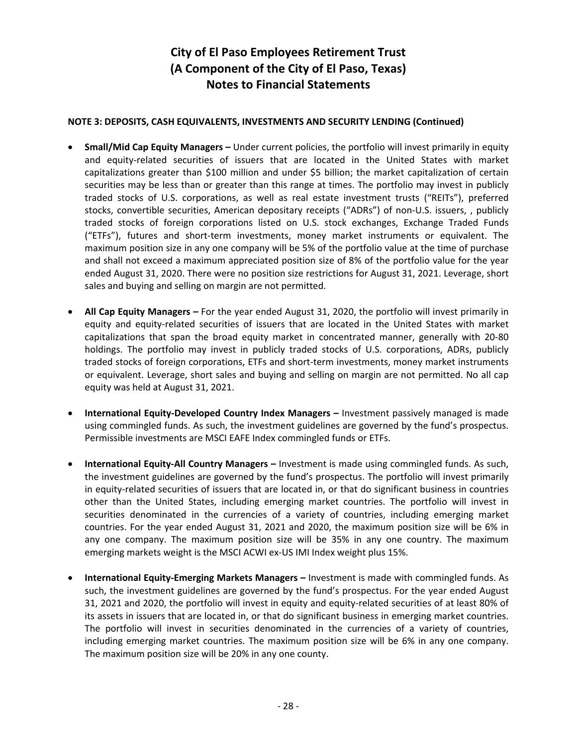# City of El Paso Employees Retirement Trust
# (A Component of the City of El Paso, Texas)
# Notes to Financial Statements

**NOTE 3: DEPOSITS, CASH EQUIVALENTS, INVESTMENTS AND SECURITY LENDING (Continued)**

- **Small/Mid Cap Equity Managers –** Under current policies, the portfolio will invest primarily in equity and equity-related securities of issuers that are located in the United States with market capitalizations greater than $100 million and under $5 billion; the market capitalization of certain securities may be less than or greater than this range at times. The portfolio may invest in publicly traded stocks of U.S. corporations, as well as real estate investment trusts ("REITs"), preferred stocks, convertible securities, American depositary receipts ("ADRs") of non-U.S. issuers, , publicly traded stocks of foreign corporations listed on U.S. stock exchanges, Exchange Traded Funds ("ETFs"), futures and short-term investments, money market instruments or equivalent. The maximum position size in any one company will be 5% of the portfolio value at the time of purchase and shall not exceed a maximum appreciated position size of 8% of the portfolio value for the year ended August 31, 2020. There were no position size restrictions for August 31, 2021. Leverage, short sales and buying and selling on margin are not permitted.

- **All Cap Equity Managers –** For the year ended August 31, 2020, the portfolio will invest primarily in equity and equity-related securities of issuers that are located in the United States with market capitalizations that span the broad equity market in concentrated manner, generally with 20-80 holdings. The portfolio may invest in publicly traded stocks of U.S. corporations, ADRs, publicly traded stocks of foreign corporations, ETFs and short-term investments, money market instruments or equivalent. Leverage, short sales and buying and selling on margin are not permitted. No all cap equity was held at August 31, 2021.

- **International Equity-Developed Country Index Managers –** Investment passively managed is made using commingled funds. As such, the investment guidelines are governed by the fund's prospectus. Permissible investments are MSCI EAFE Index commingled funds or ETFs.

- **International Equity-All Country Managers –** Investment is made using commingled funds. As such, the investment guidelines are governed by the fund's prospectus. The portfolio will invest primarily in equity-related securities of issuers that are located in, or that do significant business in countries other than the United States, including emerging market countries. The portfolio will invest in securities denominated in the currencies of a variety of countries, including emerging market countries. For the year ended August 31, 2021 and 2020, the maximum position size will be 6% in any one company. The maximum position size will be 35% in any one country. The maximum emerging markets weight is the MSCI ACWI ex-US IMI Index weight plus 15%.

- **International Equity-Emerging Markets Managers –** Investment is made with commingled funds. As such, the investment guidelines are governed by the fund's prospectus. For the year ended August 31, 2021 and 2020, the portfolio will invest in equity and equity-related securities of at least 80% of its assets in issuers that are located in, or that do significant business in emerging market countries. The portfolio will invest in securities denominated in the currencies of a variety of countries, including emerging market countries. The maximum position size will be 6% in any one company. The maximum position size will be 20% in any one county.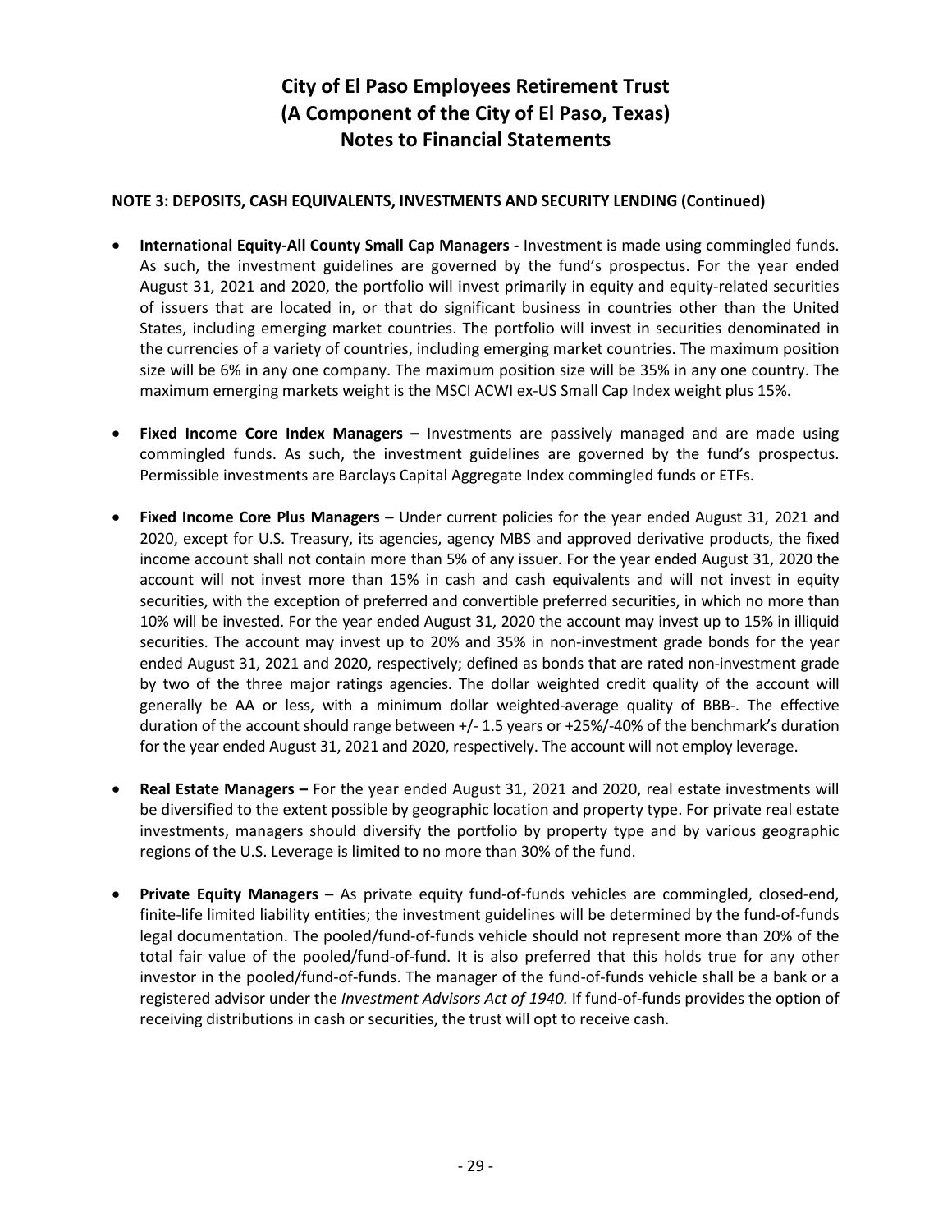# City of El Paso Employees Retirement Trust
# (A Component of the City of El Paso, Texas)
# Notes to Financial Statements

**NOTE 3: DEPOSITS, CASH EQUIVALENTS, INVESTMENTS AND SECURITY LENDING (Continued)**

- **International Equity-All County Small Cap Managers -** Investment is made using commingled funds. As such, the investment guidelines are governed by the fund's prospectus. For the year ended August 31, 2021 and 2020, the portfolio will invest primarily in equity and equity-related securities of issuers that are located in, or that do significant business in countries other than the United States, including emerging market countries. The portfolio will invest in securities denominated in the currencies of a variety of countries, including emerging market countries. The maximum position size will be 6% in any one company. The maximum position size will be 35% in any one country. The maximum emerging markets weight is the MSCI ACWI ex-US Small Cap Index weight plus 15%.

- **Fixed Income Core Index Managers –** Investments are passively managed and are made using commingled funds. As such, the investment guidelines are governed by the fund's prospectus. Permissible investments are Barclays Capital Aggregate Index commingled funds or ETFs.

- **Fixed Income Core Plus Managers –** Under current policies for the year ended August 31, 2021 and 2020, except for U.S. Treasury, its agencies, agency MBS and approved derivative products, the fixed income account shall not contain more than 5% of any issuer. For the year ended August 31, 2020 the account will not invest more than 15% in cash and cash equivalents and will not invest in equity securities, with the exception of preferred and convertible preferred securities, in which no more than 10% will be invested. For the year ended August 31, 2020 the account may invest up to 15% in illiquid securities. The account may invest up to 20% and 35% in non-investment grade bonds for the year ended August 31, 2021 and 2020, respectively; defined as bonds that are rated non-investment grade by two of the three major ratings agencies. The dollar weighted credit quality of the account will generally be AA or less, with a minimum dollar weighted-average quality of BBB-. The effective duration of the account should range between +/- 1.5 years or +25%/-40% of the benchmark's duration for the year ended August 31, 2021 and 2020, respectively. The account will not employ leverage.

- **Real Estate Managers –** For the year ended August 31, 2021 and 2020, real estate investments will be diversified to the extent possible by geographic location and property type. For private real estate investments, managers should diversify the portfolio by property type and by various geographic regions of the U.S. Leverage is limited to no more than 30% of the fund.

- **Private Equity Managers –** As private equity fund-of-funds vehicles are commingled, closed-end, finite-life limited liability entities; the investment guidelines will be determined by the fund-of-funds legal documentation. The pooled/fund-of-funds vehicle should not represent more than 20% of the total fair value of the pooled/fund-of-fund. It is also preferred that this holds true for any other investor in the pooled/fund-of-funds. The manager of the fund-of-funds vehicle shall be a bank or a registered advisor under the *Investment Advisors Act of 1940.* If fund-of-funds provides the option of receiving distributions in cash or securities, the trust will opt to receive cash.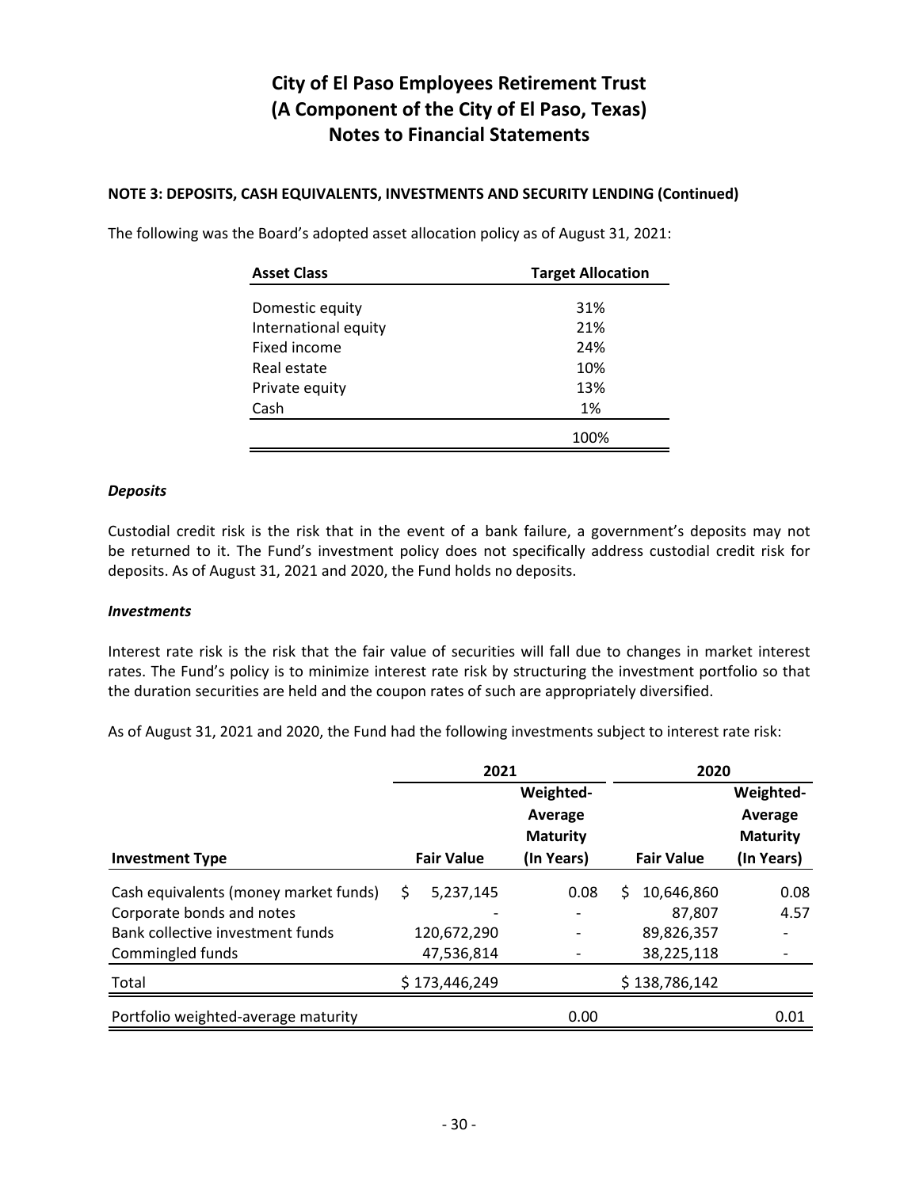# City of El Paso Employees Retirement Trust
# (A Component of the City of El Paso, Texas)
# Notes to Financial Statements

**NOTE 3: DEPOSITS, CASH EQUIVALENTS, INVESTMENTS AND SECURITY LENDING (Continued)**

The following was the Board's adopted asset allocation policy as of August 31, 2021:

| Asset Class | Target Allocation |
|---|---|
| Domestic equity | 31% |
| International equity | 21% |
| Fixed income | 24% |
| Real estate | 10% |
| Private equity | 13% |
| Cash | 1% |
| | 100% |

***Deposits***

Custodial credit risk is the risk that in the event of a bank failure, a government's deposits may not be returned to it. The Fund's investment policy does not specifically address custodial credit risk for deposits. As of August 31, 2021 and 2020, the Fund holds no deposits.

***Investments***

Interest rate risk is the risk that the fair value of securities will fall due to changes in market interest rates. The Fund's policy is to minimize interest rate risk by structuring the investment portfolio so that the duration securities are held and the coupon rates of such are appropriately diversified.

As of August 31, 2021 and 2020, the Fund had the following investments subject to interest rate risk:

| | 2021 | | 2020 | |
|---|---|---|---|---|
| **Investment Type** | **Fair Value** | **Weighted-Average Maturity (In Years)** | **Fair Value** | **Weighted-Average Maturity (In Years)** |
| Cash equivalents (money market funds) | $ 5,237,145 | 0.08 | $ 10,646,860 | 0.08 |
| Corporate bonds and notes | - | - | 87,807 | 4.57 |
| Bank collective investment funds | 120,672,290 | - | 89,826,357 | - |
| Commingled funds | 47,536,814 | - | 38,225,118 | - |
| Total | $ 173,446,249 | | $ 138,786,142 | |
| Portfolio weighted-average maturity | | 0.00 | | 0.01 |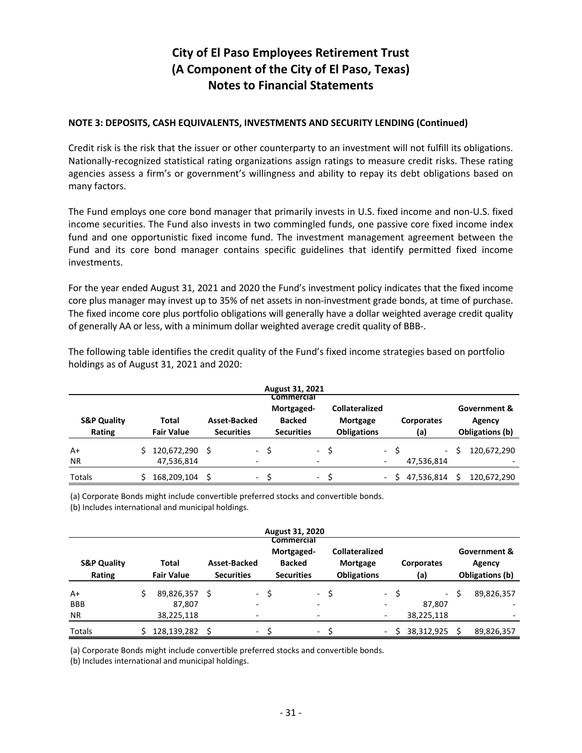# City of El Paso Employees Retirement Trust
# (A Component of the City of El Paso, Texas)
# Notes to Financial Statements

**NOTE 3: DEPOSITS, CASH EQUIVALENTS, INVESTMENTS AND SECURITY LENDING (Continued)**

Credit risk is the risk that the issuer or other counterparty to an investment will not fulfill its obligations. Nationally-recognized statistical rating organizations assign ratings to measure credit risks. These rating agencies assess a firm's or government's willingness and ability to repay its debt obligations based on many factors.

The Fund employs one core bond manager that primarily invests in U.S. fixed income and non-U.S. fixed income securities. The Fund also invests in two commingled funds, one passive core fixed income index fund and one opportunistic fixed income fund. The investment management agreement between the Fund and its core bond manager contains specific guidelines that identify permitted fixed income investments.

For the year ended August 31, 2021 and 2020 the Fund's investment policy indicates that the fixed income core plus manager may invest up to 35% of net assets in non-investment grade bonds, at time of purchase. The fixed income core plus portfolio obligations will generally have a dollar weighted average credit quality of generally AA or less, with a minimum dollar weighted average credit quality of BBB-.

The following table identifies the credit quality of the Fund's fixed income strategies based on portfolio holdings as of August 31, 2021 and 2020:

**August 31, 2021**

| S&P Quality Rating | Total Fair Value | Asset-Backed Securities | Commercial Mortgaged-Backed Securities | Collateralized Mortgage Obligations | Corporates (a) | Government & Agency Obligations (b) |
|---|---|---|---|---|---|---|
| A+ | $ 120,672,290 | $ - | $ - | $ - | $ - | $ 120,672,290 |
| NR | 47,536,814 | - | - | - | 47,536,814 | - |
| Totals | $ 168,209,104 | $ - | $ - | $ - | $ 47,536,814 | $ 120,672,290 |

(a) Corporate Bonds might include convertible preferred stocks and convertible bonds.
(b) Includes international and municipal holdings.

**August 31, 2020**

| S&P Quality Rating | Total Fair Value | Asset-Backed Securities | Commercial Mortgaged-Backed Securities | Collateralized Mortgage Obligations | Corporates (a) | Government & Agency Obligations (b) |
|---|---|---|---|---|---|---|
| A+ | $ 89,826,357 | $ - | $ - | $ - | $ - | $ 89,826,357 |
| BBB | 87,807 | - | - | - | 87,807 | - |
| NR | 38,225,118 | - | - | - | 38,225,118 | - |
| Totals | $ 128,139,282 | $ - | $ - | $ - | $ 38,312,925 | $ 89,826,357 |

(a) Corporate Bonds might include convertible preferred stocks and convertible bonds.
(b) Includes international and municipal holdings.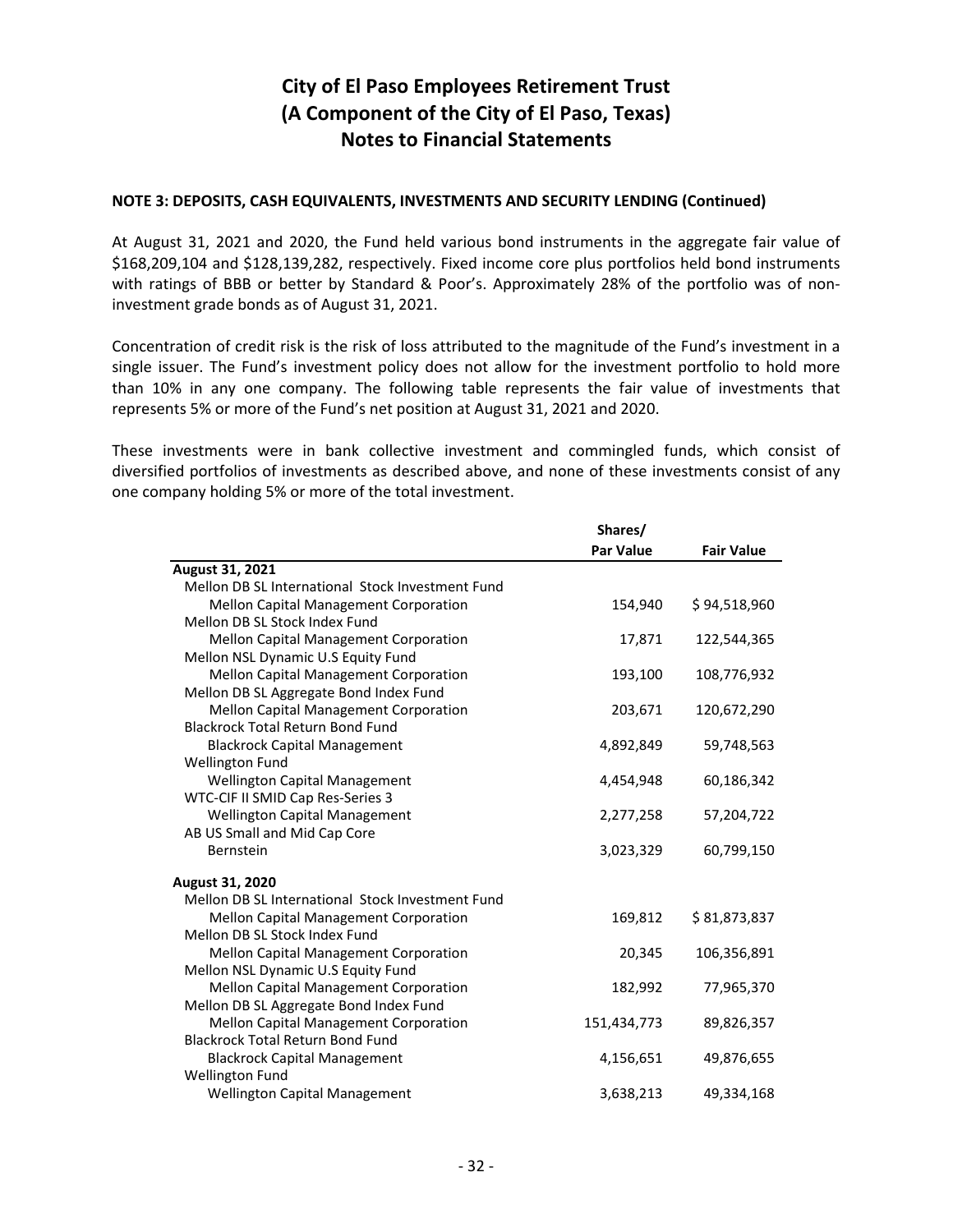# City of El Paso Employees Retirement Trust
# (A Component of the City of El Paso, Texas)
# Notes to Financial Statements

**NOTE 3: DEPOSITS, CASH EQUIVALENTS, INVESTMENTS AND SECURITY LENDING (Continued)**

At August 31, 2021 and 2020, the Fund held various bond instruments in the aggregate fair value of $168,209,104 and $128,139,282, respectively. Fixed income core plus portfolios held bond instruments with ratings of BBB or better by Standard & Poor's. Approximately 28% of the portfolio was of non-investment grade bonds as of August 31, 2021.

Concentration of credit risk is the risk of loss attributed to the magnitude of the Fund's investment in a single issuer. The Fund's investment policy does not allow for the investment portfolio to hold more than 10% in any one company. The following table represents the fair value of investments that represents 5% or more of the Fund's net position at August 31, 2021 and 2020.

These investments were in bank collective investment and commingled funds, which consist of diversified portfolios of investments as described above, and none of these investments consist of any one company holding 5% or more of the total investment.

| | Shares/ Par Value | Fair Value |
|---|---|---|
| **August 31, 2021** | | |
| Mellon DB SL International Stock Investment Fund | | |
| Mellon Capital Management Corporation | 154,940 | $ 94,518,960 |
| Mellon DB SL Stock Index Fund | | |
| Mellon Capital Management Corporation | 17,871 | 122,544,365 |
| Mellon NSL Dynamic U.S Equity Fund | | |
| Mellon Capital Management Corporation | 193,100 | 108,776,932 |
| Mellon DB SL Aggregate Bond Index Fund | | |
| Mellon Capital Management Corporation | 203,671 | 120,672,290 |
| Blackrock Total Return Bond Fund | | |
| Blackrock Capital Management | 4,892,849 | 59,748,563 |
| Wellington Fund | | |
| Wellington Capital Management | 4,454,948 | 60,186,342 |
| WTC-CIF II SMID Cap Res-Series 3 | | |
| Wellington Capital Management | 2,277,258 | 57,204,722 |
| AB US Small and Mid Cap Core | | |
| Bernstein | 3,023,329 | 60,799,150 |
| **August 31, 2020** | | |
| Mellon DB SL International Stock Investment Fund | | |
| Mellon Capital Management Corporation | 169,812 | $ 81,873,837 |
| Mellon DB SL Stock Index Fund | | |
| Mellon Capital Management Corporation | 20,345 | 106,356,891 |
| Mellon NSL Dynamic U.S Equity Fund | | |
| Mellon Capital Management Corporation | 182,992 | 77,965,370 |
| Mellon DB SL Aggregate Bond Index Fund | | |
| Mellon Capital Management Corporation | 151,434,773 | 89,826,357 |
| Blackrock Total Return Bond Fund | | |
| Blackrock Capital Management | 4,156,651 | 49,876,655 |
| Wellington Fund | | |
| Wellington Capital Management | 3,638,213 | 49,334,168 |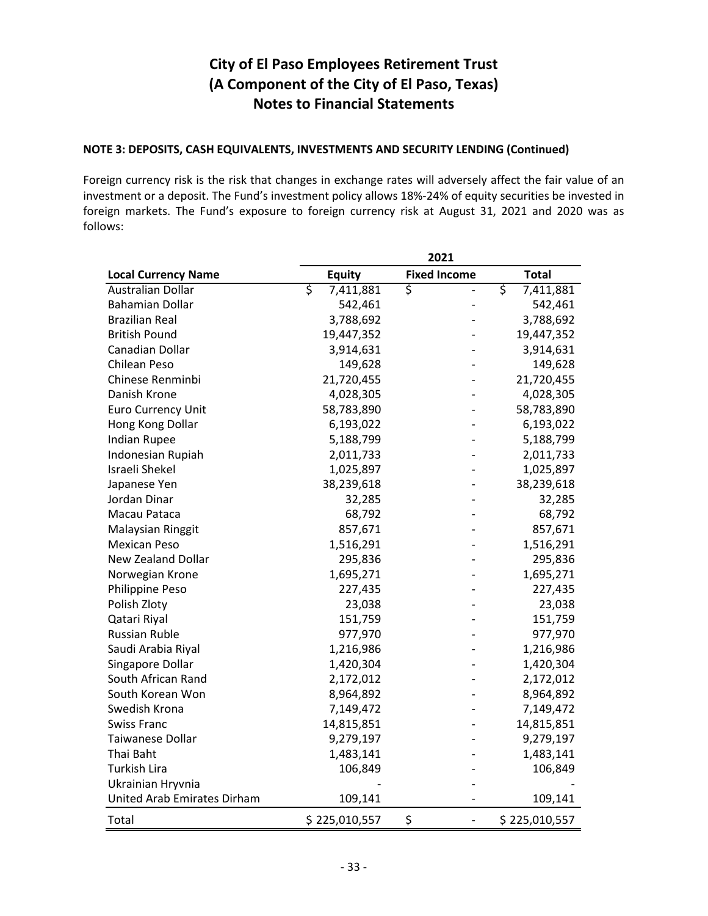# City of El Paso Employees Retirement Trust
# (A Component of the City of El Paso, Texas)
# Notes to Financial Statements

**NOTE 3: DEPOSITS, CASH EQUIVALENTS, INVESTMENTS AND SECURITY LENDING (Continued)**

Foreign currency risk is the risk that changes in exchange rates will adversely affect the fair value of an investment or a deposit. The Fund's investment policy allows 18%-24% of equity securities be invested in foreign markets. The Fund's exposure to foreign currency risk at August 31, 2021 and 2020 was as follows:

| | 2021 | | |
|---|---|---|---|
| **Local Currency Name** | **Equity** | **Fixed Income** | **Total** |
| Australian Dollar | $ 7,411,881 | $ - | $ 7,411,881 |
| Bahamian Dollar | 542,461 | - | 542,461 |
| Brazilian Real | 3,788,692 | - | 3,788,692 |
| British Pound | 19,447,352 | - | 19,447,352 |
| Canadian Dollar | 3,914,631 | - | 3,914,631 |
| Chilean Peso | 149,628 | - | 149,628 |
| Chinese Renminbi | 21,720,455 | - | 21,720,455 |
| Danish Krone | 4,028,305 | - | 4,028,305 |
| Euro Currency Unit | 58,783,890 | - | 58,783,890 |
| Hong Kong Dollar | 6,193,022 | - | 6,193,022 |
| Indian Rupee | 5,188,799 | - | 5,188,799 |
| Indonesian Rupiah | 2,011,733 | - | 2,011,733 |
| Israeli Shekel | 1,025,897 | - | 1,025,897 |
| Japanese Yen | 38,239,618 | - | 38,239,618 |
| Jordan Dinar | 32,285 | - | 32,285 |
| Macau Pataca | 68,792 | - | 68,792 |
| Malaysian Ringgit | 857,671 | - | 857,671 |
| Mexican Peso | 1,516,291 | - | 1,516,291 |
| New Zealand Dollar | 295,836 | - | 295,836 |
| Norwegian Krone | 1,695,271 | - | 1,695,271 |
| Philippine Peso | 227,435 | - | 227,435 |
| Polish Zloty | 23,038 | - | 23,038 |
| Qatari Riyal | 151,759 | - | 151,759 |
| Russian Ruble | 977,970 | - | 977,970 |
| Saudi Arabia Riyal | 1,216,986 | - | 1,216,986 |
| Singapore Dollar | 1,420,304 | - | 1,420,304 |
| South African Rand | 2,172,012 | - | 2,172,012 |
| South Korean Won | 8,964,892 | - | 8,964,892 |
| Swedish Krona | 7,149,472 | - | 7,149,472 |
| Swiss Franc | 14,815,851 | - | 14,815,851 |
| Taiwanese Dollar | 9,279,197 | - | 9,279,197 |
| Thai Baht | 1,483,141 | - | 1,483,141 |
| Turkish Lira | 106,849 | - | 106,849 |
| Ukrainian Hryvnia | - | - | - |
| United Arab Emirates Dirham | 109,141 | - | 109,141 |
| Total | $ 225,010,557 | $ - | $ 225,010,557 |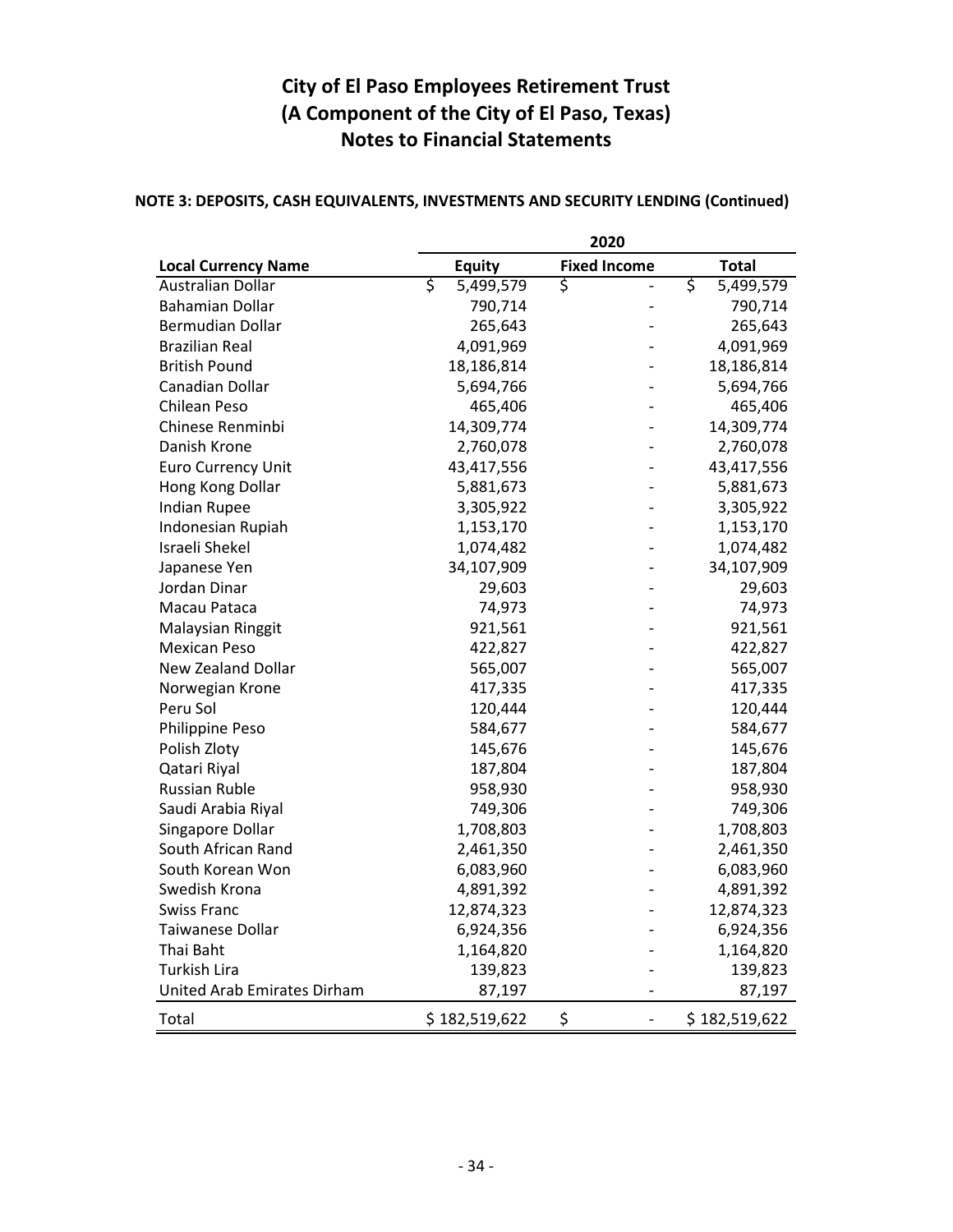# City of El Paso Employees Retirement Trust
# (A Component of the City of El Paso, Texas)
# Notes to Financial Statements

**NOTE 3: DEPOSITS, CASH EQUIVALENTS, INVESTMENTS AND SECURITY LENDING (Continued)**

| | 2020 | | |
|---|---|---|---|
| **Local Currency Name** | **Equity** | **Fixed Income** | **Total** |
| Australian Dollar | $ 5,499,579 | $ - | $ 5,499,579 |
| Bahamian Dollar | 790,714 | - | 790,714 |
| Bermudian Dollar | 265,643 | - | 265,643 |
| Brazilian Real | 4,091,969 | - | 4,091,969 |
| British Pound | 18,186,814 | - | 18,186,814 |
| Canadian Dollar | 5,694,766 | - | 5,694,766 |
| Chilean Peso | 465,406 | - | 465,406 |
| Chinese Renminbi | 14,309,774 | - | 14,309,774 |
| Danish Krone | 2,760,078 | - | 2,760,078 |
| Euro Currency Unit | 43,417,556 | - | 43,417,556 |
| Hong Kong Dollar | 5,881,673 | - | 5,881,673 |
| Indian Rupee | 3,305,922 | - | 3,305,922 |
| Indonesian Rupiah | 1,153,170 | - | 1,153,170 |
| Israeli Shekel | 1,074,482 | - | 1,074,482 |
| Japanese Yen | 34,107,909 | - | 34,107,909 |
| Jordan Dinar | 29,603 | - | 29,603 |
| Macau Pataca | 74,973 | - | 74,973 |
| Malaysian Ringgit | 921,561 | - | 921,561 |
| Mexican Peso | 422,827 | - | 422,827 |
| New Zealand Dollar | 565,007 | - | 565,007 |
| Norwegian Krone | 417,335 | - | 417,335 |
| Peru Sol | 120,444 | - | 120,444 |
| Philippine Peso | 584,677 | - | 584,677 |
| Polish Zloty | 145,676 | - | 145,676 |
| Qatari Riyal | 187,804 | - | 187,804 |
| Russian Ruble | 958,930 | - | 958,930 |
| Saudi Arabia Riyal | 749,306 | - | 749,306 |
| Singapore Dollar | 1,708,803 | - | 1,708,803 |
| South African Rand | 2,461,350 | - | 2,461,350 |
| South Korean Won | 6,083,960 | - | 6,083,960 |
| Swedish Krona | 4,891,392 | - | 4,891,392 |
| Swiss Franc | 12,874,323 | - | 12,874,323 |
| Taiwanese Dollar | 6,924,356 | - | 6,924,356 |
| Thai Baht | 1,164,820 | - | 1,164,820 |
| Turkish Lira | 139,823 | - | 139,823 |
| United Arab Emirates Dirham | 87,197 | - | 87,197 |
| Total | $ 182,519,622 | $ - | $ 182,519,622 |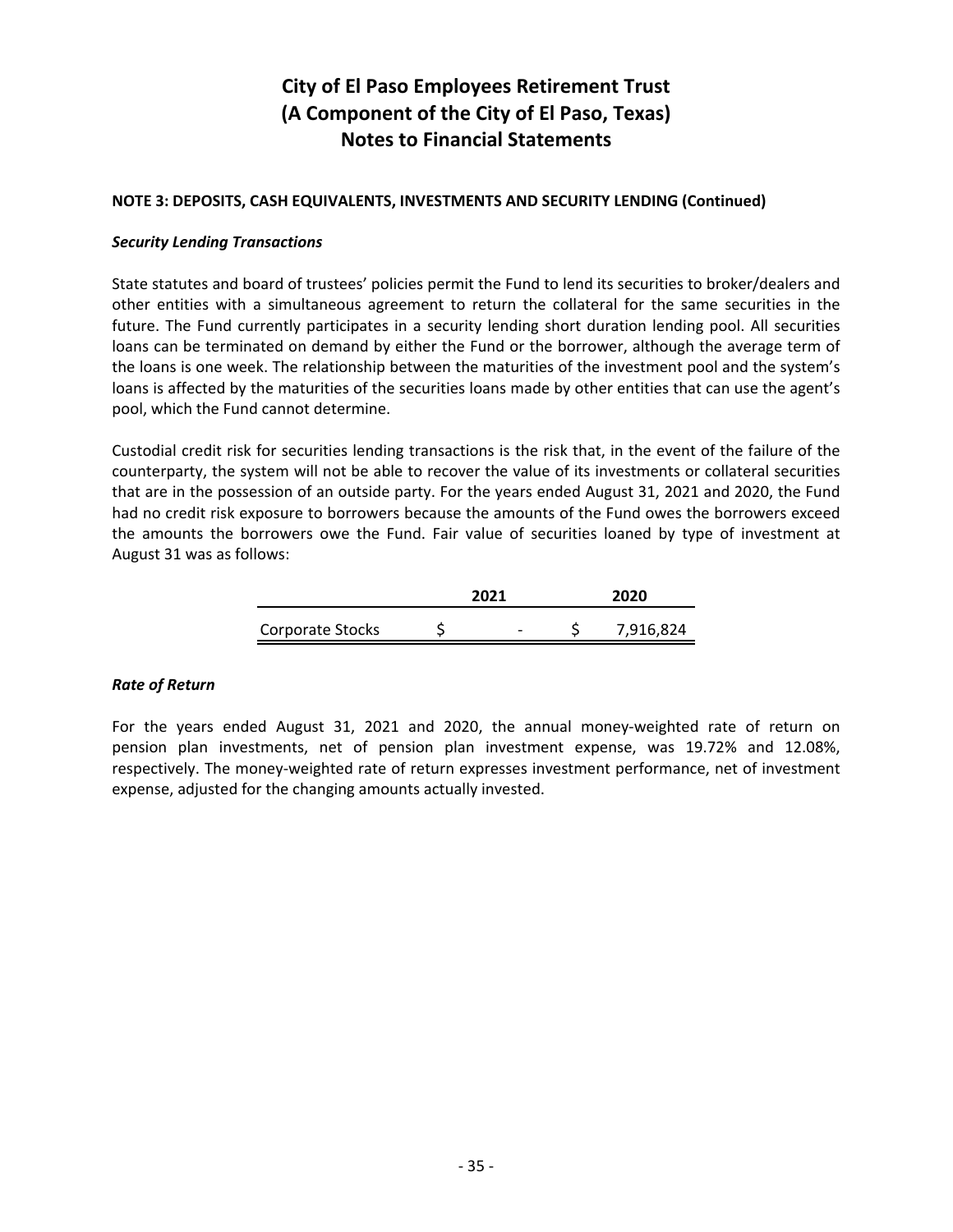# City of El Paso Employees Retirement Trust
# (A Component of the City of El Paso, Texas)
# Notes to Financial Statements

**NOTE 3: DEPOSITS, CASH EQUIVALENTS, INVESTMENTS AND SECURITY LENDING (Continued)**

***Security Lending Transactions***

State statutes and board of trustees' policies permit the Fund to lend its securities to broker/dealers and other entities with a simultaneous agreement to return the collateral for the same securities in the future. The Fund currently participates in a security lending short duration lending pool. All securities loans can be terminated on demand by either the Fund or the borrower, although the average term of the loans is one week. The relationship between the maturities of the investment pool and the system's loans is affected by the maturities of the securities loans made by other entities that can use the agent's pool, which the Fund cannot determine.

Custodial credit risk for securities lending transactions is the risk that, in the event of the failure of the counterparty, the system will not be able to recover the value of its investments or collateral securities that are in the possession of an outside party. For the years ended August 31, 2021 and 2020, the Fund had no credit risk exposure to borrowers because the amounts of the Fund owes the borrowers exceed the amounts the borrowers owe the Fund. Fair value of securities loaned by type of investment at August 31 was as follows:

| | 2021 | 2020 |
|---|---|---|
| Corporate Stocks | $ - | $ 7,916,824 |

***Rate of Return***

For the years ended August 31, 2021 and 2020, the annual money-weighted rate of return on pension plan investments, net of pension plan investment expense, was 19.72% and 12.08%, respectively. The money-weighted rate of return expresses investment performance, net of investment expense, adjusted for the changing amounts actually invested.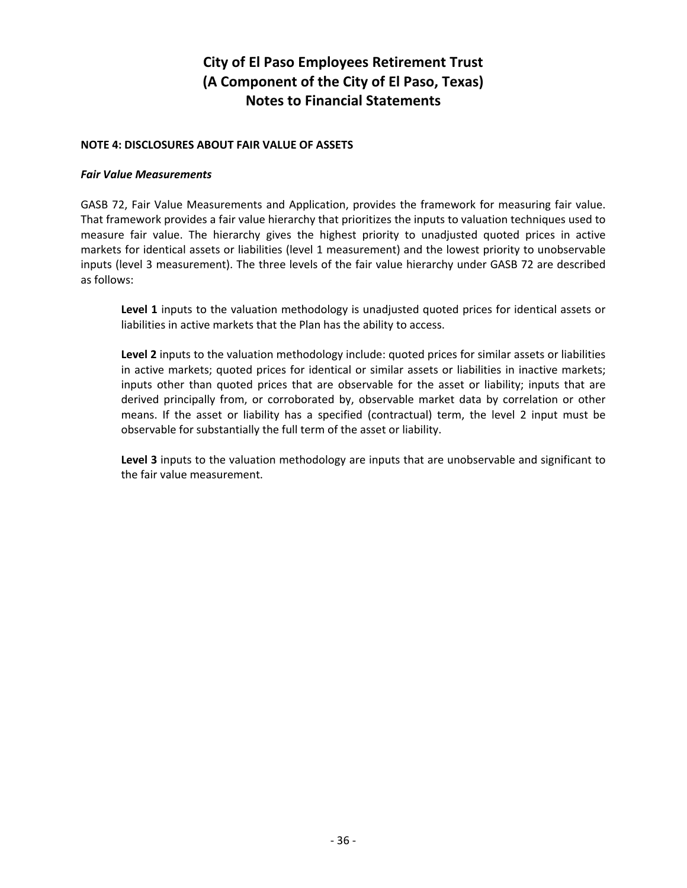# City of El Paso Employees Retirement Trust
# (A Component of the City of El Paso, Texas)
# Notes to Financial Statements

**NOTE 4: DISCLOSURES ABOUT FAIR VALUE OF ASSETS**

***Fair Value Measurements***

GASB 72, Fair Value Measurements and Application, provides the framework for measuring fair value. That framework provides a fair value hierarchy that prioritizes the inputs to valuation techniques used to measure fair value. The hierarchy gives the highest priority to unadjusted quoted prices in active markets for identical assets or liabilities (level 1 measurement) and the lowest priority to unobservable inputs (level 3 measurement). The three levels of the fair value hierarchy under GASB 72 are described as follows:

> **Level 1** inputs to the valuation methodology is unadjusted quoted prices for identical assets or liabilities in active markets that the Plan has the ability to access.
>
> **Level 2** inputs to the valuation methodology include: quoted prices for similar assets or liabilities in active markets; quoted prices for identical or similar assets or liabilities in inactive markets; inputs other than quoted prices that are observable for the asset or liability; inputs that are derived principally from, or corroborated by, observable market data by correlation or other means. If the asset or liability has a specified (contractual) term, the level 2 input must be observable for substantially the full term of the asset or liability.
>
> **Level 3** inputs to the valuation methodology are inputs that are unobservable and significant to the fair value measurement.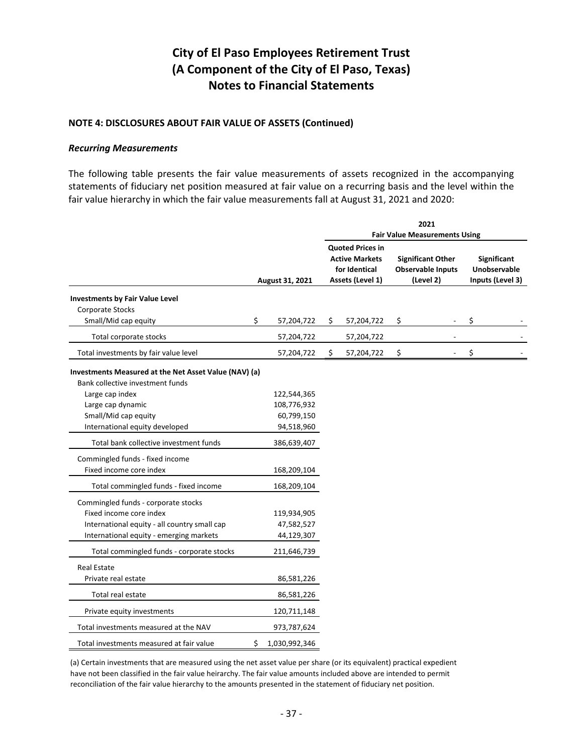# City of El Paso Employees Retirement Trust
# (A Component of the City of El Paso, Texas)
# Notes to Financial Statements

**NOTE 4: DISCLOSURES ABOUT FAIR VALUE OF ASSETS (Continued)**

***Recurring Measurements***

The following table presents the fair value measurements of assets recognized in the accompanying statements of fiduciary net position measured at fair value on a recurring basis and the level within the fair value hierarchy in which the fair value measurements fall at August 31, 2021 and 2020:

| | | 2021 Fair Value Measurements Using | | |
|---|---|---|---|---|
| | **August 31, 2021** | **Quoted Prices in Active Markets for Identical Assets (Level 1)** | **Significant Other Observable Inputs (Level 2)** | **Significant Unobservable Inputs (Level 3)** |
| **Investments by Fair Value Level** | | | | |
| Corporate Stocks | | | | |
| Small/Mid cap equity | $ 57,204,722 | $ 57,204,722 | $ - | $ - |
| Total corporate stocks | 57,204,722 | 57,204,722 | - | - |
| Total investments by fair value level | 57,204,722 | $ 57,204,722 | $ - | $ - |
| **Investments Measured at the Net Asset Value (NAV) (a)** | | | | |
| Bank collective investment funds | | | | |
| Large cap index | 122,544,365 | | | |
| Large cap dynamic | 108,776,932 | | | |
| Small/Mid cap equity | 60,799,150 | | | |
| International equity developed | 94,518,960 | | | |
| Total bank collective investment funds | 386,639,407 | | | |
| Commingled funds - fixed income | | | | |
| Fixed income core index | 168,209,104 | | | |
| Total commingled funds - fixed income | 168,209,104 | | | |
| Commingled funds - corporate stocks | | | | |
| Fixed income core index | 119,934,905 | | | |
| International equity - all country small cap | 47,582,527 | | | |
| International equity - emerging markets | 44,129,307 | | | |
| Total commingled funds - corporate stocks | 211,646,739 | | | |
| Real Estate | | | | |
| Private real estate | 86,581,226 | | | |
| Total real estate | 86,581,226 | | | |
| Private equity investments | 120,711,148 | | | |
| Total investments measured at the NAV | 973,787,624 | | | |
| Total investments measured at fair value | $ 1,030,992,346 | | | |

(a) Certain investments that are measured using the net asset value per share (or its equivalent) practical expedient have not been classified in the fair value heirarchy. The fair value amounts included above are intended to permit reconciliation of the fair value hierarchy to the amounts presented in the statement of fiduciary net position.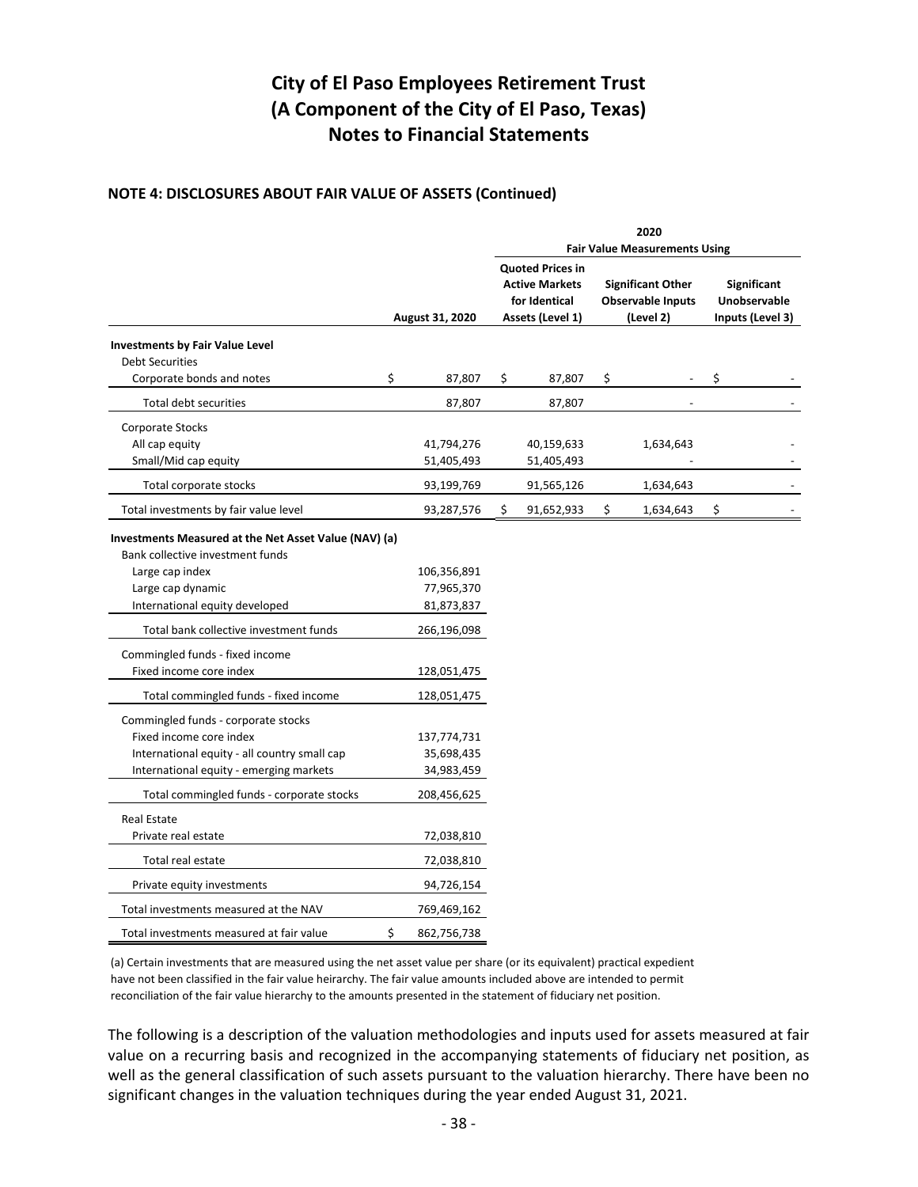# City of El Paso Employees Retirement Trust
# (A Component of the City of El Paso, Texas)
# Notes to Financial Statements

### NOTE 4: DISCLOSURES ABOUT FAIR VALUE OF ASSETS (Continued)

| | | 2020 | | |
|---|---|---|---|---|
| | | Fair Value Measurements Using | | |
| | August 31, 2020 | Quoted Prices in Active Markets for Identical Assets (Level 1) | Significant Other Observable Inputs (Level 2) | Significant Unobservable Inputs (Level 3) |
| **Investments by Fair Value Level** | | | | |
| Debt Securities | | | | |
| Corporate bonds and notes | $ 87,807 | $ 87,807 | $ - | $ - |
| Total debt securities | 87,807 | 87,807 | - | - |
| Corporate Stocks | | | | |
| All cap equity | 41,794,276 | 40,159,633 | 1,634,643 | - |
| Small/Mid cap equity | 51,405,493 | 51,405,493 | - | - |
| Total corporate stocks | 93,199,769 | 91,565,126 | 1,634,643 | - |
| Total investments by fair value level | 93,287,576 | $ 91,652,933 | $ 1,634,643 | $ - |
| **Investments Measured at the Net Asset Value (NAV) (a)** | | | | |
| Bank collective investment funds | | | | |
| Large cap index | 106,356,891 | | | |
| Large cap dynamic | 77,965,370 | | | |
| International equity developed | 81,873,837 | | | |
| Total bank collective investment funds | 266,196,098 | | | |
| Commingled funds - fixed income | | | | |
| Fixed income core index | 128,051,475 | | | |
| Total commingled funds - fixed income | 128,051,475 | | | |
| Commingled funds - corporate stocks | | | | |
| Fixed income core index | 137,774,731 | | | |
| International equity - all country small cap | 35,698,435 | | | |
| International equity - emerging markets | 34,983,459 | | | |
| Total commingled funds - corporate stocks | 208,456,625 | | | |
| Real Estate | | | | |
| Private real estate | 72,038,810 | | | |
| Total real estate | 72,038,810 | | | |
| Private equity investments | 94,726,154 | | | |
| Total investments measured at the NAV | 769,469,162 | | | |
| Total investments measured at fair value | $ 862,756,738 | | | |

(a) Certain investments that are measured using the net asset value per share (or its equivalent) practical expedient have not been classified in the fair value heirarchy. The fair value amounts included above are intended to permit reconciliation of the fair value hierarchy to the amounts presented in the statement of fiduciary net position.

The following is a description of the valuation methodologies and inputs used for assets measured at fair value on a recurring basis and recognized in the accompanying statements of fiduciary net position, as well as the general classification of such assets pursuant to the valuation hierarchy. There have been no significant changes in the valuation techniques during the year ended August 31, 2021.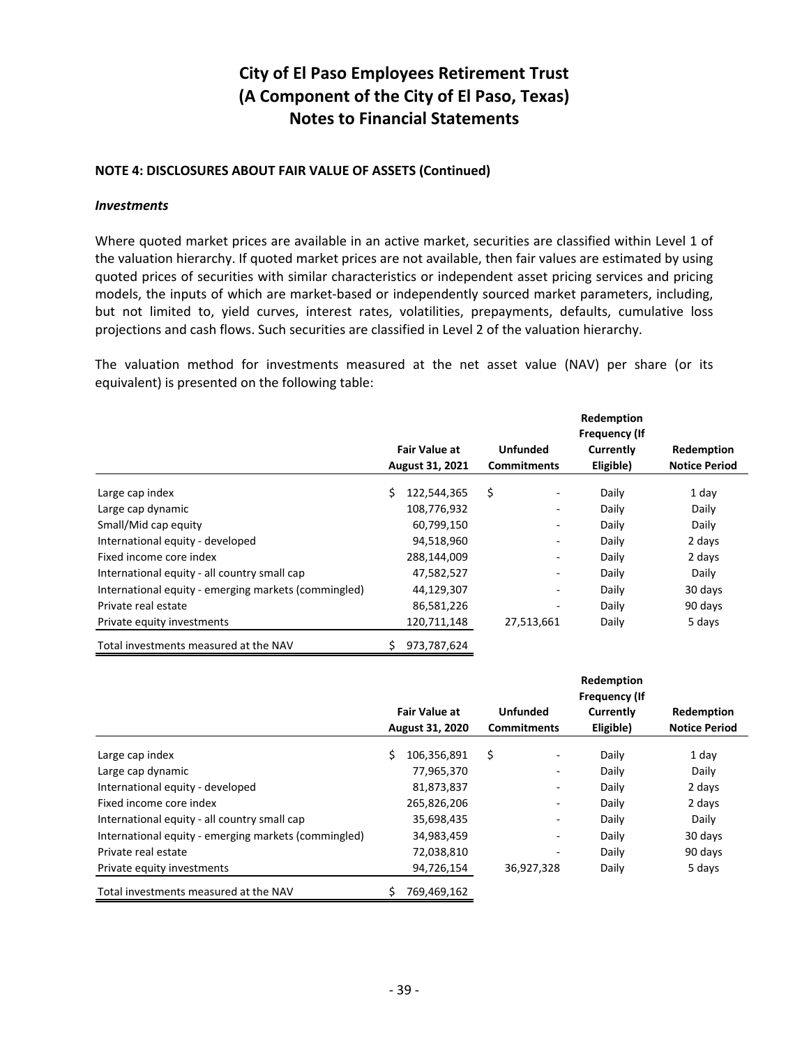# City of El Paso Employees Retirement Trust
# (A Component of the City of El Paso, Texas)
# Notes to Financial Statements

**NOTE 4: DISCLOSURES ABOUT FAIR VALUE OF ASSETS (Continued)**

***Investments***

Where quoted market prices are available in an active market, securities are classified within Level 1 of the valuation hierarchy. If quoted market prices are not available, then fair values are estimated by using quoted prices of securities with similar characteristics or independent asset pricing services and pricing models, the inputs of which are market-based or independently sourced market parameters, including, but not limited to, yield curves, interest rates, volatilities, prepayments, defaults, cumulative loss projections and cash flows. Such securities are classified in Level 2 of the valuation hierarchy.

The valuation method for investments measured at the net asset value (NAV) per share (or its equivalent) is presented on the following table:

| | Fair Value at August 31, 2021 | Unfunded Commitments | Redemption Frequency (If Currently Eligible) | Redemption Notice Period |
|---|---|---|---|---|
| Large cap index | $ 122,544,365 | $ - | Daily | 1 day |
| Large cap dynamic | 108,776,932 | - | Daily | Daily |
| Small/Mid cap equity | 60,799,150 | - | Daily | Daily |
| International equity - developed | 94,518,960 | - | Daily | 2 days |
| Fixed income core index | 288,144,009 | - | Daily | 2 days |
| International equity - all country small cap | 47,582,527 | - | Daily | Daily |
| International equity - emerging markets (commingled) | 44,129,307 | - | Daily | 30 days |
| Private real estate | 86,581,226 | - | Daily | 90 days |
| Private equity investments | 120,711,148 | 27,513,661 | Daily | 5 days |
| Total investments measured at the NAV | $ 973,787,624 | | | |

| | Fair Value at August 31, 2020 | Unfunded Commitments | Redemption Frequency (If Currently Eligible) | Redemption Notice Period |
|---|---|---|---|---|
| Large cap index | $ 106,356,891 | $ - | Daily | 1 day |
| Large cap dynamic | 77,965,370 | - | Daily | Daily |
| International equity - developed | 81,873,837 | - | Daily | 2 days |
| Fixed income core index | 265,826,206 | - | Daily | 2 days |
| International equity - all country small cap | 35,698,435 | - | Daily | Daily |
| International equity - emerging markets (commingled) | 34,983,459 | - | Daily | 30 days |
| Private real estate | 72,038,810 | - | Daily | 90 days |
| Private equity investments | 94,726,154 | 36,927,328 | Daily | 5 days |
| Total investments measured at the NAV | $ 769,469,162 | | | |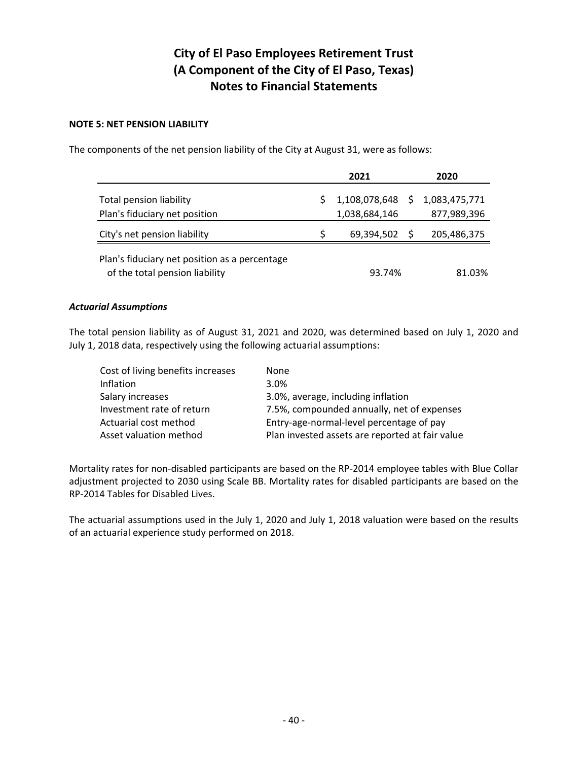# City of El Paso Employees Retirement Trust
# (A Component of the City of El Paso, Texas)
# Notes to Financial Statements

**NOTE 5: NET PENSION LIABILITY**

The components of the net pension liability of the City at August 31, were as follows:

| | 2021 | 2020 |
|---|---|---|
| Total pension liability | $ 1,108,078,648 | $ 1,083,475,771 |
| Plan's fiduciary net position | 1,038,684,146 | 877,989,396 |
| City's net pension liability | $ 69,394,502 | $ 205,486,375 |
| Plan's fiduciary net position as a percentage of the total pension liability | 93.74% | 81.03% |

***Actuarial Assumptions***

The total pension liability as of August 31, 2021 and 2020, was determined based on July 1, 2020 and July 1, 2018 data, respectively using the following actuarial assumptions:

| | |
|---|---|
| Cost of living benefits increases | None |
| Inflation | 3.0% |
| Salary increases | 3.0%, average, including inflation |
| Investment rate of return | 7.5%, compounded annually, net of expenses |
| Actuarial cost method | Entry-age-normal-level percentage of pay |
| Asset valuation method | Plan invested assets are reported at fair value |

Mortality rates for non-disabled participants are based on the RP-2014 employee tables with Blue Collar adjustment projected to 2030 using Scale BB. Mortality rates for disabled participants are based on the RP-2014 Tables for Disabled Lives.

The actuarial assumptions used in the July 1, 2020 and July 1, 2018 valuation were based on the results of an actuarial experience study performed on 2018.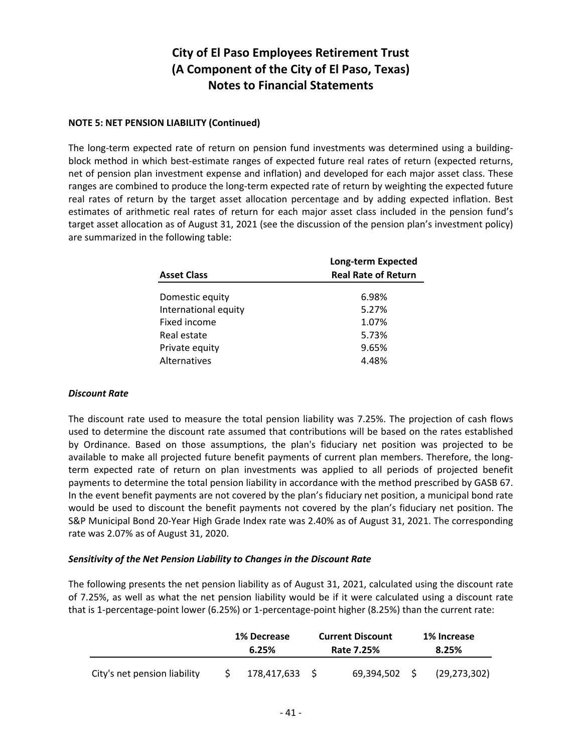# City of El Paso Employees Retirement Trust
# (A Component of the City of El Paso, Texas)
# Notes to Financial Statements

**NOTE 5: NET PENSION LIABILITY (Continued)**

The long-term expected rate of return on pension fund investments was determined using a building-block method in which best-estimate ranges of expected future real rates of return (expected returns, net of pension plan investment expense and inflation) and developed for each major asset class. These ranges are combined to produce the long-term expected rate of return by weighting the expected future real rates of return by the target asset allocation percentage and by adding expected inflation. Best estimates of arithmetic real rates of return for each major asset class included in the pension fund's target asset allocation as of August 31, 2021 (see the discussion of the pension plan's investment policy) are summarized in the following table:

| Asset Class | Long-term Expected Real Rate of Return |
|---|---|
| Domestic equity | 6.98% |
| International equity | 5.27% |
| Fixed income | 1.07% |
| Real estate | 5.73% |
| Private equity | 9.65% |
| Alternatives | 4.48% |

***Discount Rate***

The discount rate used to measure the total pension liability was 7.25%. The projection of cash flows used to determine the discount rate assumed that contributions will be based on the rates established by Ordinance. Based on those assumptions, the plan's fiduciary net position was projected to be available to make all projected future benefit payments of current plan members. Therefore, the long-term expected rate of return on plan investments was applied to all periods of projected benefit payments to determine the total pension liability in accordance with the method prescribed by GASB 67. In the event benefit payments are not covered by the plan's fiduciary net position, a municipal bond rate would be used to discount the benefit payments not covered by the plan's fiduciary net position. The S&P Municipal Bond 20-Year High Grade Index rate was 2.40% as of August 31, 2021. The corresponding rate was 2.07% as of August 31, 2020.

***Sensitivity of the Net Pension Liability to Changes in the Discount Rate***

The following presents the net pension liability as of August 31, 2021, calculated using the discount rate of 7.25%, as well as what the net pension liability would be if it were calculated using a discount rate that is 1-percentage-point lower (6.25%) or 1-percentage-point higher (8.25%) than the current rate:

| | 1% Decrease 6.25% | Current Discount Rate 7.25% | 1% Increase 8.25% |
|---|---|---|---|
| City's net pension liability | $ 178,417,633 | $ 69,394,502 | $ (29,273,302) |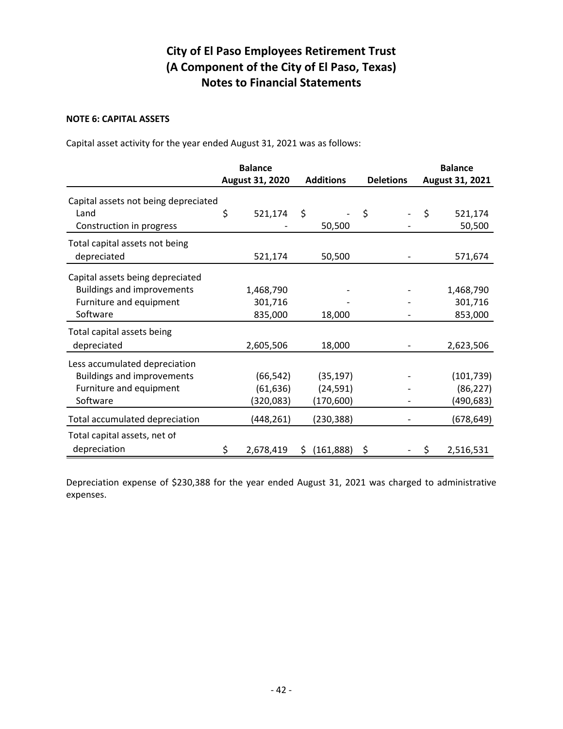# City of El Paso Employees Retirement Trust
# (A Component of the City of El Paso, Texas)
# Notes to Financial Statements

**NOTE 6: CAPITAL ASSETS**

Capital asset activity for the year ended August 31, 2021 was as follows:

| | Balance August 31, 2020 | Additions | Deletions | Balance August 31, 2021 |
|---|---|---|---|---|
| Capital assets not being depreciated | | | | |
| Land | $ 521,174 | $ - | $ - | $ 521,174 |
| Construction in progress | - | 50,500 | - | 50,500 |
| Total capital assets not being depreciated | 521,174 | 50,500 | - | 571,674 |
| Capital assets being depreciated | | | | |
| Buildings and improvements | 1,468,790 | - | - | 1,468,790 |
| Furniture and equipment | 301,716 | - | - | 301,716 |
| Software | 835,000 | 18,000 | - | 853,000 |
| Total capital assets being depreciated | 2,605,506 | 18,000 | - | 2,623,506 |
| Less accumulated depreciation | | | | |
| Buildings and improvements | (66,542) | (35,197) | - | (101,739) |
| Furniture and equipment | (61,636) | (24,591) | - | (86,227) |
| Software | (320,083) | (170,600) | - | (490,683) |
| Total accumulated depreciation | (448,261) | (230,388) | - | (678,649) |
| Total capital assets, net of depreciation | $ 2,678,419 | $ (161,888) | $ - | $ 2,516,531 |

Depreciation expense of $230,388 for the year ended August 31, 2021 was charged to administrative expenses.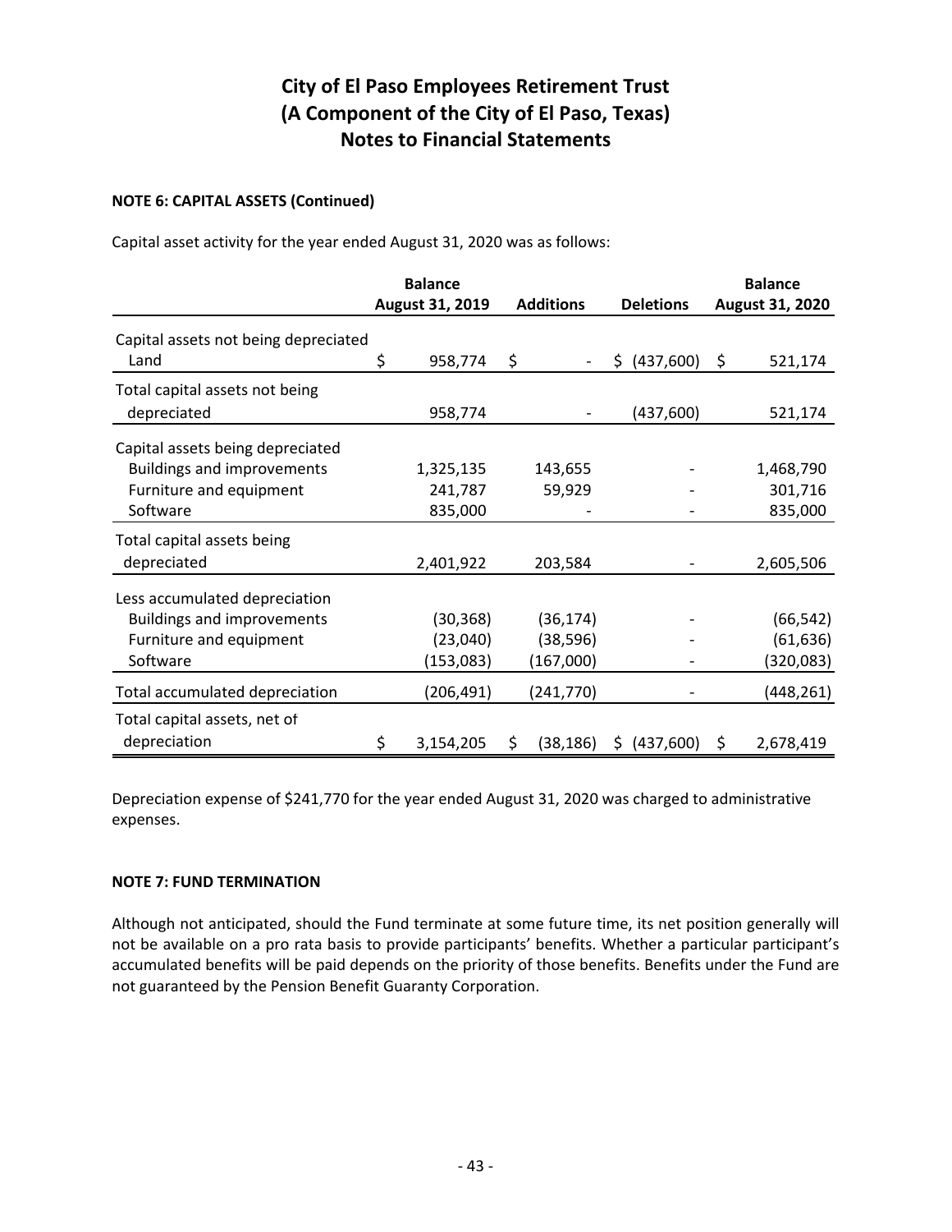# City of El Paso Employees Retirement Trust
# (A Component of the City of El Paso, Texas)
# Notes to Financial Statements

**NOTE 6: CAPITAL ASSETS (Continued)**

Capital asset activity for the year ended August 31, 2020 was as follows:

| | Balance August 31, 2019 | Additions | Deletions | Balance August 31, 2020 |
|---|---|---|---|---|
| Capital assets not being depreciated | | | | |
| Land | $ 958,774 | $ - | $ (437,600) | $ 521,174 |
| Total capital assets not being depreciated | 958,774 | - | (437,600) | 521,174 |
| Capital assets being depreciated | | | | |
| Buildings and improvements | 1,325,135 | 143,655 | - | 1,468,790 |
| Furniture and equipment | 241,787 | 59,929 | - | 301,716 |
| Software | 835,000 | - | - | 835,000 |
| Total capital assets being depreciated | 2,401,922 | 203,584 | - | 2,605,506 |
| Less accumulated depreciation | | | | |
| Buildings and improvements | (30,368) | (36,174) | - | (66,542) |
| Furniture and equipment | (23,040) | (38,596) | - | (61,636) |
| Software | (153,083) | (167,000) | - | (320,083) |
| Total accumulated depreciation | (206,491) | (241,770) | - | (448,261) |
| Total capital assets, net of depreciation | $ 3,154,205 | $ (38,186) | $ (437,600) | $ 2,678,419 |

Depreciation expense of $241,770 for the year ended August 31, 2020 was charged to administrative expenses.

**NOTE 7: FUND TERMINATION**

Although not anticipated, should the Fund terminate at some future time, its net position generally will not be available on a pro rata basis to provide participants' benefits. Whether a particular participant's accumulated benefits will be paid depends on the priority of those benefits. Benefits under the Fund are not guaranteed by the Pension Benefit Guaranty Corporation.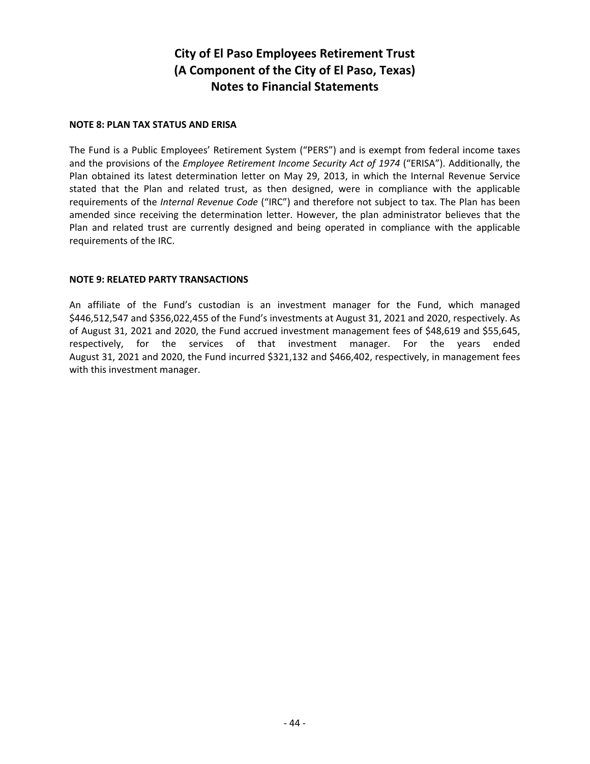# City of El Paso Employees Retirement Trust
# (A Component of the City of El Paso, Texas)
# Notes to Financial Statements

**NOTE 8: PLAN TAX STATUS AND ERISA**

The Fund is a Public Employees' Retirement System ("PERS") and is exempt from federal income taxes and the provisions of the *Employee Retirement Income Security Act of 1974* ("ERISA"). Additionally, the Plan obtained its latest determination letter on May 29, 2013, in which the Internal Revenue Service stated that the Plan and related trust, as then designed, were in compliance with the applicable requirements of the *Internal Revenue Code* ("IRC") and therefore not subject to tax. The Plan has been amended since receiving the determination letter. However, the plan administrator believes that the Plan and related trust are currently designed and being operated in compliance with the applicable requirements of the IRC.

**NOTE 9: RELATED PARTY TRANSACTIONS**

An affiliate of the Fund's custodian is an investment manager for the Fund, which managed $446,512,547 and $356,022,455 of the Fund's investments at August 31, 2021 and 2020, respectively. As of August 31, 2021 and 2020, the Fund accrued investment management fees of $48,619 and $55,645, respectively, for the services of that investment manager. For the years ended August 31, 2021 and 2020, the Fund incurred $321,132 and $466,402, respectively, in management fees with this investment manager.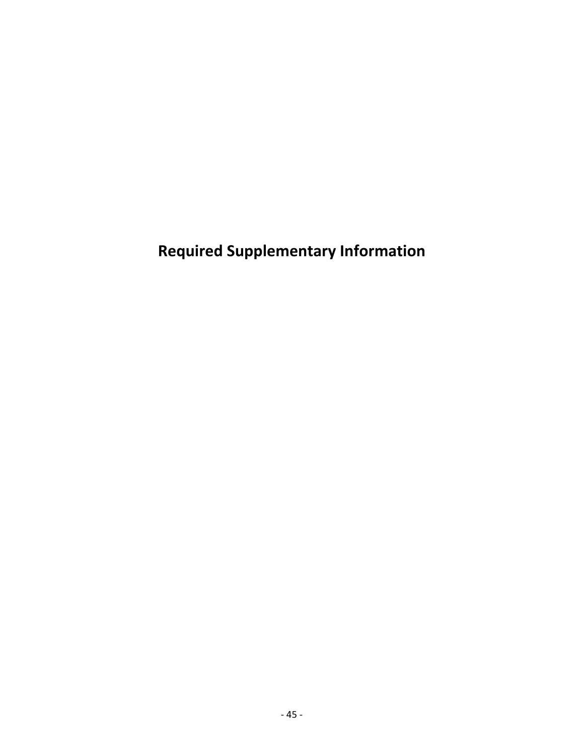# Required Supplementary Information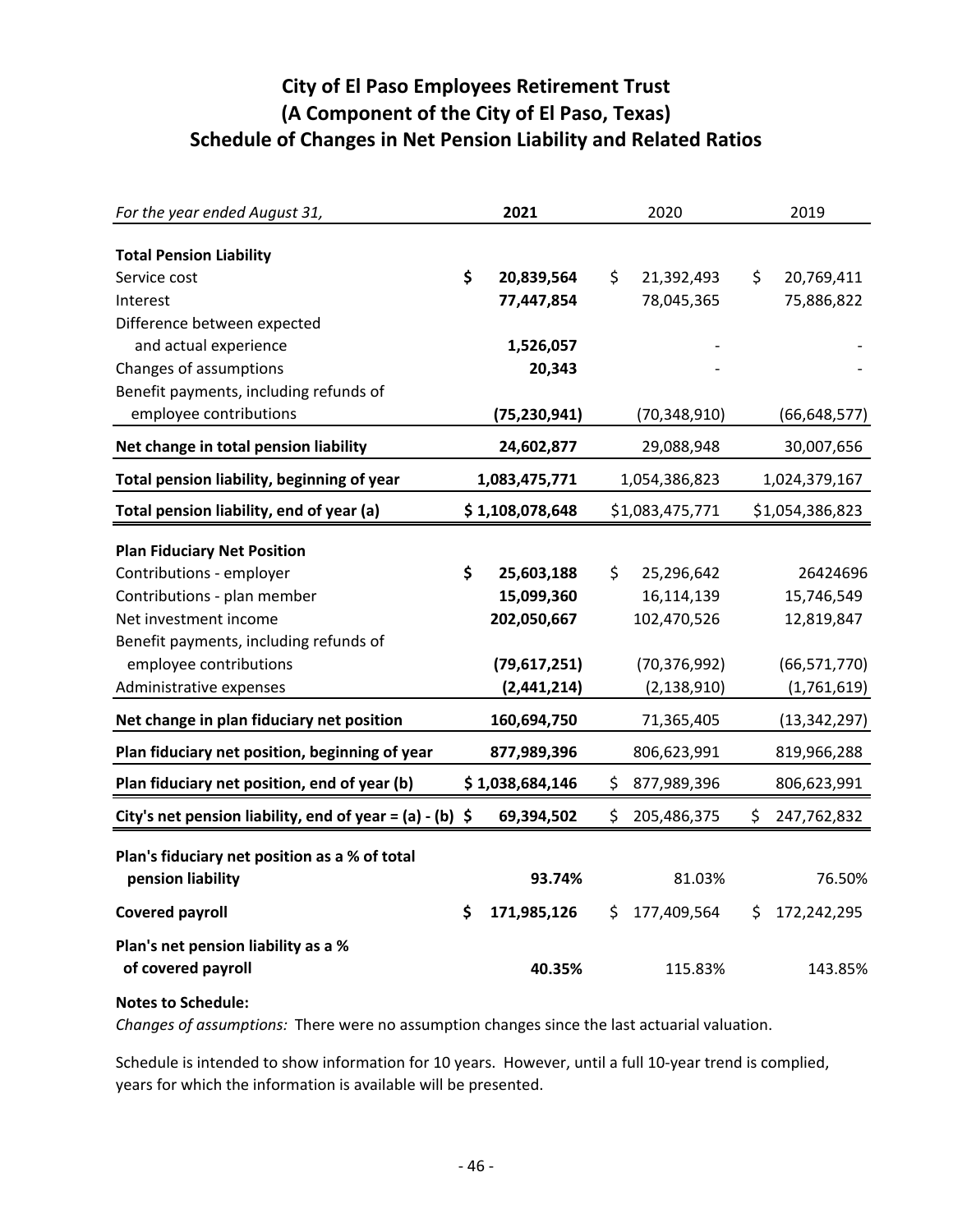# City of El Paso Employees Retirement Trust
# (A Component of the City of El Paso, Texas)
# Schedule of Changes in Net Pension Liability and Related Ratios

| *For the year ended August 31,* | **2021** | 2020 | 2019 |
|---|---|---|---|
| **Total Pension Liability** | | | |
| Service cost | **$ 20,839,564** | $ 21,392,493 | $ 20,769,411 |
| Interest | **77,447,854** | 78,045,365 | 75,886,822 |
| Difference between expected and actual experience | **1,526,057** | - | - |
| Changes of assumptions | **20,343** | - | - |
| Benefit payments, including refunds of employee contributions | **(75,230,941)** | (70,348,910) | (66,648,577) |
| **Net change in total pension liability** | **24,602,877** | 29,088,948 | 30,007,656 |
| **Total pension liability, beginning of year** | **1,083,475,771** | 1,054,386,823 | 1,024,379,167 |
| **Total pension liability, end of year (a)** | **$ 1,108,078,648** | $1,083,475,771 | $1,054,386,823 |
| **Plan Fiduciary Net Position** | | | |
| Contributions - employer | **$ 25,603,188** | $ 25,296,642 | 26424696 |
| Contributions - plan member | **15,099,360** | 16,114,139 | 15,746,549 |
| Net investment income | **202,050,667** | 102,470,526 | 12,819,847 |
| Benefit payments, including refunds of employee contributions | **(79,617,251)** | (70,376,992) | (66,571,770) |
| Administrative expenses | **(2,441,214)** | (2,138,910) | (1,761,619) |
| **Net change in plan fiduciary net position** | **160,694,750** | 71,365,405 | (13,342,297) |
| **Plan fiduciary net position, beginning of year** | **877,989,396** | 806,623,991 | 819,966,288 |
| **Plan fiduciary net position, end of year (b)** | **$ 1,038,684,146** | $ 877,989,396 | 806,623,991 |
| **City's net pension liability, end of year = (a) - (b)** | **$ 69,394,502** | $ 205,486,375 | $ 247,762,832 |
| **Plan's fiduciary net position as a % of total pension liability** | **93.74%** | 81.03% | 76.50% |
| **Covered payroll** | **$ 171,985,126** | $ 177,409,564 | $ 172,242,295 |
| **Plan's net pension liability as a % of covered payroll** | **40.35%** | 115.83% | 143.85% |

**Notes to Schedule:**

*Changes of assumptions:* There were no assumption changes since the last actuarial valuation.

Schedule is intended to show information for 10 years. However, until a full 10-year trend is complied, years for which the information is available will be presented.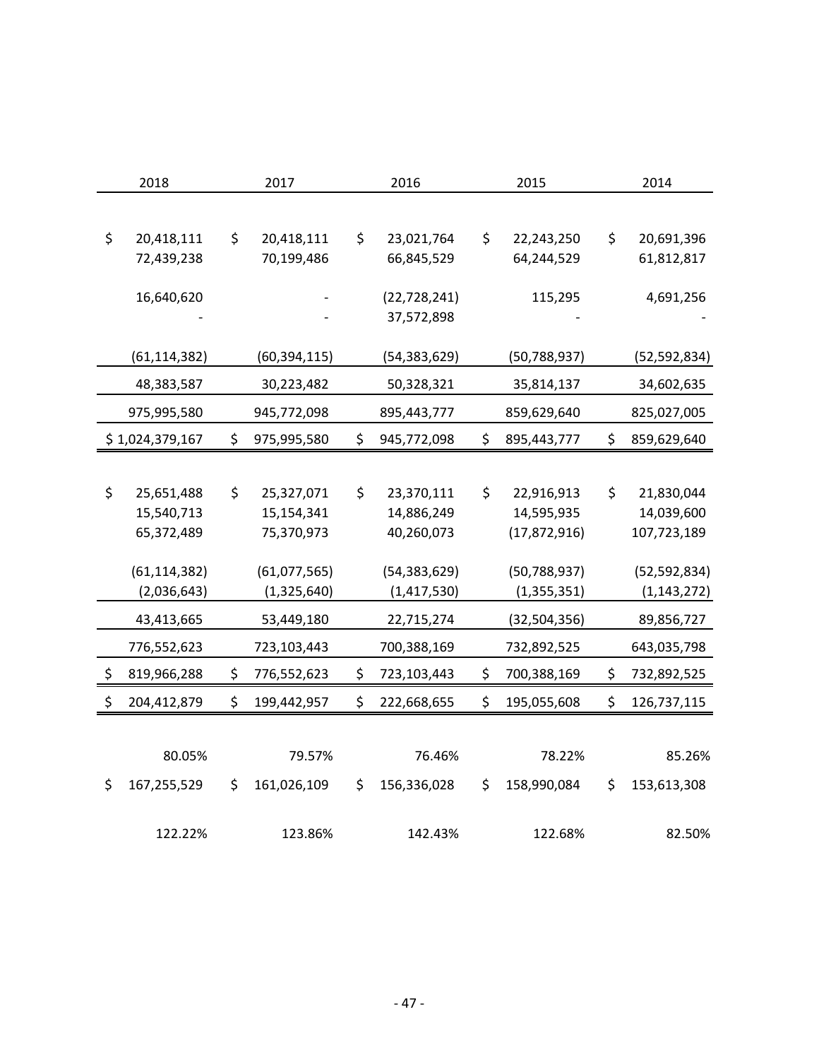| 2018 | 2017 | 2016 | 2015 | 2014 |
|---|---|---|---|---|
| $ 20,418,111 | $ 20,418,111 | $ 23,021,764 | $ 22,243,250 | $ 20,691,396 |
| 72,439,238 | 70,199,486 | 66,845,529 | 64,244,529 | 61,812,817 |
| 16,640,620 | - | (22,728,241) | 115,295 | 4,691,256 |
| - | - | 37,572,898 | - | - |
| (61,114,382) | (60,394,115) | (54,383,629) | (50,788,937) | (52,592,834) |
| 48,383,587 | 30,223,482 | 50,328,321 | 35,814,137 | 34,602,635 |
| 975,995,580 | 945,772,098 | 895,443,777 | 859,629,640 | 825,027,005 |
| $ 1,024,379,167 | $ 975,995,580 | $ 945,772,098 | $ 895,443,777 | $ 859,629,640 |
| | | | | |
| $ 25,651,488 | $ 25,327,071 | $ 23,370,111 | $ 22,916,913 | $ 21,830,044 |
| 15,540,713 | 15,154,341 | 14,886,249 | 14,595,935 | 14,039,600 |
| 65,372,489 | 75,370,973 | 40,260,073 | (17,872,916) | 107,723,189 |
| (61,114,382) | (61,077,565) | (54,383,629) | (50,788,937) | (52,592,834) |
| (2,036,643) | (1,325,640) | (1,417,530) | (1,355,351) | (1,143,272) |
| 43,413,665 | 53,449,180 | 22,715,274 | (32,504,356) | 89,856,727 |
| 776,552,623 | 723,103,443 | 700,388,169 | 732,892,525 | 643,035,798 |
| $ 819,966,288 | $ 776,552,623 | $ 723,103,443 | $ 700,388,169 | $ 732,892,525 |
| $ 204,412,879 | $ 199,442,957 | $ 222,668,655 | $ 195,055,608 | $ 126,737,115 |
| | | | | |
| 80.05% | 79.57% | 76.46% | 78.22% | 85.26% |
| $ 167,255,529 | $ 161,026,109 | $ 156,336,028 | $ 158,990,084 | $ 153,613,308 |
| 122.22% | 123.86% | 142.43% | 122.68% | 82.50% |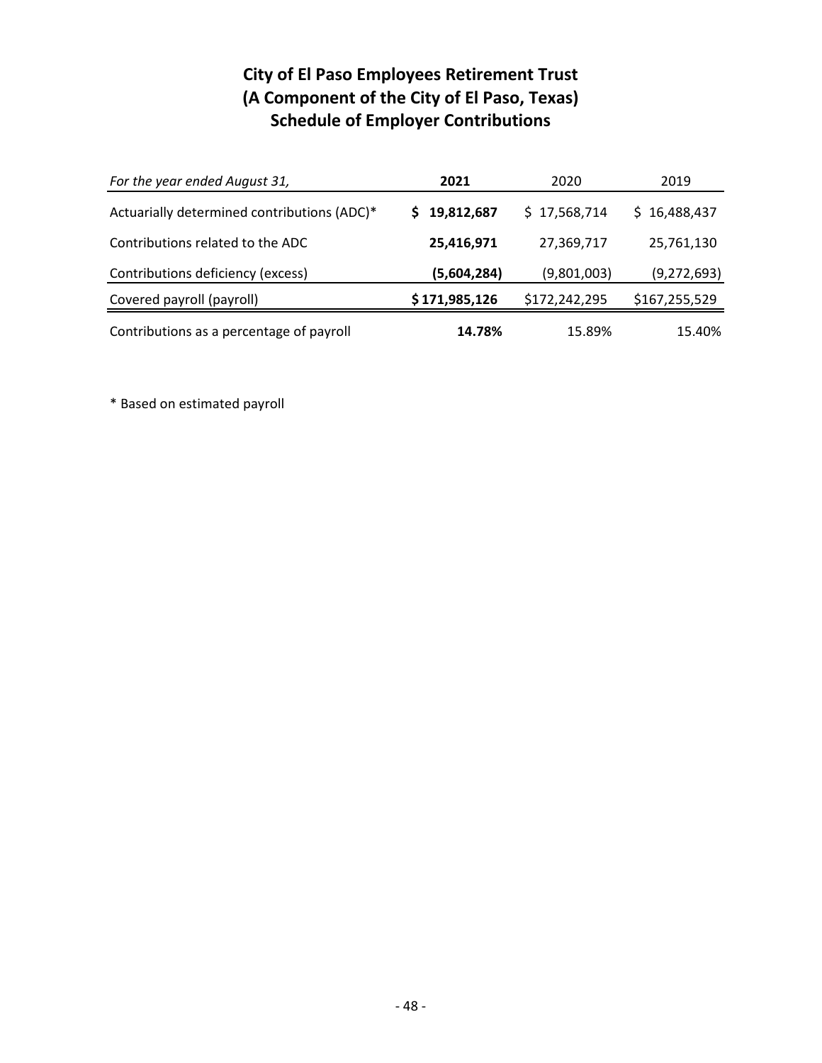# City of El Paso Employees Retirement Trust
# (A Component of the City of El Paso, Texas)
# Schedule of Employer Contributions

| *For the year ended August 31,* | **2021** | 2020 | 2019 |
|---|---|---|---|
| Actuarially determined contributions (ADC)* | **$ 19,812,687** | $ 17,568,714 | $ 16,488,437 |
| Contributions related to the ADC | **25,416,971** | 27,369,717 | 25,761,130 |
| Contributions deficiency (excess) | **(5,604,284)** | (9,801,003) | (9,272,693) |
| Covered payroll (payroll) | **$ 171,985,126** | $172,242,295 | $167,255,529 |
| Contributions as a percentage of payroll | **14.78%** | 15.89% | 15.40% |

* Based on estimated payroll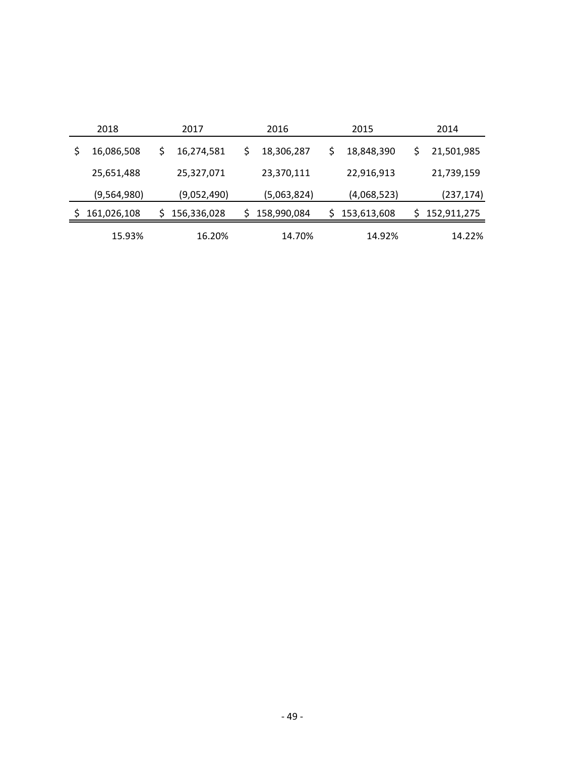| 2018 | 2017 | 2016 | 2015 | 2014 |
|---|---|---|---|---|
| $ 16,086,508 | $ 16,274,581 | $ 18,306,287 | $ 18,848,390 | $ 21,501,985 |
| 25,651,488 | 25,327,071 | 23,370,111 | 22,916,913 | 21,739,159 |
| (9,564,980) | (9,052,490) | (5,063,824) | (4,068,523) | (237,174) |
| $ 161,026,108 | $ 156,336,028 | $ 158,990,084 | $ 153,613,608 | $ 152,911,275 |
| 15.93% | 16.20% | 14.70% | 14.92% | 14.22% |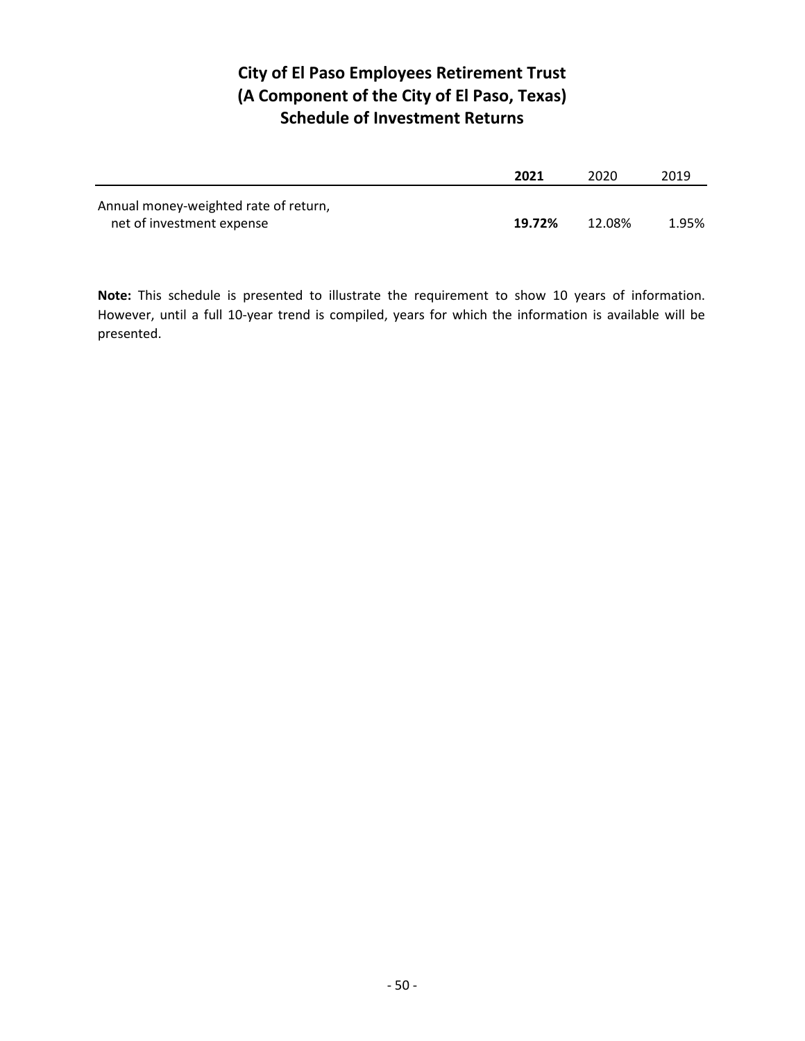# City of El Paso Employees Retirement Trust
# (A Component of the City of El Paso, Texas)
# Schedule of Investment Returns

| | **2021** | 2020 | 2019 |
|---|---|---|---|
| Annual money-weighted rate of return, net of investment expense | **19.72%** | 12.08% | 1.95% |

**Note:** This schedule is presented to illustrate the requirement to show 10 years of information. However, until a full 10-year trend is compiled, years for which the information is available will be presented.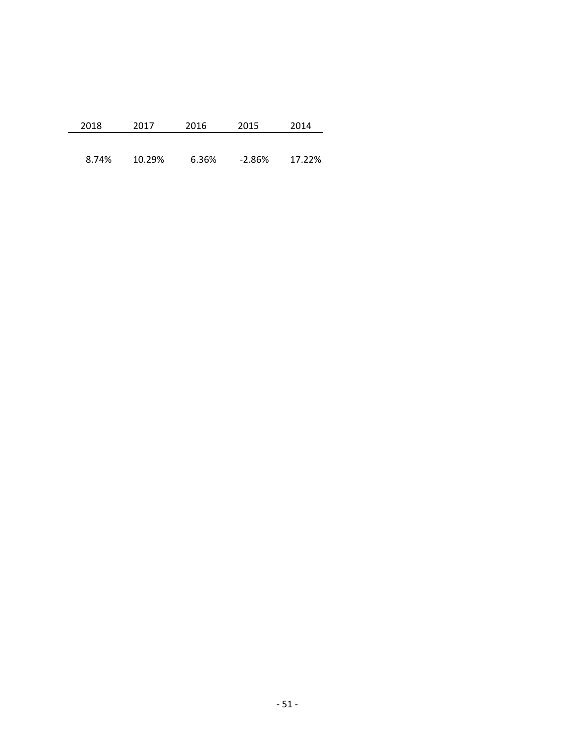| 2018 | 2017 | 2016 | 2015 | 2014 |
|---|---|---|---|---|
| 8.74% | 10.29% | 6.36% | -2.86% | 17.22% |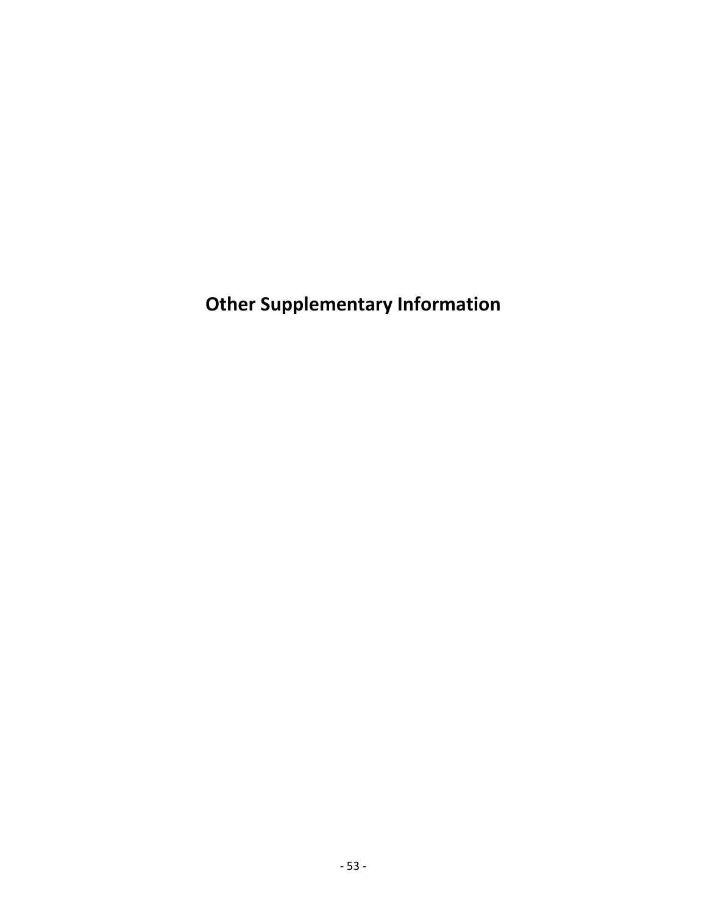# Other Supplementary Information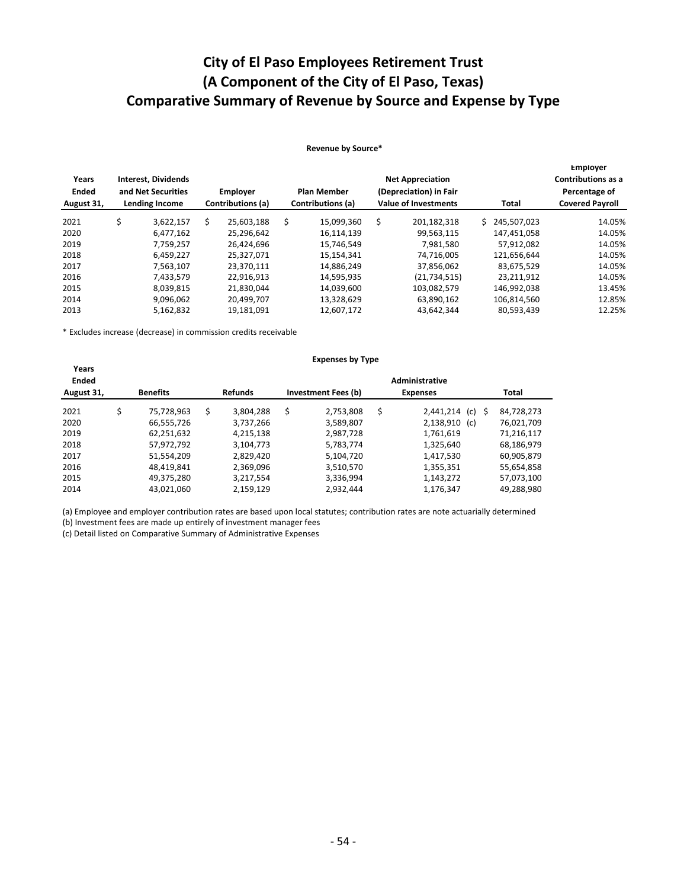# City of El Paso Employees Retirement Trust
# (A Component of the City of El Paso, Texas)
# Comparative Summary of Revenue by Source and Expense by Type

**Revenue by Source***

| Years Ended August 31, | Interest, Dividends and Net Securities Lending Income | Employer Contributions (a) | Plan Member Contributions (a) | Net Appreciation (Depreciation) in Fair Value of Investments | Total | Employer Contributions as a Percentage of Covered Payroll |
|---|---|---|---|---|---|---|
| 2021 | $ 3,622,157 | $ 25,603,188 | $ 15,099,360 | $ 201,182,318 | $ 245,507,023 | 14.05% |
| 2020 | 6,477,162 | 25,296,642 | 16,114,139 | 99,563,115 | 147,451,058 | 14.05% |
| 2019 | 7,759,257 | 26,424,696 | 15,746,549 | 7,981,580 | 57,912,082 | 14.05% |
| 2018 | 6,459,227 | 25,327,071 | 15,154,341 | 74,716,005 | 121,656,644 | 14.05% |
| 2017 | 7,563,107 | 23,370,111 | 14,886,249 | 37,856,062 | 83,675,529 | 14.05% |
| 2016 | 7,433,579 | 22,916,913 | 14,595,935 | (21,734,515) | 23,211,912 | 14.05% |
| 2015 | 8,039,815 | 21,830,044 | 14,039,600 | 103,082,579 | 146,992,038 | 13.45% |
| 2014 | 9,096,062 | 20,499,707 | 13,328,629 | 63,890,162 | 106,814,560 | 12.85% |
| 2013 | 5,162,832 | 19,181,091 | 12,607,172 | 43,642,344 | 80,593,439 | 12.25% |

* Excludes increase (decrease) in commission credits receivable

**Expenses by Type**

| Years Ended August 31, | Benefits | Refunds | Investment Fees (b) | Administrative Expenses | Total |
|---|---|---|---|---|---|
| 2021 | $ 75,728,963 | $ 3,804,288 | $ 2,753,808 | $ 2,441,214 (c) | $ 84,728,273 |
| 2020 | 66,555,726 | 3,737,266 | 3,589,807 | 2,138,910 (c) | 76,021,709 |
| 2019 | 62,251,632 | 4,215,138 | 2,987,728 | 1,761,619 | 71,216,117 |
| 2018 | 57,972,792 | 3,104,773 | 5,783,774 | 1,325,640 | 68,186,979 |
| 2017 | 51,554,209 | 2,829,420 | 5,104,720 | 1,417,530 | 60,905,879 |
| 2016 | 48,419,841 | 2,369,096 | 3,510,570 | 1,355,351 | 55,654,858 |
| 2015 | 49,375,280 | 3,217,554 | 3,336,994 | 1,143,272 | 57,073,100 |
| 2014 | 43,021,060 | 2,159,129 | 2,932,444 | 1,176,347 | 49,288,980 |

(a) Employee and employer contribution rates are based upon local statutes; contribution rates are note actuarially determined
(b) Investment fees are made up entirely of investment manager fees
(c) Detail listed on Comparative Summary of Administrative Expenses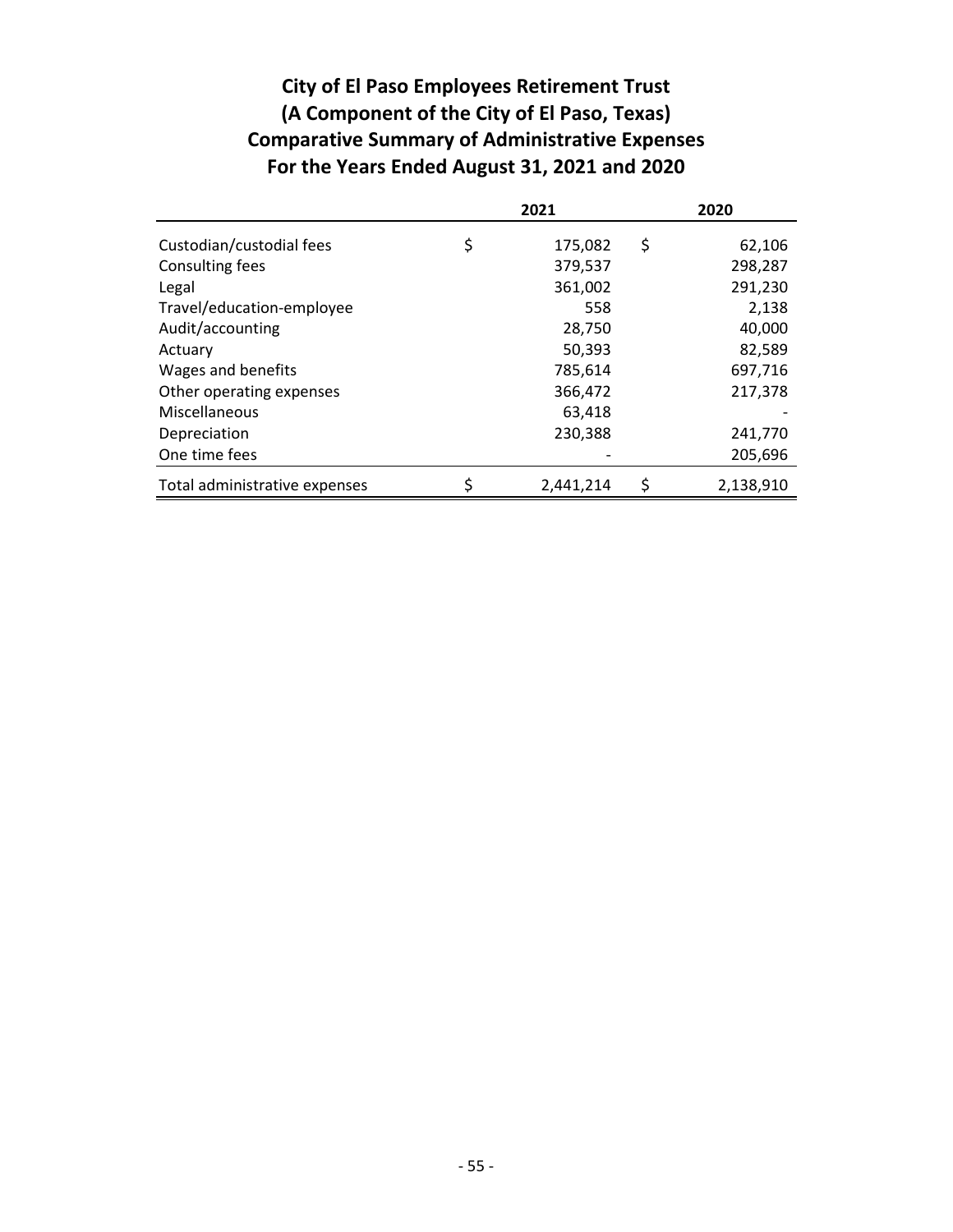# City of El Paso Employees Retirement Trust
# (A Component of the City of El Paso, Texas)
# Comparative Summary of Administrative Expenses
# For the Years Ended August 31, 2021 and 2020

| | 2021 | 2020 |
|---|---|---|
| Custodian/custodial fees | $ 175,082 | $ 62,106 |
| Consulting fees | 379,537 | 298,287 |
| Legal | 361,002 | 291,230 |
| Travel/education-employee | 558 | 2,138 |
| Audit/accounting | 28,750 | 40,000 |
| Actuary | 50,393 | 82,589 |
| Wages and benefits | 785,614 | 697,716 |
| Other operating expenses | 366,472 | 217,378 |
| Miscellaneous | 63,418 | - |
| Depreciation | 230,388 | 241,770 |
| One time fees | - | 205,696 |
| Total administrative expenses | $ 2,441,214 | $ 2,138,910 |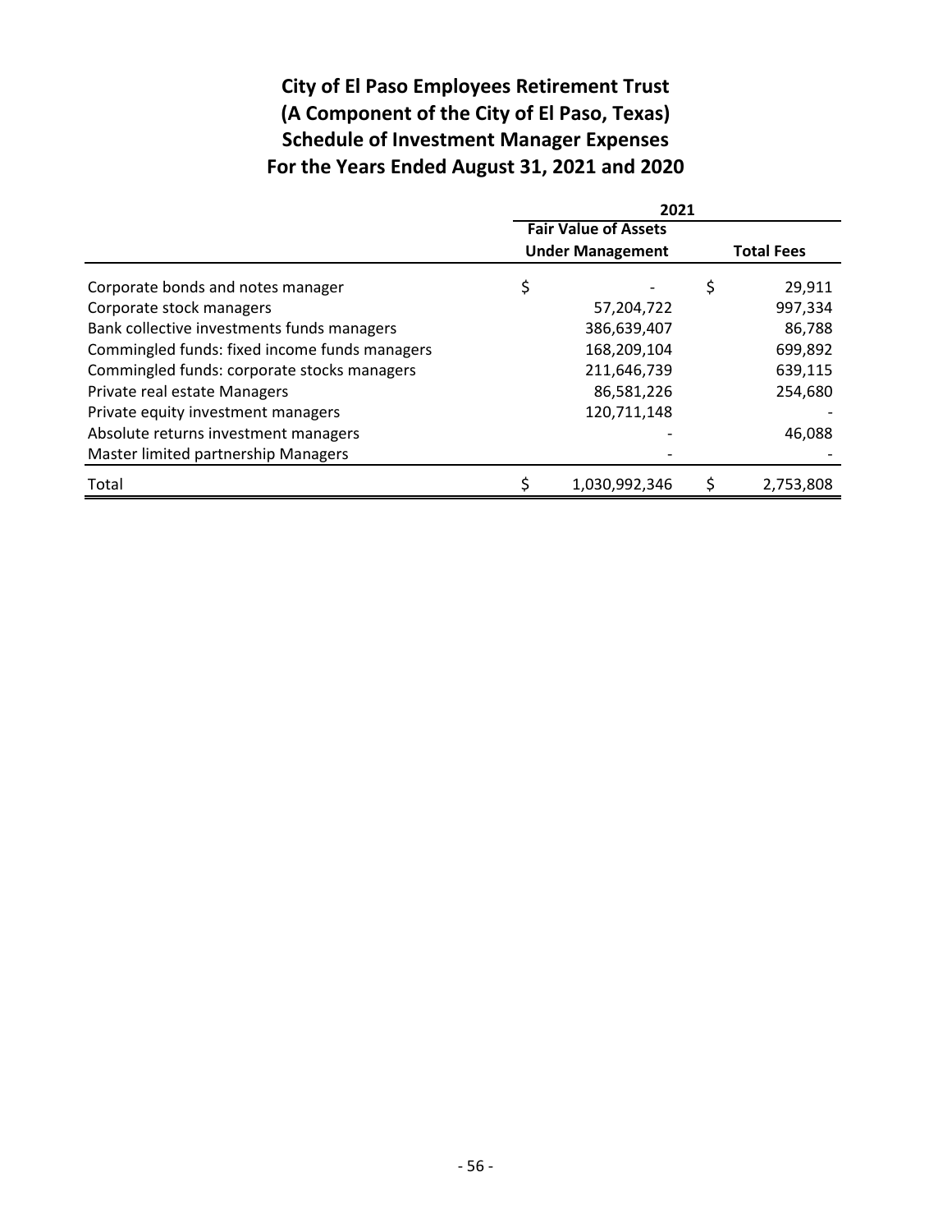# City of El Paso Employees Retirement Trust
# (A Component of the City of El Paso, Texas)
# Schedule of Investment Manager Expenses
# For the Years Ended August 31, 2021 and 2020

| | 2021 | |
|---|---|---|
| | **Fair Value of Assets Under Management** | **Total Fees** |
| Corporate bonds and notes manager | $ - | $ 29,911 |
| Corporate stock managers | 57,204,722 | 997,334 |
| Bank collective investments funds managers | 386,639,407 | 86,788 |
| Commingled funds: fixed income funds managers | 168,209,104 | 699,892 |
| Commingled funds: corporate stocks managers | 211,646,739 | 639,115 |
| Private real estate Managers | 86,581,226 | 254,680 |
| Private equity investment managers | 120,711,148 | - |
| Absolute returns investment managers | - | 46,088 |
| Master limited partnership Managers | - | - |
| Total | $ 1,030,992,346 | $ 2,753,808 |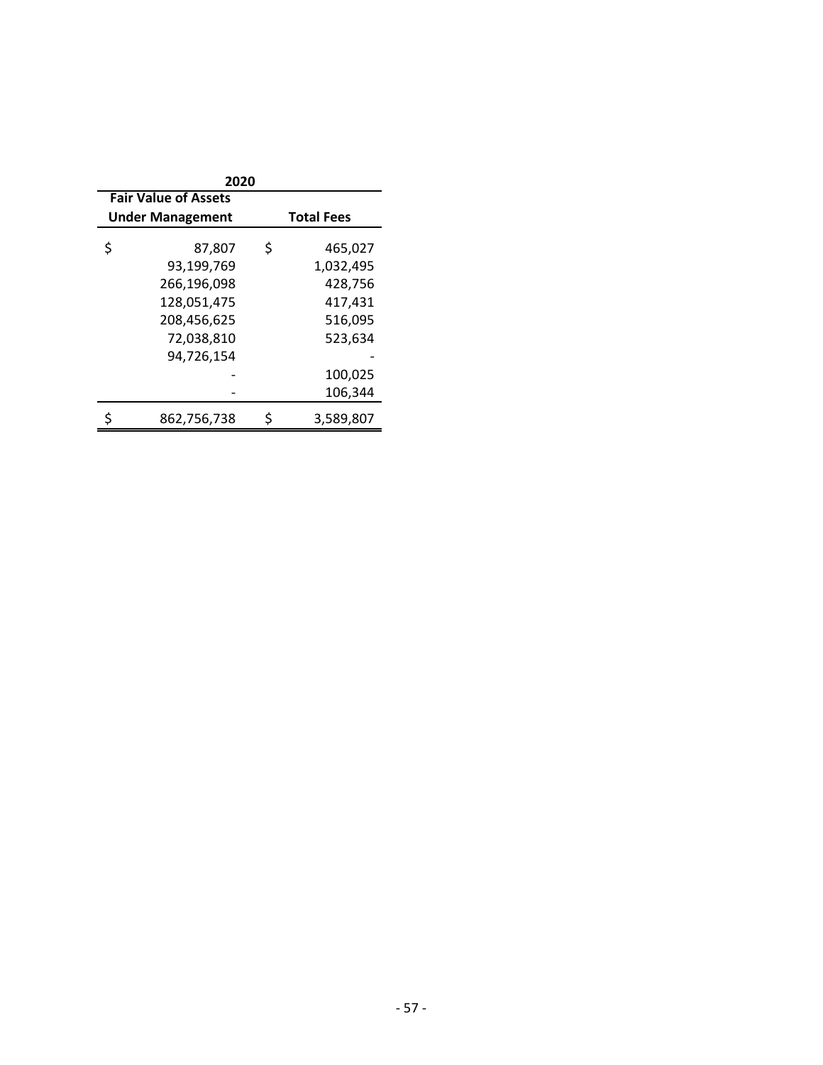| 2020 | |
| --- | --- |
| Fair Value of Assets Under Management | Total Fees |
| $ 87,807 | $ 465,027 |
| 93,199,769 | 1,032,495 |
| 266,196,098 | 428,756 |
| 128,051,475 | 417,431 |
| 208,456,625 | 516,095 |
| 72,038,810 | 523,634 |
| 94,726,154 | - |
| - | 100,025 |
| - | 106,344 |
| $ 862,756,738 | $ 3,589,807 |